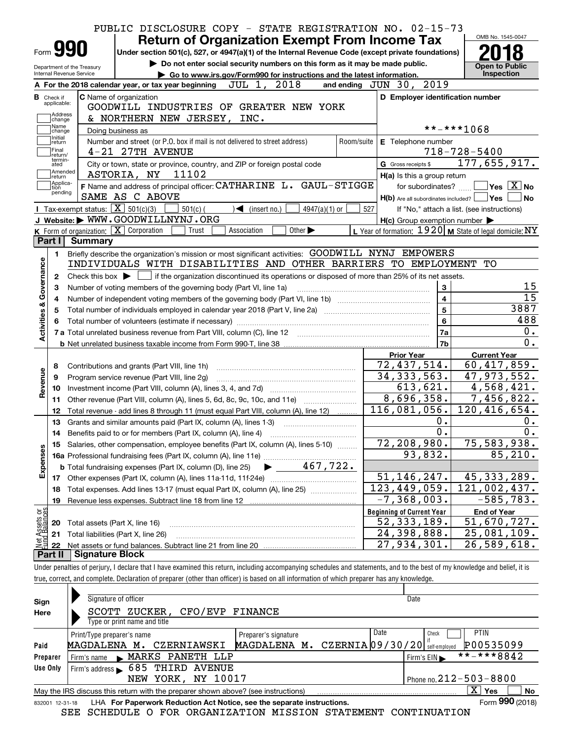PUBLIC DISCLOSURE COPY - STATE REGISTRATION NO. 02-15-73

# Form 990 — Return of Organization Exempt From Income Tax (2018)

Under section 501(c), 527, or 4947(a)(1) of the Internal Revenue Code (except private foundations)

▶ Do not enter social security numbers on this form as it may be made public.

▶ Go to www.irs.gov/Form990 for instructions and the latest information.

Department of the Treasury, Internal Revenue Service

OMB No. 1545-0047 | **Open to Public Inspection**

**A** For the 2018 calendar year, or tax year beginning JUL 1, 2018 and ending JUN 30, 2019

**B** Check if applicable: Address change / Name change / Initial return / Final return/terminated / Amended return / Application pending

**C** Name of organization: GOODWILL INDUSTRIES OF GREATER NEW YORK & NORTHERN NEW JERSEY, INC.

Doing business as

Number and street (or P.O. box if mail is not delivered to street address): 4-21 27TH AVENUE | Room/suite

City or town, state or province, country, and ZIP or foreign postal code: ASTORIA, NY 11102

**D** Employer identification number: **-***1068

**E** Telephone number: 718-728-5400

**G** Gross receipts $ 177,655,917.

**F** Name and address of principal officer: CATHARINE L. GAUL-STIGGE, SAME AS C ABOVE

**H(a)** Is this a group return for subordinates? ☐ Yes ☒ No

**H(b)** Are all subordinates included? ☐ Yes ☐ No — If "No," attach a list. (see instructions)

**H(c)** Group exemption number ▶

**I** Tax-exempt status: ☒ 501(c)(3) ☐ 501(c) ( ) ◀ (insert no.) ☐ 4947(a)(1) or ☐ 527

**J** Website: ▶ WWW.GOODWILLNYNJ.ORG

**K** Form of organization: ☒ Corporation ☐ Trust ☐ Association ☐ Other ▶

**L** Year of formation: 1920 **M** State of legal domicile: NY

## Part I Summary

**Activities & Governance**

1. Briefly describe the organization's mission or most significant activities: GOODWILL NYNJ EMPOWERS INDIVIDUALS WITH DISABILITIES AND OTHER BARRIERS TO EMPLOYMENT TO
2. Check this box ▶ ☐ if the organization discontinued its operations or disposed of more than 25% of its net assets.

| Line | Description | No. | Value |
|---|---|---|---|
| 3 | Number of voting members of the governing body (Part VI, line 1a) | 3 | 15 |
| 4 | Number of independent voting members of the governing body (Part VI, line 1b) | 4 | 15 |
| 5 | Total number of individuals employed in calendar year 2018 (Part V, line 2a) | 5 | 3887 |
| 6 | Total number of volunteers (estimate if necessary) | 6 | 488 |
| 7a | Total unrelated business revenue from Part VIII, column (C), line 12 | 7a | 0. |
| 7b | Net unrelated business taxable income from Form 990-T, line 38 | 7b | 0. |

| | Line | Description | Prior Year | Current Year |
|---|---|---|---|---|
| Revenue | 8 | Contributions and grants (Part VIII, line 1h) | 72,437,514. | 60,417,859. |
| | 9 | Program service revenue (Part VIII, line 2g) | 34,333,563. | 47,973,552. |
| | 10 | Investment income (Part VIII, column (A), lines 3, 4, and 7d) | 613,621. | 4,568,421. |
| | 11 | Other revenue (Part VIII, column (A), lines 5, 6d, 8c, 9c, 10c, and 11e) | 8,696,358. | 7,456,822. |
| | 12 | Total revenue - add lines 8 through 11 (must equal Part VIII, column (A), line 12) | 116,081,056. | 120,416,654. |
| Expenses | 13 | Grants and similar amounts paid (Part IX, column (A), lines 1-3) | 0. | 0. |
| | 14 | Benefits paid to or for members (Part IX, column (A), line 4) | 0. | 0. |
| | 15 | Salaries, other compensation, employee benefits (Part IX, column (A), lines 5-10) | 72,208,980. | 75,583,938. |
| | 16a | Professional fundraising fees (Part IX, column (A), line 11e) | 93,832. | 85,210. |
| | b | Total fundraising expenses (Part IX, column (D), line 25) ▶ 467,722. | | |
| | 17 | Other expenses (Part IX, column (A), lines 11a-11d, 11f-24e) | 51,146,247. | 45,333,289. |
| | 18 | Total expenses. Add lines 13-17 (must equal Part IX, column (A), line 25) | 123,449,059. | 121,002,437. |
| | 19 | Revenue less expenses. Subtract line 18 from line 12 | -7,368,003. | -585,783. |
| | | | **Beginning of Current Year** | **End of Year** |
| Net Assets or Fund Balances | 20 | Total assets (Part X, line 16) | 52,333,189. | 51,670,727. |
| | 21 | Total liabilities (Part X, line 26) | 24,398,888. | 25,081,109. |
| | 22 | Net assets or fund balances. Subtract line 21 from line 20 | 27,934,301. | 26,589,618. |

## Part II Signature Block

Under penalties of perjury, I declare that I have examined this return, including accompanying schedules and statements, and to the best of my knowledge and belief, it is true, correct, and complete. Declaration of preparer (other than officer) is based on all information of which preparer has any knowledge.

**Sign Here**

Signature of officer | Date

SCOTT ZUCKER, CFO/EVP FINANCE

Type or print name and title

**Paid Preparer Use Only**

| Print/Type preparer's name | Preparer's signature | Date | Check if self-employed | PTIN |
|---|---|---|---|---|
| MAGDALENA M. CZERNIAWSKI | MAGDALENA M. CZERNIA | 09/30/20 | ☐ | P00535099 |

Firm's name ▶ MARKS PANETH LLP | Firm's EIN ▶ **-***8842

Firm's address ▶ 685 THIRD AVENUE, NEW YORK, NY 10017 | Phone no. 212-503-8800

May the IRS discuss this return with the preparer shown above? (see instructions) ☒ Yes ☐ No

832001 12-31-18 LHA For Paperwork Reduction Act Notice, see the separate instructions. Form **990** (2018)

SEE SCHEDULE O FOR ORGANIZATION MISSION STATEMENT CONTINUATION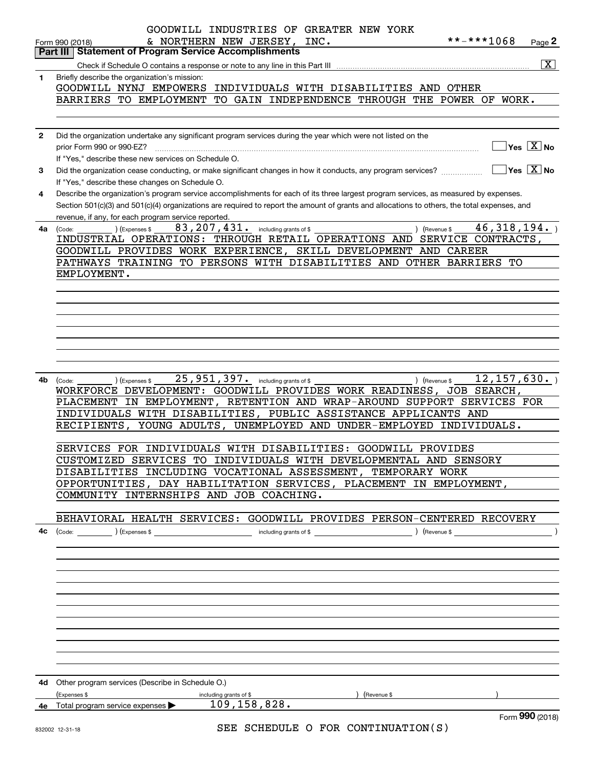GOODWILL INDUSTRIES OF GREATER NEW YORK & NORTHERN NEW JERSEY, INC. **-***1068

Form 990 (2018) Page **2**

## Part III Statement of Program Service Accomplishments

Check if Schedule O contains a response or note to any line in this Part III [X]

**1** Briefly describe the organization's mission:

GOODWILL NYNJ EMPOWERS INDIVIDUALS WITH DISABILITIES AND OTHER BARRIERS TO EMPLOYMENT TO GAIN INDEPENDENCE THROUGH THE POWER OF WORK.

**2** Did the organization undertake any significant program services during the year which were not listed on the prior Form 990 or 990-EZ? [ ] Yes [X] No

If "Yes," describe these new services on Schedule O.

**3** Did the organization cease conducting, or make significant changes in how it conducts, any program services? [ ] Yes [X] No

If "Yes," describe these changes on Schedule O.

**4** Describe the organization's program service accomplishments for each of its three largest program services, as measured by expenses. Section 501(c)(3) and 501(c)(4) organizations are required to report the amount of grants and allocations to others, the total expenses, and revenue, if any, for each program service reported.

**4a** (Code: ) (Expenses $ 83,207,431. including grants of $ ) (Revenue $ 46,318,194. )

INDUSTRIAL OPERATIONS: THROUGH RETAIL OPERATIONS AND SERVICE CONTRACTS, GOODWILL PROVIDES WORK EXPERIENCE, SKILL DEVELOPMENT AND CAREER PATHWAYS TRAINING TO PERSONS WITH DISABILITIES AND OTHER BARRIERS TO EMPLOYMENT.

**4b** (Code: ) (Expenses $ 25,951,397. including grants of $ ) (Revenue $ 12,157,630. )

WORKFORCE DEVELOPMENT: GOODWILL PROVIDES WORK READINESS, JOB SEARCH, PLACEMENT IN EMPLOYMENT, RETENTION AND WRAP-AROUND SUPPORT SERVICES FOR INDIVIDUALS WITH DISABILITIES, PUBLIC ASSISTANCE APPLICANTS AND RECIPIENTS, YOUNG ADULTS, UNEMPLOYED AND UNDER-EMPLOYED INDIVIDUALS.

SERVICES FOR INDIVIDUALS WITH DISABILITIES: GOODWILL PROVIDES CUSTOMIZED SERVICES TO INDIVIDUALS WITH DEVELOPMENTAL AND SENSORY DISABILITIES INCLUDING VOCATIONAL ASSESSMENT, TEMPORARY WORK OPPORTUNITIES, DAY HABILITATION SERVICES, PLACEMENT IN EMPLOYMENT, COMMUNITY INTERNSHIPS AND JOB COACHING.

BEHAVIORAL HEALTH SERVICES: GOODWILL PROVIDES PERSON-CENTERED RECOVERY

**4c** (Code: ) (Expenses $ including grants of $ ) (Revenue $ )

**4d** Other program services (Describe in Schedule O.)

(Expenses $ including grants of $ ) (Revenue $ )

**4e** Total program service expenses ▶ 109,158,828.

SEE SCHEDULE O FOR CONTINUATION(S)

Form **990** (2018)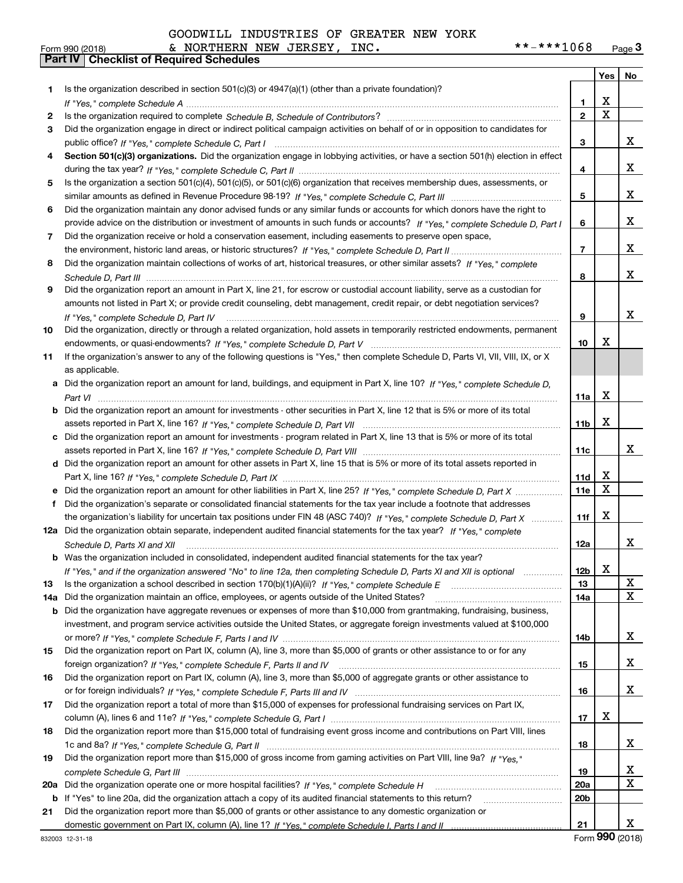GOODWILL INDUSTRIES OF GREATER NEW YORK & NORTHERN NEW JERSEY, INC. **-***1068

Form 990 (2018) Page 3

## Part IV Checklist of Required Schedules

| | | | Yes | No |
|---|---|---|---|---|
| 1 | Is the organization described in section 501(c)(3) or 4947(a)(1) (other than a private foundation)? *If "Yes," complete Schedule A* | 1 | X | |
| 2 | Is the organization required to complete *Schedule B, Schedule of Contributors*? | 2 | X | |
| 3 | Did the organization engage in direct or indirect political campaign activities on behalf of or in opposition to candidates for public office? *If "Yes," complete Schedule C, Part I* | 3 | | X |
| 4 | **Section 501(c)(3) organizations.** Did the organization engage in lobbying activities, or have a section 501(h) election in effect during the tax year? *If "Yes," complete Schedule C, Part II* | 4 | | X |
| 5 | Is the organization a section 501(c)(4), 501(c)(5), or 501(c)(6) organization that receives membership dues, assessments, or similar amounts as defined in Revenue Procedure 98-19? *If "Yes," complete Schedule C, Part III* | 5 | | X |
| 6 | Did the organization maintain any donor advised funds or any similar funds or accounts for which donors have the right to provide advice on the distribution or investment of amounts in such funds or accounts? *If "Yes," complete Schedule D, Part I* | 6 | | X |
| 7 | Did the organization receive or hold a conservation easement, including easements to preserve open space, the environment, historic land areas, or historic structures? *If "Yes," complete Schedule D, Part II* | 7 | | X |
| 8 | Did the organization maintain collections of works of art, historical treasures, or other similar assets? *If "Yes," complete Schedule D, Part III* | 8 | | X |
| 9 | Did the organization report an amount in Part X, line 21, for escrow or custodial account liability, serve as a custodian for amounts not listed in Part X; or provide credit counseling, debt management, credit repair, or debt negotiation services? *If "Yes," complete Schedule D, Part IV* | 9 | | X |
| 10 | Did the organization, directly or through a related organization, hold assets in temporarily restricted endowments, permanent endowments, or quasi-endowments? *If "Yes," complete Schedule D, Part V* | 10 | X | |
| 11 | If the organization's answer to any of the following questions is "Yes," then complete Schedule D, Parts VI, VII, VIII, IX, or X as applicable. | | | |
| a | Did the organization report an amount for land, buildings, and equipment in Part X, line 10? *If "Yes," complete Schedule D, Part VI* | 11a | X | |
| b | Did the organization report an amount for investments - other securities in Part X, line 12 that is 5% or more of its total assets reported in Part X, line 16? *If "Yes," complete Schedule D, Part VII* | 11b | X | |
| c | Did the organization report an amount for investments - program related in Part X, line 13 that is 5% or more of its total assets reported in Part X, line 16? *If "Yes," complete Schedule D, Part VIII* | 11c | | X |
| d | Did the organization report an amount for other assets in Part X, line 15 that is 5% or more of its total assets reported in Part X, line 16? *If "Yes," complete Schedule D, Part IX* | 11d | X | |
| e | Did the organization report an amount for other liabilities in Part X, line 25? *If "Yes," complete Schedule D, Part X* | 11e | X | |
| f | Did the organization's separate or consolidated financial statements for the tax year include a footnote that addresses the organization's liability for uncertain tax positions under FIN 48 (ASC 740)? *If "Yes," complete Schedule D, Part X* | 11f | X | |
| 12a | Did the organization obtain separate, independent audited financial statements for the tax year? *If "Yes," complete Schedule D, Parts XI and XII* | 12a | | X |
| b | Was the organization included in consolidated, independent audited financial statements for the tax year? *If "Yes," and if the organization answered "No" to line 12a, then completing Schedule D, Parts XI and XII is optional* | 12b | X | |
| 13 | Is the organization a school described in section 170(b)(1)(A)(ii)? *If "Yes," complete Schedule E* | 13 | | X |
| 14a | Did the organization maintain an office, employees, or agents outside of the United States? | 14a | | X |
| b | Did the organization have aggregate revenues or expenses of more than $10,000 from grantmaking, fundraising, business, investment, and program service activities outside the United States, or aggregate foreign investments valued at $100,000 or more? *If "Yes," complete Schedule F, Parts I and IV* | 14b | | X |
| 15 | Did the organization report on Part IX, column (A), line 3, more than $5,000 of grants or other assistance to or for any foreign organization? *If "Yes," complete Schedule F, Parts II and IV* | 15 | | X |
| 16 | Did the organization report on Part IX, column (A), line 3, more than $5,000 of aggregate grants or other assistance to or for foreign individuals? *If "Yes," complete Schedule F, Parts III and IV* | 16 | | X |
| 17 | Did the organization report a total of more than $15,000 of expenses for professional fundraising services on Part IX, column (A), lines 6 and 11e? *If "Yes," complete Schedule G, Part I* | 17 | X | |
| 18 | Did the organization report more than $15,000 total of fundraising event gross income and contributions on Part VIII, lines 1c and 8a? *If "Yes," complete Schedule G, Part II* | 18 | | X |
| 19 | Did the organization report more than $15,000 of gross income from gaming activities on Part VIII, line 9a? *If "Yes," complete Schedule G, Part III* | 19 | | X |
| 20a | Did the organization operate one or more hospital facilities? *If "Yes," complete Schedule H* | 20a | | X |
| b | If "Yes" to line 20a, did the organization attach a copy of its audited financial statements to this return? | 20b | | |
| 21 | Did the organization report more than $5,000 of grants or other assistance to any domestic organization or domestic government on Part IX, column (A), line 1? *If "Yes," complete Schedule I, Parts I and II* | 21 | | X |

832003 12-31-18 Form **990** (2018)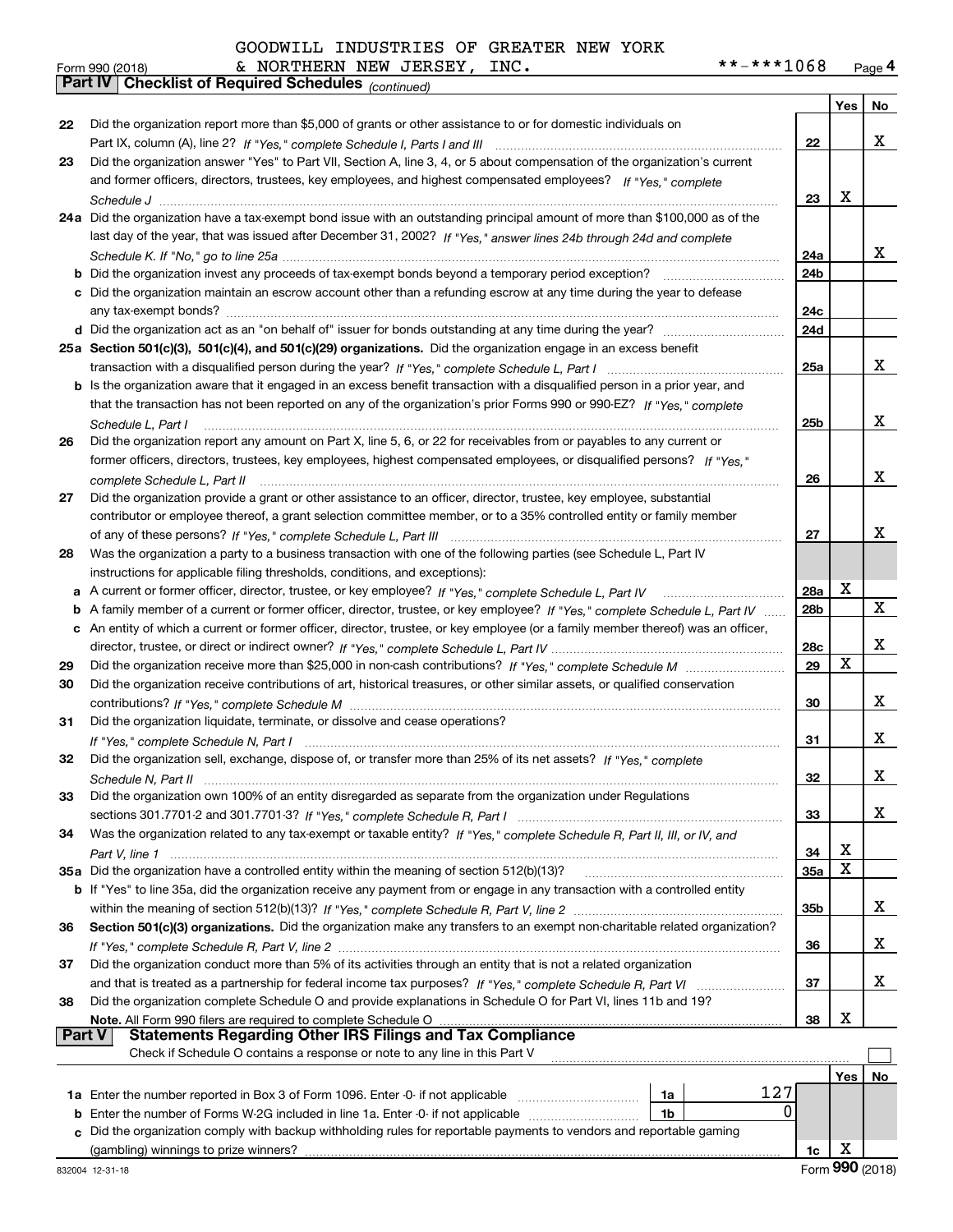GOODWILL INDUSTRIES OF GREATER NEW YORK & NORTHERN NEW JERSEY, INC. **-***1068

Form 990 (2018) Page 4

## Part IV Checklist of Required Schedules *(continued)*

| | | | Yes | No |
|---|---|---|---|---|
| 22 | Did the organization report more than $5,000 of grants or other assistance to or for domestic individuals on Part IX, column (A), line 2? *If "Yes," complete Schedule I, Parts I and III* | 22 | | X |
| 23 | Did the organization answer "Yes" to Part VII, Section A, line 3, 4, or 5 about compensation of the organization's current and former officers, directors, trustees, key employees, and highest compensated employees? *If "Yes," complete Schedule J* | 23 | X | |
| 24a | Did the organization have a tax-exempt bond issue with an outstanding principal amount of more than $100,000 as of the last day of the year, that was issued after December 31, 2002? *If "Yes," answer lines 24b through 24d and complete Schedule K. If "No," go to line 25a* | 24a | | X |
| b | Did the organization invest any proceeds of tax-exempt bonds beyond a temporary period exception? | 24b | | |
| c | Did the organization maintain an escrow account other than a refunding escrow at any time during the year to defease any tax-exempt bonds? | 24c | | |
| d | Did the organization act as an "on behalf of" issuer for bonds outstanding at any time during the year? | 24d | | |
| 25a | **Section 501(c)(3), 501(c)(4), and 501(c)(29) organizations.** Did the organization engage in an excess benefit transaction with a disqualified person during the year? *If "Yes," complete Schedule L, Part I* | 25a | | X |
| b | Is the organization aware that it engaged in an excess benefit transaction with a disqualified person in a prior year, and that the transaction has not been reported on any of the organization's prior Forms 990 or 990-EZ? *If "Yes," complete Schedule L, Part I* | 25b | | X |
| 26 | Did the organization report any amount on Part X, line 5, 6, or 22 for receivables from or payables to any current or former officers, directors, trustees, key employees, highest compensated employees, or disqualified persons? *If "Yes," complete Schedule L, Part II* | 26 | | X |
| 27 | Did the organization provide a grant or other assistance to an officer, director, trustee, key employee, substantial contributor or employee thereof, a grant selection committee member, or to a 35% controlled entity or family member of any of these persons? *If "Yes," complete Schedule L, Part III* | 27 | | X |
| 28 | Was the organization a party to a business transaction with one of the following parties (see Schedule L, Part IV instructions for applicable filing thresholds, conditions, and exceptions): | | | |
| a | A current or former officer, director, trustee, or key employee? *If "Yes," complete Schedule L, Part IV* | 28a | X | |
| b | A family member of a current or former officer, director, trustee, or key employee? *If "Yes," complete Schedule L, Part IV* | 28b | | X |
| c | An entity of which a current or former officer, director, trustee, or key employee (or a family member thereof) was an officer, director, trustee, or direct or indirect owner? *If "Yes," complete Schedule L, Part IV* | 28c | | X |
| 29 | Did the organization receive more than $25,000 in non-cash contributions? *If "Yes," complete Schedule M* | 29 | X | |
| 30 | Did the organization receive contributions of art, historical treasures, or other similar assets, or qualified conservation contributions? *If "Yes," complete Schedule M* | 30 | | X |
| 31 | Did the organization liquidate, terminate, or dissolve and cease operations? *If "Yes," complete Schedule N, Part I* | 31 | | X |
| 32 | Did the organization sell, exchange, dispose of, or transfer more than 25% of its net assets? *If "Yes," complete Schedule N, Part II* | 32 | | X |
| 33 | Did the organization own 100% of an entity disregarded as separate from the organization under Regulations sections 301.7701-2 and 301.7701-3? *If "Yes," complete Schedule R, Part I* | 33 | | X |
| 34 | Was the organization related to any tax-exempt or taxable entity? *If "Yes," complete Schedule R, Part II, III, or IV, and Part V, line 1* | 34 | X | |
| 35a | Did the organization have a controlled entity within the meaning of section 512(b)(13)? | 35a | X | |
| b | If "Yes" to line 35a, did the organization receive any payment from or engage in any transaction with a controlled entity within the meaning of section 512(b)(13)? *If "Yes," complete Schedule R, Part V, line 2* | 35b | | X |
| 36 | **Section 501(c)(3) organizations.** Did the organization make any transfers to an exempt non-charitable related organization? *If "Yes," complete Schedule R, Part V, line 2* | 36 | | X |
| 37 | Did the organization conduct more than 5% of its activities through an entity that is not a related organization and that is treated as a partnership for federal income tax purposes? *If "Yes," complete Schedule R, Part VI* | 37 | | X |
| 38 | Did the organization complete Schedule O and provide explanations in Schedule O for Part VI, lines 11b and 19? **Note.** All Form 990 filers are required to complete Schedule O | 38 | X | |

## Part V Statements Regarding Other IRS Filings and Tax Compliance

Check if Schedule O contains a response or note to any line in this Part V ☐

| | | | | | Yes | No |
|---|---|---|---|---|---|---|
| 1a | Enter the number reported in Box 3 of Form 1096. Enter -0- if not applicable | 1a | 127 | | | |
| b | Enter the number of Forms W-2G included in line 1a. Enter -0- if not applicable | 1b | 0 | | | |
| c | Did the organization comply with backup withholding rules for reportable payments to vendors and reportable gaming (gambling) winnings to prize winners? | | | 1c | X | |

832004 12-31-18 Form **990** (2018)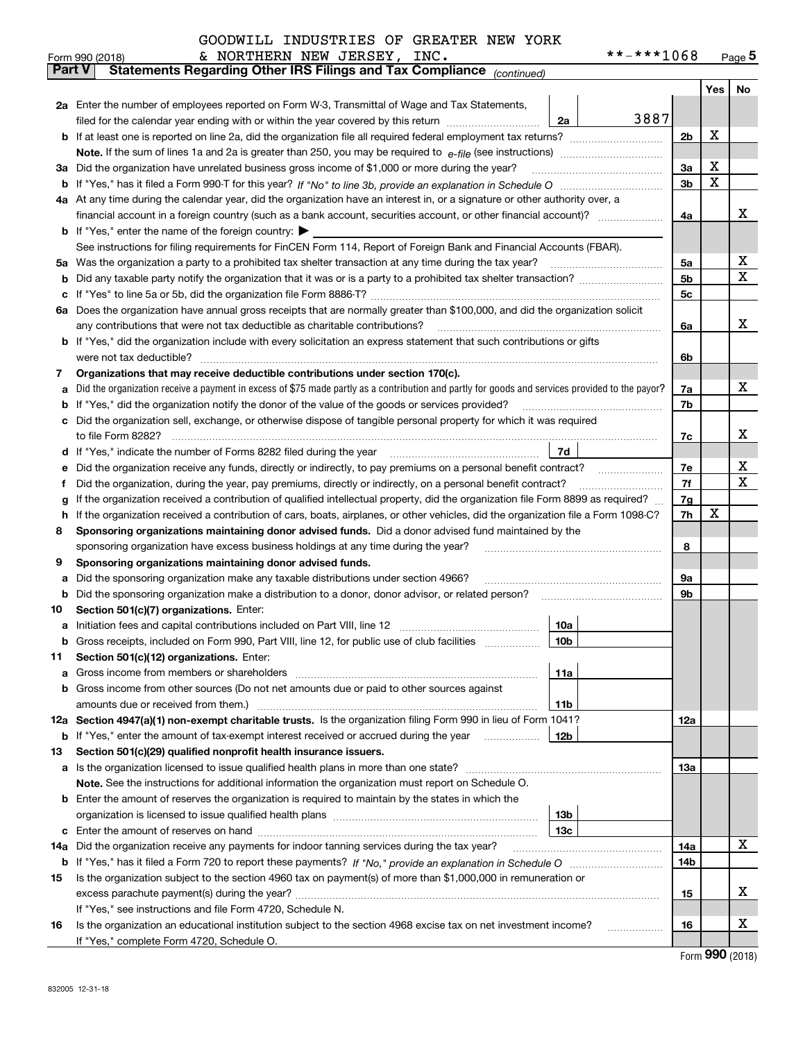GOODWILL INDUSTRIES OF GREATER NEW YORK & NORTHERN NEW JERSEY, INC. **-***1068

Form 990 (2018)

## Part V Statements Regarding Other IRS Filings and Tax Compliance *(continued)*

| | | | | Yes | No |
|---|---|---|---|---|---|
| **2a** | Enter the number of employees reported on Form W-3, Transmittal of Wage and Tax Statements, filed for the calendar year ending with or within the year covered by this return | 2a | 3887 | | |
| **b** | If at least one is reported on line 2a, did the organization file all required federal employment tax returns? | | 2b | X | |
| | **Note.** If the sum of lines 1a and 2a is greater than 250, you may be required to *e-file* (see instructions) | | | | |
| **3a** | Did the organization have unrelated business gross income of $1,000 or more during the year? | | 3a | X | |
| **b** | If "Yes," has it filed a Form 990-T for this year? *If "No" to line 3b, provide an explanation in Schedule O* | | 3b | X | |
| **4a** | At any time during the calendar year, did the organization have an interest in, or a signature or other authority over, a financial account in a foreign country (such as a bank account, securities account, or other financial account)? | | 4a | | X |
| **b** | If "Yes," enter the name of the foreign country: ▶ | | | | |
| | See instructions for filing requirements for FinCEN Form 114, Report of Foreign Bank and Financial Accounts (FBAR). | | | | |
| **5a** | Was the organization a party to a prohibited tax shelter transaction at any time during the tax year? | | 5a | | X |
| **b** | Did any taxable party notify the organization that it was or is a party to a prohibited tax shelter transaction? | | 5b | | X |
| **c** | If "Yes" to line 5a or 5b, did the organization file Form 8886-T? | | 5c | | |
| **6a** | Does the organization have annual gross receipts that are normally greater than $100,000, and did the organization solicit any contributions that were not tax deductible as charitable contributions? | | 6a | | X |
| **b** | If "Yes," did the organization include with every solicitation an express statement that such contributions or gifts were not tax deductible? | | 6b | | |
| **7** | **Organizations that may receive deductible contributions under section 170(c).** | | | | |
| **a** | Did the organization receive a payment in excess of $75 made partly as a contribution and partly for goods and services provided to the payor? | | 7a | | X |
| **b** | If "Yes," did the organization notify the donor of the value of the goods or services provided? | | 7b | | |
| **c** | Did the organization sell, exchange, or otherwise dispose of tangible personal property for which it was required to file Form 8282? | | 7c | | X |
| **d** | If "Yes," indicate the number of Forms 8282 filed during the year | 7d | | | |
| **e** | Did the organization receive any funds, directly or indirectly, to pay premiums on a personal benefit contract? | | 7e | | X |
| **f** | Did the organization, during the year, pay premiums, directly or indirectly, on a personal benefit contract? | | 7f | | X |
| **g** | If the organization received a contribution of qualified intellectual property, did the organization file Form 8899 as required? | | 7g | | |
| **h** | If the organization received a contribution of cars, boats, airplanes, or other vehicles, did the organization file a Form 1098-C? | | 7h | X | |
| **8** | **Sponsoring organizations maintaining donor advised funds.** Did a donor advised fund maintained by the sponsoring organization have excess business holdings at any time during the year? | | 8 | | |
| **9** | **Sponsoring organizations maintaining donor advised funds.** | | | | |
| **a** | Did the sponsoring organization make any taxable distributions under section 4966? | | 9a | | |
| **b** | Did the sponsoring organization make a distribution to a donor, donor advisor, or related person? | | 9b | | |
| **10** | **Section 501(c)(7) organizations.** Enter: | | | | |
| **a** | Initiation fees and capital contributions included on Part VIII, line 12 | 10a | | | |
| **b** | Gross receipts, included on Form 990, Part VIII, line 12, for public use of club facilities | 10b | | | |
| **11** | **Section 501(c)(12) organizations.** Enter: | | | | |
| **a** | Gross income from members or shareholders | 11a | | | |
| **b** | Gross income from other sources (Do not net amounts due or paid to other sources against amounts due or received from them.) | 11b | | | |
| **12a** | **Section 4947(a)(1) non-exempt charitable trusts.** Is the organization filing Form 990 in lieu of Form 1041? | | 12a | | |
| **b** | If "Yes," enter the amount of tax-exempt interest received or accrued during the year | 12b | | | |
| **13** | **Section 501(c)(29) qualified nonprofit health insurance issuers.** | | | | |
| **a** | Is the organization licensed to issue qualified health plans in more than one state? | | 13a | | |
| | **Note.** See the instructions for additional information the organization must report on Schedule O. | | | | |
| **b** | Enter the amount of reserves the organization is required to maintain by the states in which the organization is licensed to issue qualified health plans | 13b | | | |
| **c** | Enter the amount of reserves on hand | 13c | | | |
| **14a** | Did the organization receive any payments for indoor tanning services during the tax year? | | 14a | | X |
| **b** | If "Yes," has it filed a Form 720 to report these payments? *If "No," provide an explanation in Schedule O* | | 14b | | |
| **15** | Is the organization subject to the section 4960 tax on payment(s) of more than $1,000,000 in remuneration or excess parachute payment(s) during the year? | | 15 | | X |
| | If "Yes," see instructions and file Form 4720, Schedule N. | | | | |
| **16** | Is the organization an educational institution subject to the section 4968 excise tax on net investment income? | | 16 | | X |
| | If "Yes," complete Form 4720, Schedule O. | | | | |

Form **990** (2018)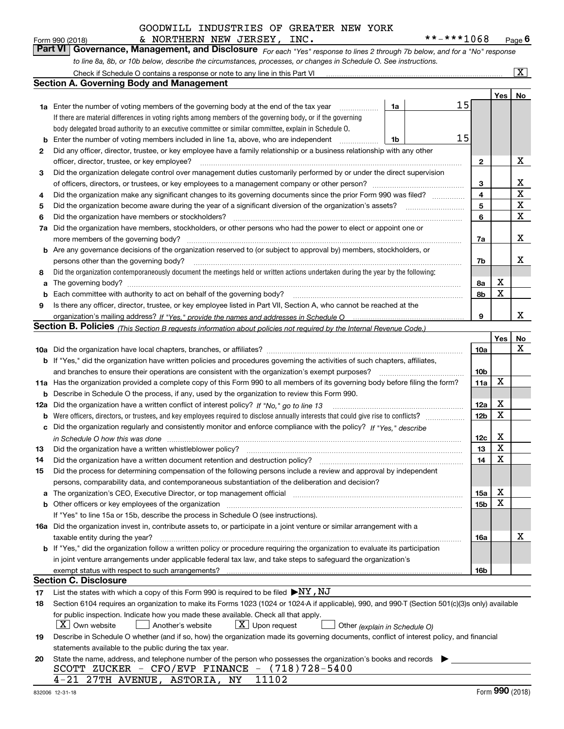GOODWILL INDUSTRIES OF GREATER NEW YORK & NORTHERN NEW JERSEY, INC. **-***1068

Form 990 (2018) Page 6

**Part VI Governance, Management, and Disclosure** *For each "Yes" response to lines 2 through 7b below, and for a "No" response to line 8a, 8b, or 10b below, describe the circumstances, processes, or changes in Schedule O. See instructions.*

Check if Schedule O contains a response or note to any line in this Part VI [X]

## Section A. Governing Body and Management

| | | | Yes | No |
|---|---|---|---|---|
| **1a** | Enter the number of voting members of the governing body at the end of the tax year — **1a** 15. If there are material differences in voting rights among members of the governing body, or if the governing body delegated broad authority to an executive committee or similar committee, explain in Schedule O. | | | |
| **b** | Enter the number of voting members included in line 1a, above, who are independent — **1b** 15 | | | |
| **2** | Did any officer, director, trustee, or key employee have a family relationship or a business relationship with any other officer, director, trustee, or key employee? | 2 | | X |
| **3** | Did the organization delegate control over management duties customarily performed by or under the direct supervision of officers, directors, or trustees, or key employees to a management company or other person? | 3 | | X |
| **4** | Did the organization make any significant changes to its governing documents since the prior Form 990 was filed? | 4 | | X |
| **5** | Did the organization become aware during the year of a significant diversion of the organization's assets? | 5 | | X |
| **6** | Did the organization have members or stockholders? | 6 | | X |
| **7a** | Did the organization have members, stockholders, or other persons who had the power to elect or appoint one or more members of the governing body? | 7a | | X |
| **b** | Are any governance decisions of the organization reserved to (or subject to approval by) members, stockholders, or persons other than the governing body? | 7b | | X |
| **8** | Did the organization contemporaneously document the meetings held or written actions undertaken during the year by the following: | | | |
| **a** | The governing body? | 8a | X | |
| **b** | Each committee with authority to act on behalf of the governing body? | 8b | X | |
| **9** | Is there any officer, director, trustee, or key employee listed in Part VII, Section A, who cannot be reached at the organization's mailing address? *If "Yes," provide the names and addresses in Schedule O* | 9 | | X |

## Section B. Policies *(This Section B requests information about policies not required by the Internal Revenue Code.)*

| | | | Yes | No |
|---|---|---|---|---|
| **10a** | Did the organization have local chapters, branches, or affiliates? | 10a | | X |
| **b** | If "Yes," did the organization have written policies and procedures governing the activities of such chapters, affiliates, and branches to ensure their operations are consistent with the organization's exempt purposes? | 10b | | |
| **11a** | Has the organization provided a complete copy of this Form 990 to all members of its governing body before filing the form? | 11a | X | |
| **b** | Describe in Schedule O the process, if any, used by the organization to review this Form 990. | | | |
| **12a** | Did the organization have a written conflict of interest policy? *If "No," go to line 13* | 12a | X | |
| **b** | Were officers, directors, or trustees, and key employees required to disclose annually interests that could give rise to conflicts? | 12b | X | |
| **c** | Did the organization regularly and consistently monitor and enforce compliance with the policy? *If "Yes," describe in Schedule O how this was done* | 12c | X | |
| **13** | Did the organization have a written whistleblower policy? | 13 | X | |
| **14** | Did the organization have a written document retention and destruction policy? | 14 | X | |
| **15** | Did the process for determining compensation of the following persons include a review and approval by independent persons, comparability data, and contemporaneous substantiation of the deliberation and decision? | | | |
| **a** | The organization's CEO, Executive Director, or top management official | 15a | X | |
| **b** | Other officers or key employees of the organization | 15b | X | |
| | If "Yes" to line 15a or 15b, describe the process in Schedule O (see instructions). | | | |
| **16a** | Did the organization invest in, contribute assets to, or participate in a joint venture or similar arrangement with a taxable entity during the year? | 16a | | X |
| **b** | If "Yes," did the organization follow a written policy or procedure requiring the organization to evaluate its participation in joint venture arrangements under applicable federal tax law, and take steps to safeguard the organization's exempt status with respect to such arrangements? | 16b | | |

## Section C. Disclosure

**17** List the states with which a copy of this Form 990 is required to be filed ▶NY,NJ

**18** Section 6104 requires an organization to make its Forms 1023 (1024 or 1024-A if applicable), 990, and 990-T (Section 501(c)(3)s only) available for public inspection. Indicate how you made these available. Check all that apply.

[X] Own website [ ] Another's website [X] Upon request [ ] Other *(explain in Schedule O)*

**19** Describe in Schedule O whether (and if so, how) the organization made its governing documents, conflict of interest policy, and financial statements available to the public during the tax year.

**20** State the name, address, and telephone number of the person who possesses the organization's books and records ▶

SCOTT ZUCKER - CFO/EVP FINANCE - (718)728-5400
4-21 27TH AVENUE, ASTORIA, NY 11102

832006 12-31-18 Form **990** (2018)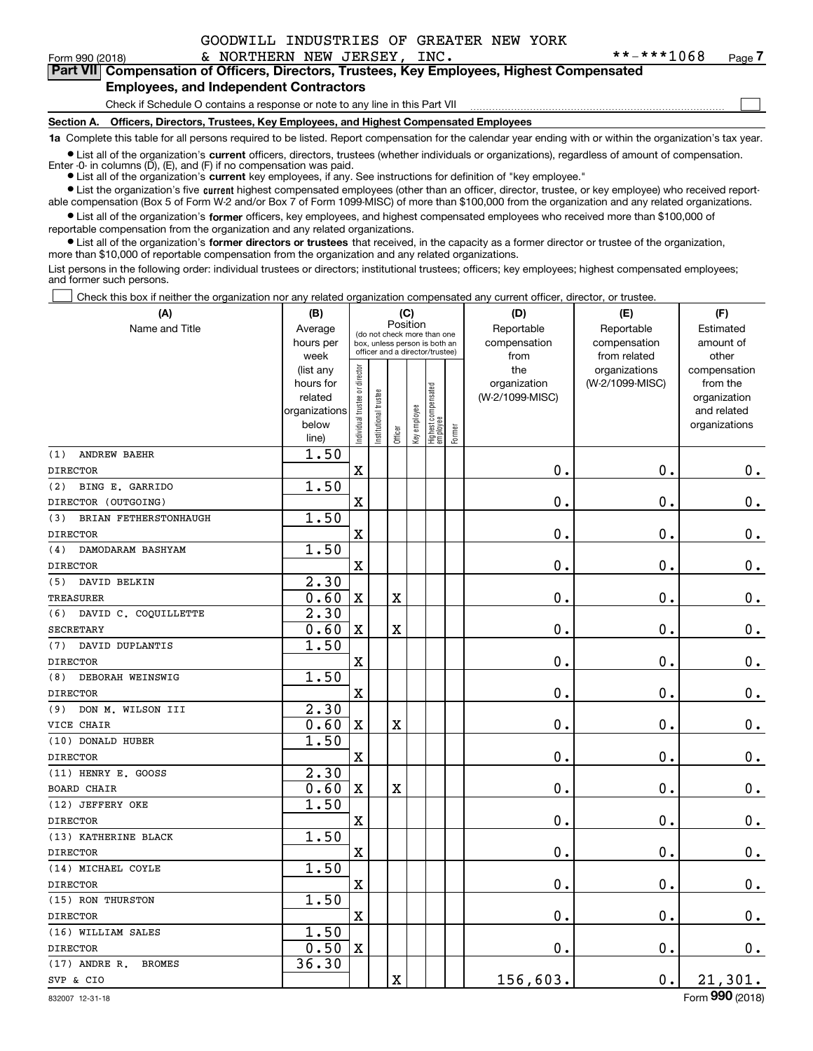GOODWILL INDUSTRIES OF GREATER NEW YORK & NORTHERN NEW JERSEY, INC. **-***1068

Form 990 (2018) Page 7

**Part VII Compensation of Officers, Directors, Trustees, Key Employees, Highest Compensated Employees, and Independent Contractors**

Check if Schedule O contains a response or note to any line in this Part VII

**Section A. Officers, Directors, Trustees, Key Employees, and Highest Compensated Employees**

**1a** Complete this table for all persons required to be listed. Report compensation for the calendar year ending with or within the organization's tax year.

- List all of the organization's **current** officers, directors, trustees (whether individuals or organizations), regardless of amount of compensation. Enter -0- in columns (D), (E), and (F) if no compensation was paid.
- List all of the organization's **current** key employees, if any. See instructions for definition of "key employee."
- List the organization's five **current** highest compensated employees (other than an officer, director, trustee, or key employee) who received reportable compensation (Box 5 of Form W-2 and/or Box 7 of Form 1099-MISC) of more than $100,000 from the organization and any related organizations.
- List all of the organization's **former** officers, key employees, and highest compensated employees who received more than $100,000 of reportable compensation from the organization and any related organizations.
- List all of the organization's **former directors or trustees** that received, in the capacity as a former director or trustee of the organization, more than $10,000 of reportable compensation from the organization and any related organizations.

List persons in the following order: individual trustees or directors; institutional trustees; officers; key employees; highest compensated employees; and former such persons.

Check this box if neither the organization nor any related organization compensated any current officer, director, or trustee.

| (A) Name and Title | (B) Average hours per week (list any hours for related organizations below line) | (C) Position: Individual trustee or director | Institutional trustee | Officer | Key employee | Highest compensated employee | Former | (D) Reportable compensation from the organization (W-2/1099-MISC) | (E) Reportable compensation from related organizations (W-2/1099-MISC) | (F) Estimated amount of other compensation from the organization and related organizations |
|---|---|---|---|---|---|---|---|---|---|---|
| (1) ANDREW BAEHR<br>DIRECTOR | 1.50 | X | | | | | | 0. | 0. | 0. |
| (2) BING E. GARRIDO<br>DIRECTOR (OUTGOING) | 1.50 | X | | | | | | 0. | 0. | 0. |
| (3) BRIAN FETHERSTONHAUGH<br>DIRECTOR | 1.50 | X | | | | | | 0. | 0. | 0. |
| (4) DAMODARAM BASHYAM<br>DIRECTOR | 1.50 | X | | | | | | 0. | 0. | 0. |
| (5) DAVID BELKIN<br>TREASURER | 2.30<br>0.60 | X | | X | | | | 0. | 0. | 0. |
| (6) DAVID C. COQUILLETTE<br>SECRETARY | 2.30<br>0.60 | X | | X | | | | 0. | 0. | 0. |
| (7) DAVID DUPLANTIS<br>DIRECTOR | 1.50 | X | | | | | | 0. | 0. | 0. |
| (8) DEBORAH WEINSWIG<br>DIRECTOR | 1.50 | X | | | | | | 0. | 0. | 0. |
| (9) DON M. WILSON III<br>VICE CHAIR | 2.30<br>0.60 | X | | X | | | | 0. | 0. | 0. |
| (10) DONALD HUBER<br>DIRECTOR | 1.50 | X | | | | | | 0. | 0. | 0. |
| (11) HENRY E. GOOSS<br>BOARD CHAIR | 2.30<br>0.60 | X | | X | | | | 0. | 0. | 0. |
| (12) JEFFERY OKE<br>DIRECTOR | 1.50 | X | | | | | | 0. | 0. | 0. |
| (13) KATHERINE BLACK<br>DIRECTOR | 1.50 | X | | | | | | 0. | 0. | 0. |
| (14) MICHAEL COYLE<br>DIRECTOR | 1.50 | X | | | | | | 0. | 0. | 0. |
| (15) RON THURSTON<br>DIRECTOR | 1.50 | X | | | | | | 0. | 0. | 0. |
| (16) WILLIAM SALES<br>DIRECTOR | 1.50<br>0.50 | X | | | | | | 0. | 0. | 0. |
| (17) ANDRE R. BROMES<br>SVP & CIO | 36.30 | | | X | | | | 156,603. | 0. | 21,301. |

832007 12-31-18 Form **990** (2018)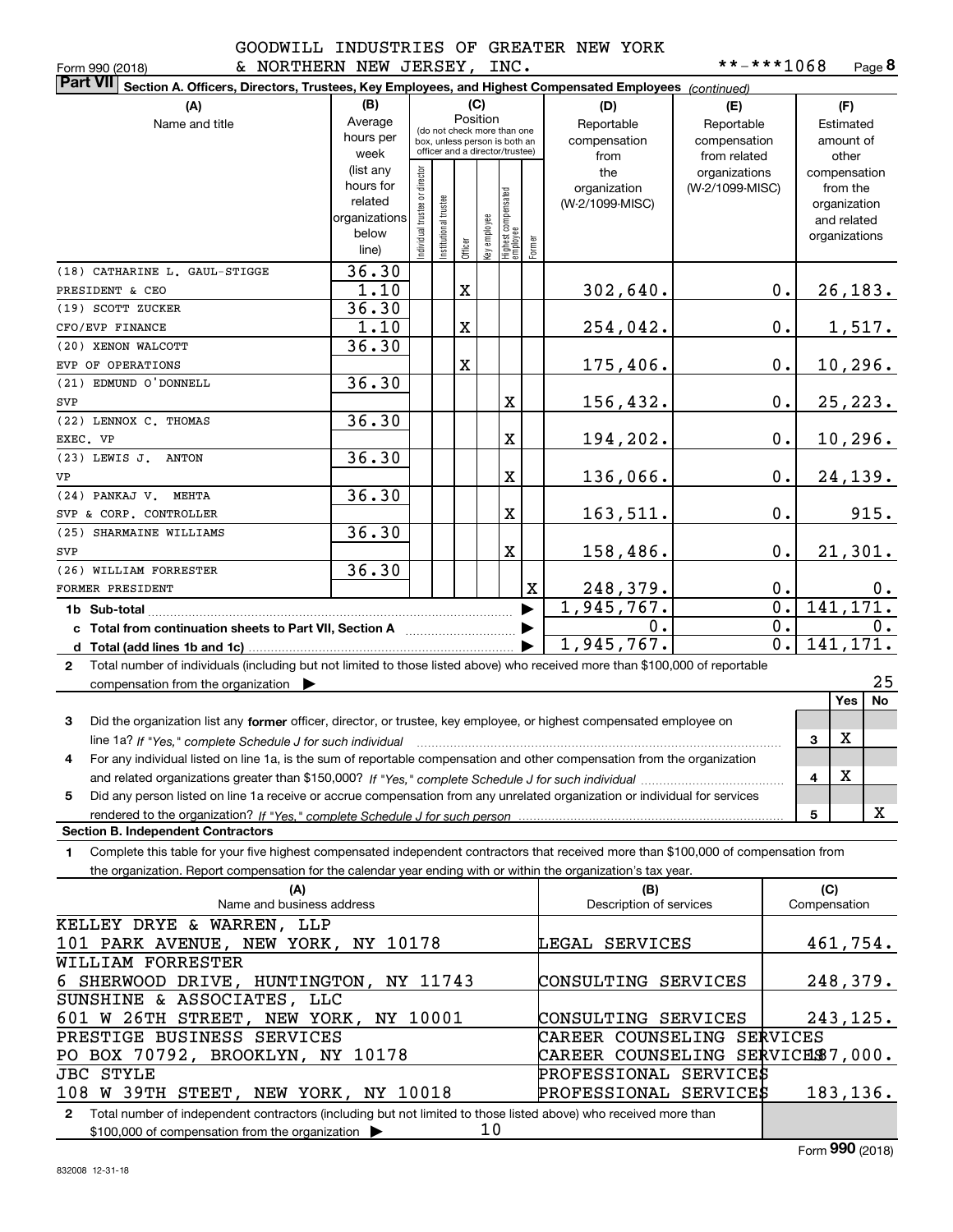GOODWILL INDUSTRIES OF GREATER NEW YORK & NORTHERN NEW JERSEY, INC.

Form 990 (2018) **-***1068 Page 8

**Part VII Section A. Officers, Directors, Trustees, Key Employees, and Highest Compensated Employees** *(continued)*

| (A) Name and title | (B) Average hours per week (list any hours for related organizations below line) | (C) Position: Individual trustee or director | Institutional trustee | Officer | Key employee | Highest compensated employee | Former | (D) Reportable compensation from the organization (W-2/1099-MISC) | (E) Reportable compensation from related organizations (W-2/1099-MISC) | (F) Estimated amount of other compensation from the organization and related organizations |
|---|---|---|---|---|---|---|---|---|---|---|
| (18) CATHARINE L. GAUL-STIGGE PRESIDENT & CEO | 36.30 / 1.10 | | | X | | | | 302,640. | 0. | 26,183. |
| (19) SCOTT ZUCKER CFO/EVP FINANCE | 36.30 / 1.10 | | | X | | | | 254,042. | 0. | 1,517. |
| (20) XENON WALCOTT EVP OF OPERATIONS | 36.30 | | | X | | | | 175,406. | 0. | 10,296. |
| (21) EDMUND O'DONNELL SVP | 36.30 | | | | | X | | 156,432. | 0. | 25,223. |
| (22) LENNOX C. THOMAS EXEC. VP | 36.30 | | | | | X | | 194,202. | 0. | 10,296. |
| (23) LEWIS J. ANTON VP | 36.30 | | | | | X | | 136,066. | 0. | 24,139. |
| (24) PANKAJ V. MEHTA SVP & CORP. CONTROLLER | 36.30 | | | | | X | | 163,511. | 0. | 915. |
| (25) SHARMAINE WILLIAMS SVP | 36.30 | | | | | X | | 158,486. | 0. | 21,301. |
| (26) WILLIAM FORRESTER FORMER PRESIDENT | 36.30 | | | | | | X | 248,379. | 0. | 0. |
| **1b Sub-total** | | | | | | | | 1,945,767. | 0. | 141,171. |
| **c Total from continuation sheets to Part VII, Section A** | | | | | | | | 0. | 0. | 0. |
| **d Total (add lines 1b and 1c)** | | | | | | | | 1,945,767. | 0. | 141,171. |

**2** Total number of individuals (including but not limited to those listed above) who received more than $100,000 of reportable compensation from the organization ▶ 25

| | | Yes | No |
|---|---|---|---|
| **3** Did the organization list any **former** officer, director, or trustee, key employee, or highest compensated employee on line 1a? *If "Yes," complete Schedule J for such individual* | 3 | X | |
| **4** For any individual listed on line 1a, is the sum of reportable compensation and other compensation from the organization and related organizations greater than $150,000? *If "Yes," complete Schedule J for such individual* | 4 | X | |
| **5** Did any person listed on line 1a receive or accrue compensation from any unrelated organization or individual for services rendered to the organization? *If "Yes," complete Schedule J for such person* | 5 | | X |

**Section B. Independent Contractors**

**1** Complete this table for your five highest compensated independent contractors that received more than $100,000 of compensation from the organization. Report compensation for the calendar year ending with or within the organization's tax year.

| (A) Name and business address | (B) Description of services | (C) Compensation |
|---|---|---|
| KELLEY DRYE & WARREN, LLP 101 PARK AVENUE, NEW YORK, NY 10178 | LEGAL SERVICES | 461,754. |
| WILLIAM FORRESTER 6 SHERWOOD DRIVE, HUNTINGTON, NY 11743 | CONSULTING SERVICES | 248,379. |
| SUNSHINE & ASSOCIATES, LLC 601 W 26TH STREET, NEW YORK, NY 10001 | CONSULTING SERVICES | 243,125. |
| PRESTIGE BUSINESS SERVICES PO BOX 70792, BROOKLYN, NY 10178 | CAREER COUNSELING SERVICES | 187,000. |
| JBC STYLE 108 W 39TH STEET, NEW YORK, NY 10018 | PROFESSIONAL SERVICES | 183,136. |

**2** Total number of independent contractors (including but not limited to those listed above) who received more than $100,000 of compensation from the organization ▶ 10

Form **990** (2018)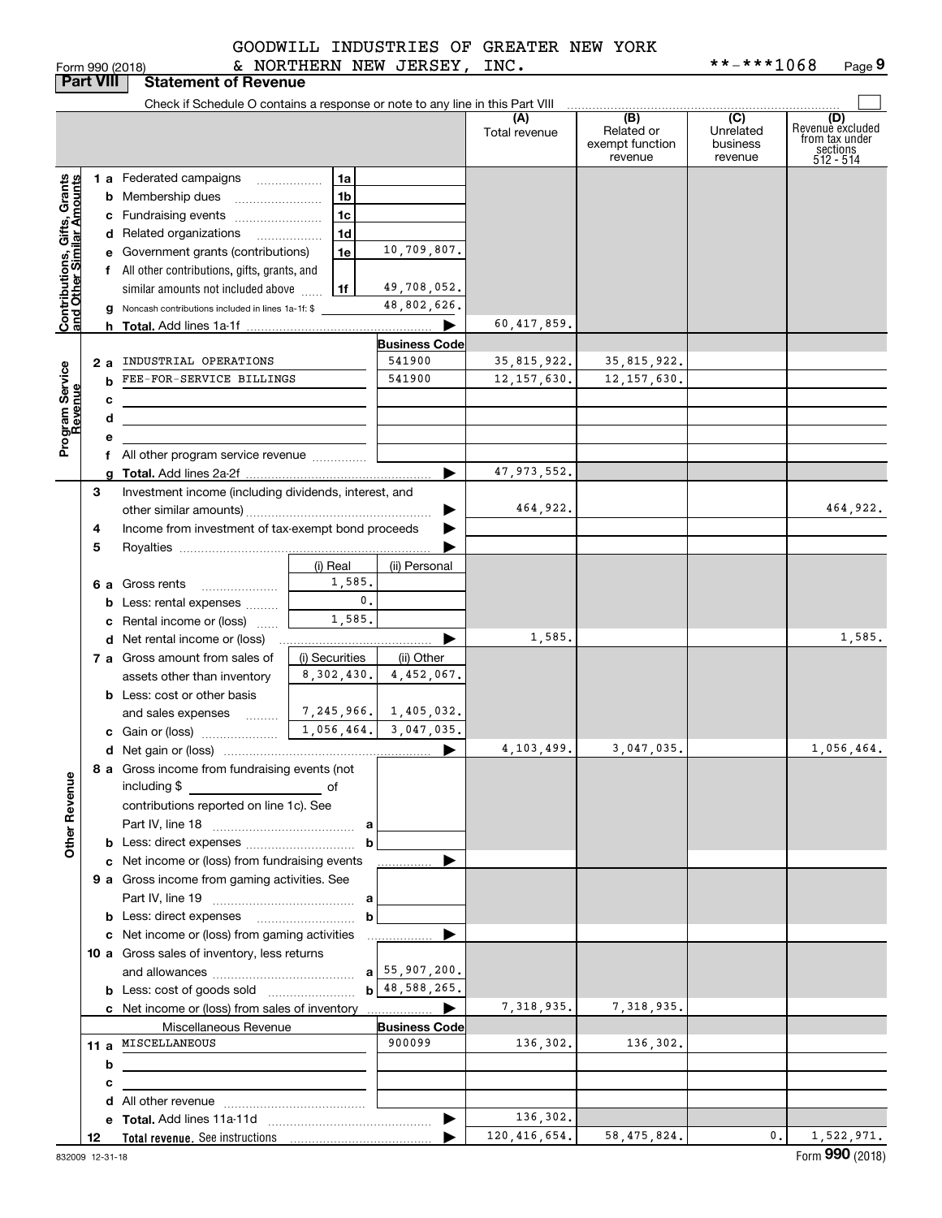GOODWILL INDUSTRIES OF GREATER NEW YORK & NORTHERN NEW JERSEY, INC.

Form 990 (2018) **-***1068 Page 9

## Part VIII Statement of Revenue

Check if Schedule O contains a response or note to any line in this Part VIII

| | | | | (A) Total revenue | (B) Related or exempt function revenue | (C) Unrelated business revenue | (D) Revenue excluded from tax under sections 512 - 514 |
|---|---|---|---|---|---|---|---|
| **Contributions, Gifts, Grants and Other Similar Amounts** | 1 a Federated campaigns | 1a | | | | | |
| | b Membership dues | 1b | | | | | |
| | c Fundraising events | 1c | | | | | |
| | d Related organizations | 1d | | | | | |
| | e Government grants (contributions) | 1e | 10,709,807. | | | | |
| | f All other contributions, gifts, grants, and similar amounts not included above | 1f | 49,708,052. | | | | |
| | g Noncash contributions included in lines 1a-1f: $ | | 48,802,626. | | | | |
| | h **Total.** Add lines 1a-1f | | | 60,417,859. | | | |
| **Program Service Revenue** | | | **Business Code** | | | | |
| | 2 a INDUSTRIAL OPERATIONS | | 541900 | 35,815,922. | 35,815,922. | | |
| | b FEE-FOR-SERVICE BILLINGS | | 541900 | 12,157,630. | 12,157,630. | | |
| | c | | | | | | |
| | d | | | | | | |
| | e | | | | | | |
| | f All other program service revenue | | | | | | |
| | g **Total.** Add lines 2a-2f | | | 47,973,552. | | | |
| | 3 Investment income (including dividends, interest, and other similar amounts) | | | 464,922. | | | 464,922. |
| | 4 Income from investment of tax-exempt bond proceeds | | | | | | |
| | 5 Royalties | | | | | | |
| | | (i) Real | (ii) Personal | | | | |
| | 6 a Gross rents | 1,585. | | | | | |
| | b Less: rental expenses | 0. | | | | | |
| | c Rental income or (loss) | 1,585. | | | | | |
| | d Net rental income or (loss) | | | 1,585. | | | 1,585. |
| | | (i) Securities | (ii) Other | | | | |
| | 7 a Gross amount from sales of assets other than inventory | 8,302,430. | 4,452,067. | | | | |
| | b Less: cost or other basis and sales expenses | 7,245,966. | 1,405,032. | | | | |
| | c Gain or (loss) | 1,056,464. | 3,047,035. | | | | |
| | d Net gain or (loss) | | | 4,103,499. | 3,047,035. | | 1,056,464. |
| **Other Revenue** | 8 a Gross income from fundraising events (not including $ ____ of contributions reported on line 1c). See Part IV, line 18 | a | | | | | |
| | b Less: direct expenses | b | | | | | |
| | c Net income or (loss) from fundraising events | | | | | | |
| | 9 a Gross income from gaming activities. See Part IV, line 19 | a | | | | | |
| | b Less: direct expenses | b | | | | | |
| | c Net income or (loss) from gaming activities | | | | | | |
| | 10 a Gross sales of inventory, less returns and allowances | a | 55,907,200. | | | | |
| | b Less: cost of goods sold | b | 48,588,265. | | | | |
| | c Net income or (loss) from sales of inventory | | | 7,318,935. | 7,318,935. | | |
| | Miscellaneous Revenue | | **Business Code** | | | | |
| | 11 a MISCELLANEOUS | | 900099 | 136,302. | 136,302. | | |
| | b | | | | | | |
| | c | | | | | | |
| | d All other revenue | | | | | | |
| | e **Total.** Add lines 11a-11d | | | 136,302. | | | |
| | 12 **Total revenue.** See instructions | | | 120,416,654. | 58,475,824. | 0. | 1,522,971. |

832009 12-31-18 Form **990** (2018)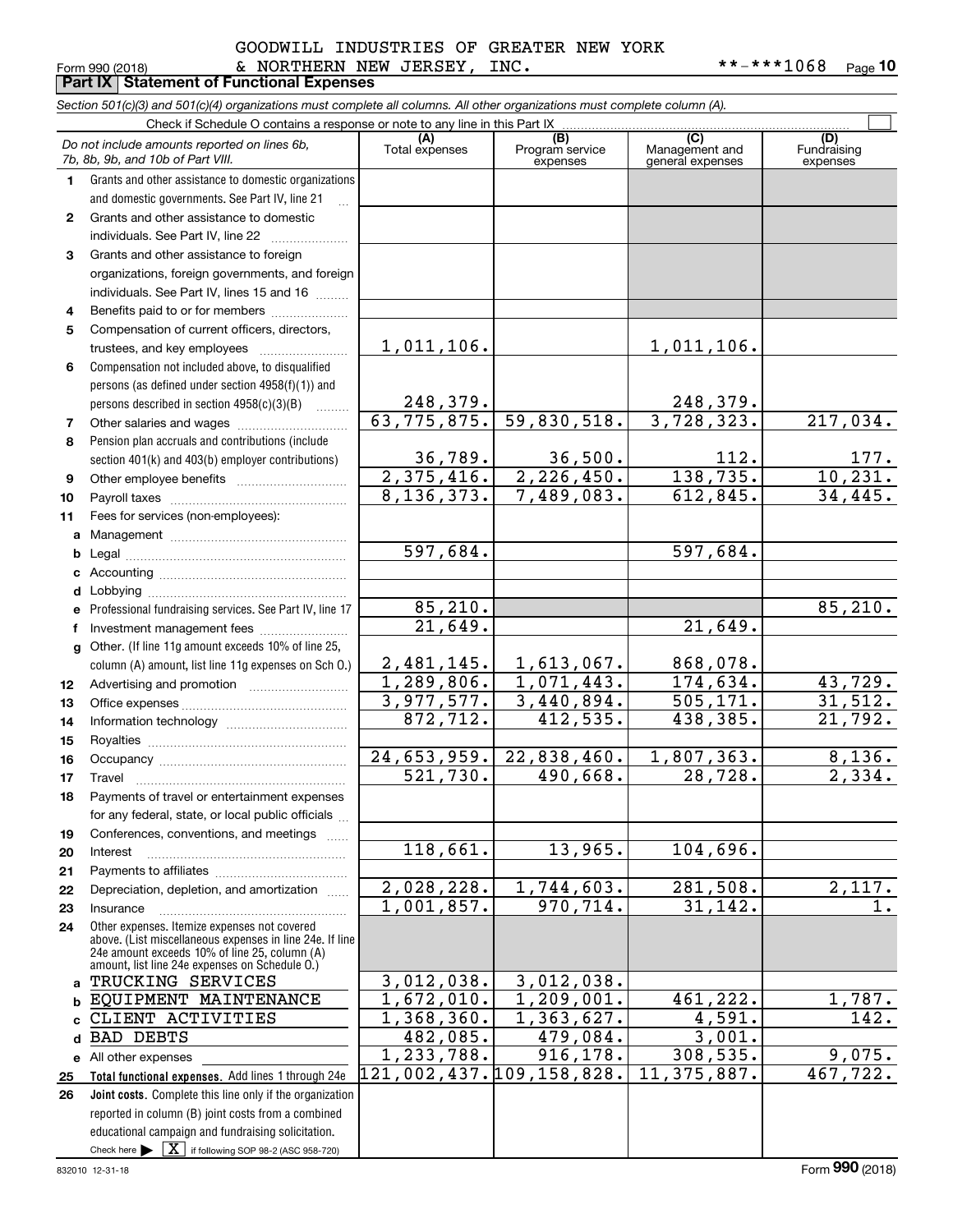GOODWILL INDUSTRIES OF GREATER NEW YORK & NORTHERN NEW JERSEY, INC. **-***1068

Form 990 (2018)

## Part IX Statement of Functional Expenses

*Section 501(c)(3) and 501(c)(4) organizations must complete all columns. All other organizations must complete column (A).*

Check if Schedule O contains a response or note to any line in this Part IX ☐

| | *Do not include amounts reported on lines 6b, 7b, 8b, 9b, and 10b of Part VIII.* | (A) Total expenses | (B) Program service expenses | (C) Management and general expenses | (D) Fundraising expenses |
|---|---|---|---|---|---|
| 1 | Grants and other assistance to domestic organizations and domestic governments. See Part IV, line 21 | | | | |
| 2 | Grants and other assistance to domestic individuals. See Part IV, line 22 | | | | |
| 3 | Grants and other assistance to foreign organizations, foreign governments, and foreign individuals. See Part IV, lines 15 and 16 | | | | |
| 4 | Benefits paid to or for members | | | | |
| 5 | Compensation of current officers, directors, trustees, and key employees | 1,011,106. | | 1,011,106. | |
| 6 | Compensation not included above, to disqualified persons (as defined under section 4958(f)(1)) and persons described in section 4958(c)(3)(B) | 248,379. | | 248,379. | |
| 7 | Other salaries and wages | 63,775,875. | 59,830,518. | 3,728,323. | 217,034. |
| 8 | Pension plan accruals and contributions (include section 401(k) and 403(b) employer contributions) | 36,789. | 36,500. | 112. | 177. |
| 9 | Other employee benefits | 2,375,416. | 2,226,450. | 138,735. | 10,231. |
| 10 | Payroll taxes | 8,136,373. | 7,489,083. | 612,845. | 34,445. |
| 11 | Fees for services (non-employees): | | | | |
| a | Management | | | | |
| b | Legal | 597,684. | | 597,684. | |
| c | Accounting | | | | |
| d | Lobbying | | | | |
| e | Professional fundraising services. See Part IV, line 17 | 85,210. | | | 85,210. |
| f | Investment management fees | 21,649. | | 21,649. | |
| g | Other. (If line 11g amount exceeds 10% of line 25, column (A) amount, list line 11g expenses on Sch O.) | 2,481,145. | 1,613,067. | 868,078. | |
| 12 | Advertising and promotion | 1,289,806. | 1,071,443. | 174,634. | 43,729. |
| 13 | Office expenses | 3,977,577. | 3,440,894. | 505,171. | 31,512. |
| 14 | Information technology | 872,712. | 412,535. | 438,385. | 21,792. |
| 15 | Royalties | | | | |
| 16 | Occupancy | 24,653,959. | 22,838,460. | 1,807,363. | 8,136. |
| 17 | Travel | 521,730. | 490,668. | 28,728. | 2,334. |
| 18 | Payments of travel or entertainment expenses for any federal, state, or local public officials | | | | |
| 19 | Conferences, conventions, and meetings | | | | |
| 20 | Interest | 118,661. | 13,965. | 104,696. | |
| 21 | Payments to affiliates | | | | |
| 22 | Depreciation, depletion, and amortization | 2,028,228. | 1,744,603. | 281,508. | 2,117. |
| 23 | Insurance | 1,001,857. | 970,714. | 31,142. | 1. |
| 24 | Other expenses. Itemize expenses not covered above. (List miscellaneous expenses in line 24e. If line 24e amount exceeds 10% of line 25, column (A) amount, list line 24e expenses on Schedule O.) | | | | |
| a | TRUCKING SERVICES | 3,012,038. | 3,012,038. | | |
| b | EQUIPMENT MAINTENANCE | 1,672,010. | 1,209,001. | 461,222. | 1,787. |
| c | CLIENT ACTIVITIES | 1,368,360. | 1,363,627. | 4,591. | 142. |
| d | BAD DEBTS | 482,085. | 479,084. | 3,001. | |
| e | All other expenses | 1,233,788. | 916,178. | 308,535. | 9,075. |
| 25 | **Total functional expenses.** Add lines 1 through 24e | 121,002,437. | 109,158,828. | 11,375,887. | 467,722. |
| 26 | **Joint costs.** Complete this line only if the organization reported in column (B) joint costs from a combined educational campaign and fundraising solicitation. Check here ☒ if following SOP 98-2 (ASC 958-720) | | | | |

832010 12-31-18

Form **990** (2018)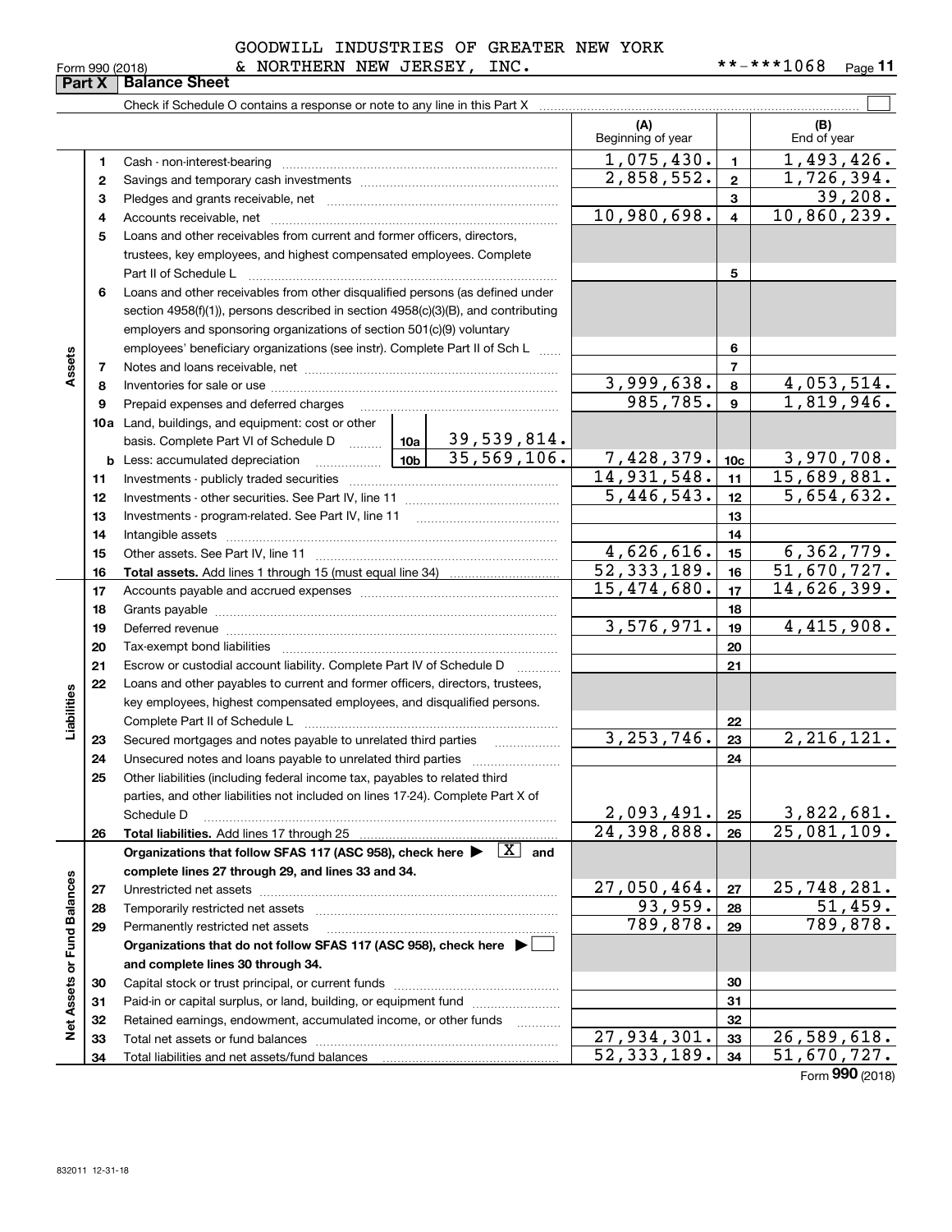GOODWILL INDUSTRIES OF GREATER NEW YORK & NORTHERN NEW JERSEY, INC.

Form 990 (2018) **-***1068

## Part X Balance Sheet

Check if Schedule O contains a response or note to any line in this Part X

| | | | (A) Beginning of year | | (B) End of year |
|---|---|---|---|---|---|
| **Assets** | 1 | Cash - non-interest-bearing | 1,075,430. | 1 | 1,493,426. |
| | 2 | Savings and temporary cash investments | 2,858,552. | 2 | 1,726,394. |
| | 3 | Pledges and grants receivable, net | | 3 | 39,208. |
| | 4 | Accounts receivable, net | 10,980,698. | 4 | 10,860,239. |
| | 5 | Loans and other receivables from current and former officers, directors, trustees, key employees, and highest compensated employees. Complete Part II of Schedule L | | 5 | |
| | 6 | Loans and other receivables from other disqualified persons (as defined under section 4958(f)(1)), persons described in section 4958(c)(3)(B), and contributing employers and sponsoring organizations of section 501(c)(9) voluntary employees' beneficiary organizations (see instr). Complete Part II of Sch L | | 6 | |
| | 7 | Notes and loans receivable, net | | 7 | |
| | 8 | Inventories for sale or use | 3,999,638. | 8 | 4,053,514. |
| | 9 | Prepaid expenses and deferred charges | 985,785. | 9 | 1,819,946. |
| | 10a | Land, buildings, and equipment: cost or other basis. Complete Part VI of Schedule D — 10a: 39,539,814. | | | |
| | b | Less: accumulated depreciation — 10b: 35,569,106. | 7,428,379. | 10c | 3,970,708. |
| | 11 | Investments - publicly traded securities | 14,931,548. | 11 | 15,689,881. |
| | 12 | Investments - other securities. See Part IV, line 11 | 5,446,543. | 12 | 5,654,632. |
| | 13 | Investments - program-related. See Part IV, line 11 | | 13 | |
| | 14 | Intangible assets | | 14 | |
| | 15 | Other assets. See Part IV, line 11 | 4,626,616. | 15 | 6,362,779. |
| | 16 | **Total assets.** Add lines 1 through 15 (must equal line 34) | 52,333,189. | 16 | 51,670,727. |
| **Liabilities** | 17 | Accounts payable and accrued expenses | 15,474,680. | 17 | 14,626,399. |
| | 18 | Grants payable | | 18 | |
| | 19 | Deferred revenue | 3,576,971. | 19 | 4,415,908. |
| | 20 | Tax-exempt bond liabilities | | 20 | |
| | 21 | Escrow or custodial account liability. Complete Part IV of Schedule D | | 21 | |
| | 22 | Loans and other payables to current and former officers, directors, trustees, key employees, highest compensated employees, and disqualified persons. Complete Part II of Schedule L | | 22 | |
| | 23 | Secured mortgages and notes payable to unrelated third parties | 3,253,746. | 23 | 2,216,121. |
| | 24 | Unsecured notes and loans payable to unrelated third parties | | 24 | |
| | 25 | Other liabilities (including federal income tax, payables to related third parties, and other liabilities not included on lines 17-24). Complete Part X of Schedule D | 2,093,491. | 25 | 3,822,681. |
| | 26 | **Total liabilities.** Add lines 17 through 25 | 24,398,888. | 26 | 25,081,109. |
| **Net Assets or Fund Balances** | | **Organizations that follow SFAS 117 (ASC 958), check here ▶ [X] and complete lines 27 through 29, and lines 33 and 34.** | | | |
| | 27 | Unrestricted net assets | 27,050,464. | 27 | 25,748,281. |
| | 28 | Temporarily restricted net assets | 93,959. | 28 | 51,459. |
| | 29 | Permanently restricted net assets | 789,878. | 29 | 789,878. |
| | | **Organizations that do not follow SFAS 117 (ASC 958), check here ▶ [ ] and complete lines 30 through 34.** | | | |
| | 30 | Capital stock or trust principal, or current funds | | 30 | |
| | 31 | Paid-in or capital surplus, or land, building, or equipment fund | | 31 | |
| | 32 | Retained earnings, endowment, accumulated income, or other funds | | 32 | |
| | 33 | Total net assets or fund balances | 27,934,301. | 33 | 26,589,618. |
| | 34 | Total liabilities and net assets/fund balances | 52,333,189. | 34 | 51,670,727. |

Form **990** (2018)

832011 12-31-18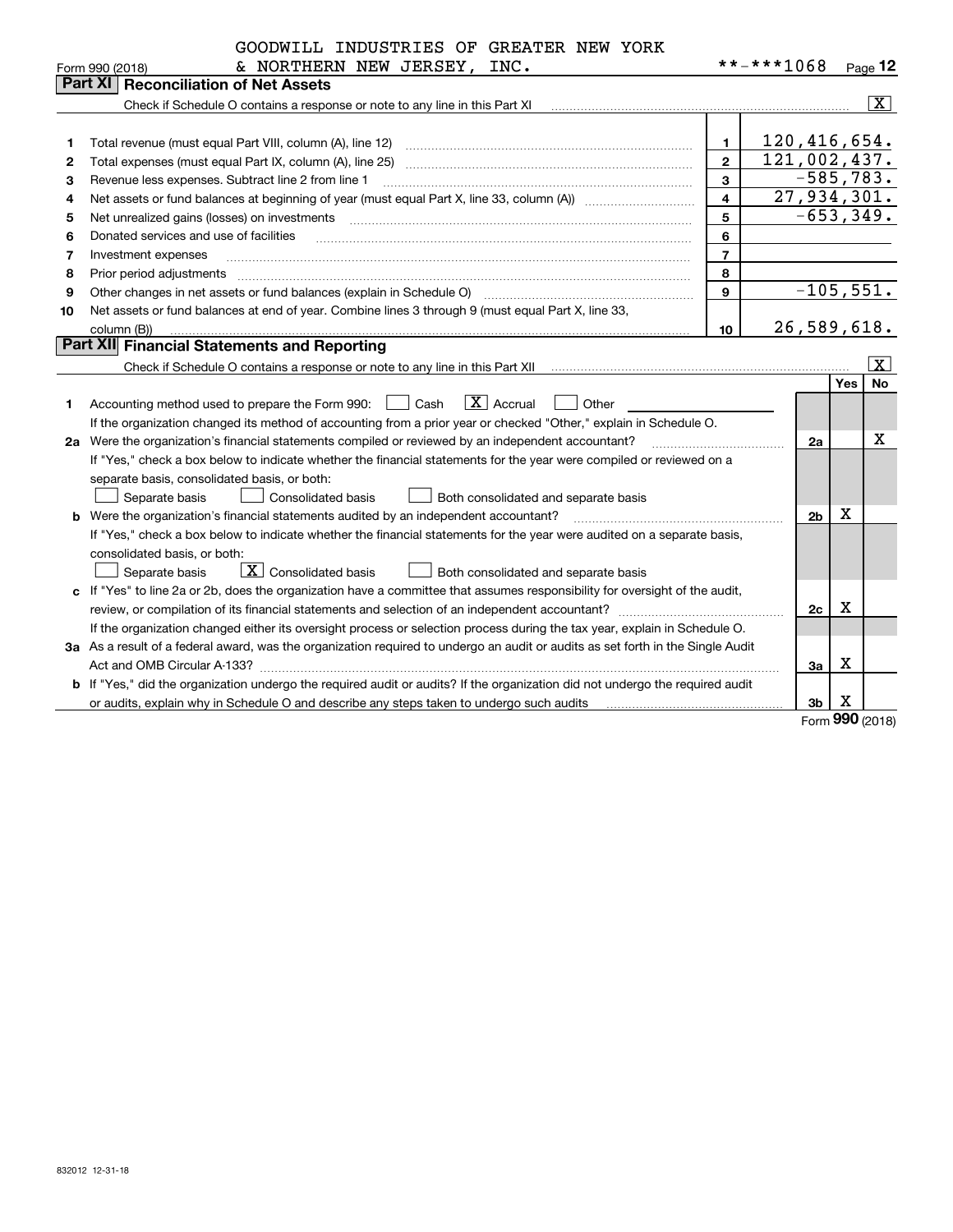GOODWILL INDUSTRIES OF GREATER NEW YORK & NORTHERN NEW JERSEY, INC. **-***1068

Form 990 (2018)

## Part XI Reconciliation of Net Assets

Check if Schedule O contains a response or note to any line in this Part XI [X]

| | | | |
|---|---|---|---|
| 1 | Total revenue (must equal Part VIII, column (A), line 12) | 1 | 120,416,654. |
| 2 | Total expenses (must equal Part IX, column (A), line 25) | 2 | 121,002,437. |
| 3 | Revenue less expenses. Subtract line 2 from line 1 | 3 | -585,783. |
| 4 | Net assets or fund balances at beginning of year (must equal Part X, line 33, column (A)) | 4 | 27,934,301. |
| 5 | Net unrealized gains (losses) on investments | 5 | -653,349. |
| 6 | Donated services and use of facilities | 6 | |
| 7 | Investment expenses | 7 | |
| 8 | Prior period adjustments | 8 | |
| 9 | Other changes in net assets or fund balances (explain in Schedule O) | 9 | -105,551. |
| 10 | Net assets or fund balances at end of year. Combine lines 3 through 9 (must equal Part X, line 33, column (B)) | 10 | 26,589,618. |

## Part XII Financial Statements and Reporting

Check if Schedule O contains a response or note to any line in this Part XII [X]

| | | | Yes | No |
|---|---|---|---|---|
| 1 | Accounting method used to prepare the Form 990: [ ] Cash [X] Accrual [ ] Other | | | |
| | If the organization changed its method of accounting from a prior year or checked "Other," explain in Schedule O. | | | |
| 2a | Were the organization's financial statements compiled or reviewed by an independent accountant? | 2a | | X |
| | If "Yes," check a box below to indicate whether the financial statements for the year were compiled or reviewed on a separate basis, consolidated basis, or both: [ ] Separate basis [ ] Consolidated basis [ ] Both consolidated and separate basis | | | |
| b | Were the organization's financial statements audited by an independent accountant? | 2b | X | |
| | If "Yes," check a box below to indicate whether the financial statements for the year were audited on a separate basis, consolidated basis, or both: [ ] Separate basis [X] Consolidated basis [ ] Both consolidated and separate basis | | | |
| c | If "Yes" to line 2a or 2b, does the organization have a committee that assumes responsibility for oversight of the audit, review, or compilation of its financial statements and selection of an independent accountant? | 2c | X | |
| | If the organization changed either its oversight process or selection process during the tax year, explain in Schedule O. | | | |
| 3a | As a result of a federal award, was the organization required to undergo an audit or audits as set forth in the Single Audit Act and OMB Circular A-133? | 3a | X | |
| b | If "Yes," did the organization undergo the required audit or audits? If the organization did not undergo the required audit or audits, explain why in Schedule O and describe any steps taken to undergo such audits | 3b | X | |

Form 990 (2018)

832012 12-31-18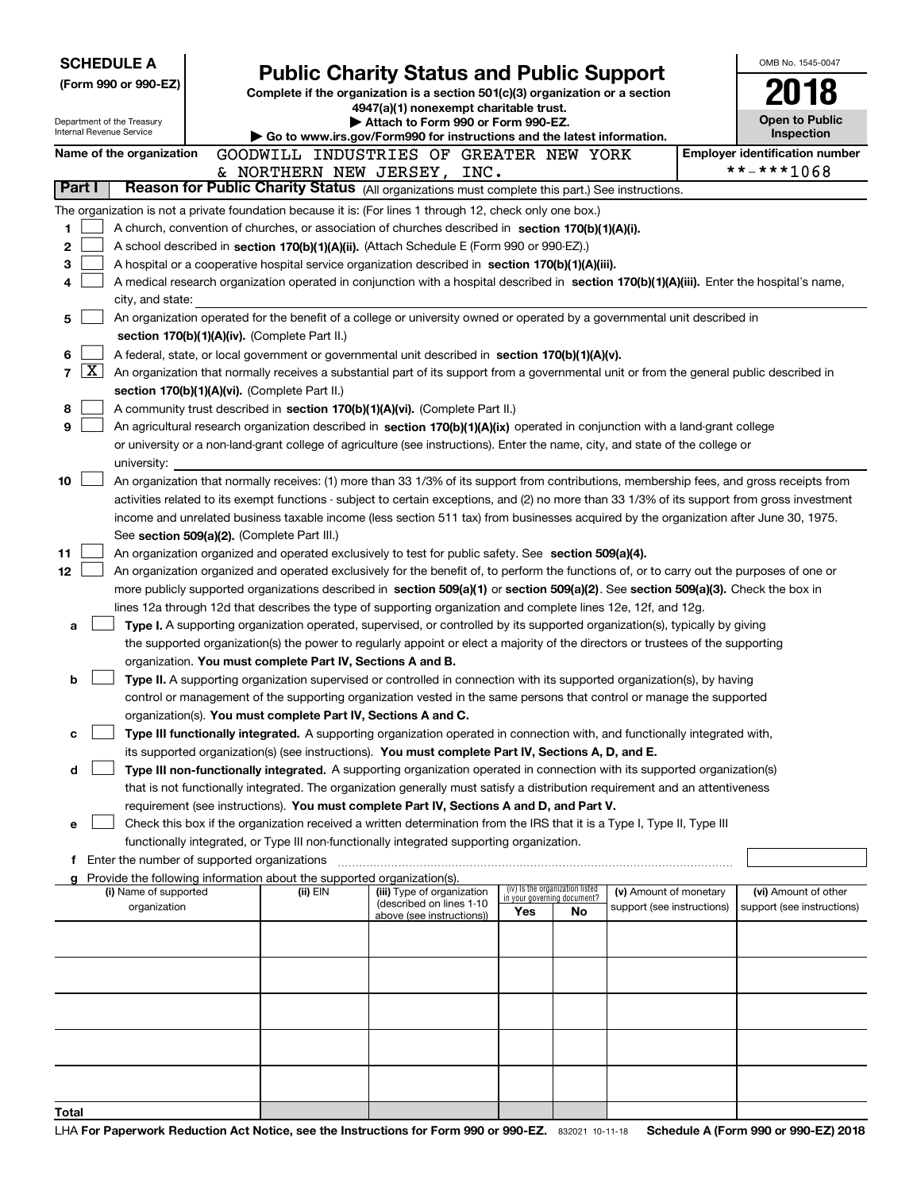**SCHEDULE A**
**(Form 990 or 990-EZ)**

Department of the Treasury
Internal Revenue Service

# Public Charity Status and Public Support

**Complete if the organization is a section 501(c)(3) organization or a section 4947(a)(1) nonexempt charitable trust.**
**▶ Attach to Form 990 or Form 990-EZ.**
**▶ Go to www.irs.gov/Form990 for instructions and the latest information.**

OMB No. 1545-0047

**2018**

**Open to Public Inspection**

**Name of the organization** GOODWILL INDUSTRIES OF GREATER NEW YORK & NORTHERN NEW JERSEY, INC.

**Employer identification number** **-***1068

## Part I Reason for Public Charity Status (All organizations must complete this part.) See instructions.

The organization is not a private foundation because it is: (For lines 1 through 12, check only one box.)

1 [ ] A church, convention of churches, or association of churches described in **section 170(b)(1)(A)(i).**

2 [ ] A school described in **section 170(b)(1)(A)(ii).** (Attach Schedule E (Form 990 or 990-EZ).)

3 [ ] A hospital or a cooperative hospital service organization described in **section 170(b)(1)(A)(iii).**

4 [ ] A medical research organization operated in conjunction with a hospital described in **section 170(b)(1)(A)(iii).** Enter the hospital's name, city, and state:

5 [ ] An organization operated for the benefit of a college or university owned or operated by a governmental unit described in **section 170(b)(1)(A)(iv).** (Complete Part II.)

6 [ ] A federal, state, or local government or governmental unit described in **section 170(b)(1)(A)(v).**

7 [X] An organization that normally receives a substantial part of its support from a governmental unit or from the general public described in **section 170(b)(1)(A)(vi).** (Complete Part II.)

8 [ ] A community trust described in **section 170(b)(1)(A)(vi).** (Complete Part II.)

9 [ ] An agricultural research organization described in **section 170(b)(1)(A)(ix)** operated in conjunction with a land-grant college or university or a non-land-grant college of agriculture (see instructions). Enter the name, city, and state of the college or university:

10 [ ] An organization that normally receives: (1) more than 33 1/3% of its support from contributions, membership fees, and gross receipts from activities related to its exempt functions - subject to certain exceptions, and (2) no more than 33 1/3% of its support from gross investment income and unrelated business taxable income (less section 511 tax) from businesses acquired by the organization after June 30, 1975. See **section 509(a)(2).** (Complete Part III.)

11 [ ] An organization organized and operated exclusively to test for public safety. See **section 509(a)(4).**

12 [ ] An organization organized and operated exclusively for the benefit of, to perform the functions of, or to carry out the purposes of one or more publicly supported organizations described in **section 509(a)(1)** or **section 509(a)(2)**. See **section 509(a)(3).** Check the box in lines 12a through 12d that describes the type of supporting organization and complete lines 12e, 12f, and 12g.

a [ ] **Type I.** A supporting organization operated, supervised, or controlled by its supported organization(s), typically by giving the supported organization(s) the power to regularly appoint or elect a majority of the directors or trustees of the supporting organization. **You must complete Part IV, Sections A and B.**

b [ ] **Type II.** A supporting organization supervised or controlled in connection with its supported organization(s), by having control or management of the supporting organization vested in the same persons that control or manage the supported organization(s). **You must complete Part IV, Sections A and C.**

c [ ] **Type III functionally integrated.** A supporting organization operated in connection with, and functionally integrated with, its supported organization(s) (see instructions). **You must complete Part IV, Sections A, D, and E.**

d [ ] **Type III non-functionally integrated.** A supporting organization operated in connection with its supported organization(s) that is not functionally integrated. The organization generally must satisfy a distribution requirement and an attentiveness requirement (see instructions). **You must complete Part IV, Sections A and D, and Part V.**

e [ ] Check this box if the organization received a written determination from the IRS that it is a Type I, Type II, Type III functionally integrated, or Type III non-functionally integrated supporting organization.

f Enter the number of supported organizations

g Provide the following information about the supported organization(s).

| (i) Name of supported organization | (ii) EIN | (iii) Type of organization (described on lines 1-10 above (see instructions)) | (iv) Is the organization listed in your governing document? Yes | No | (v) Amount of monetary support (see instructions) | (vi) Amount of other support (see instructions) |
|---|---|---|---|---|---|---|
| | | | | | | |
| | | | | | | |
| | | | | | | |
| | | | | | | |
| | | | | | | |
| **Total** | | | | | | |

LHA **For Paperwork Reduction Act Notice, see the Instructions for Form 990 or 990-EZ.** 832021 10-11-18 **Schedule A (Form 990 or 990-EZ) 2018**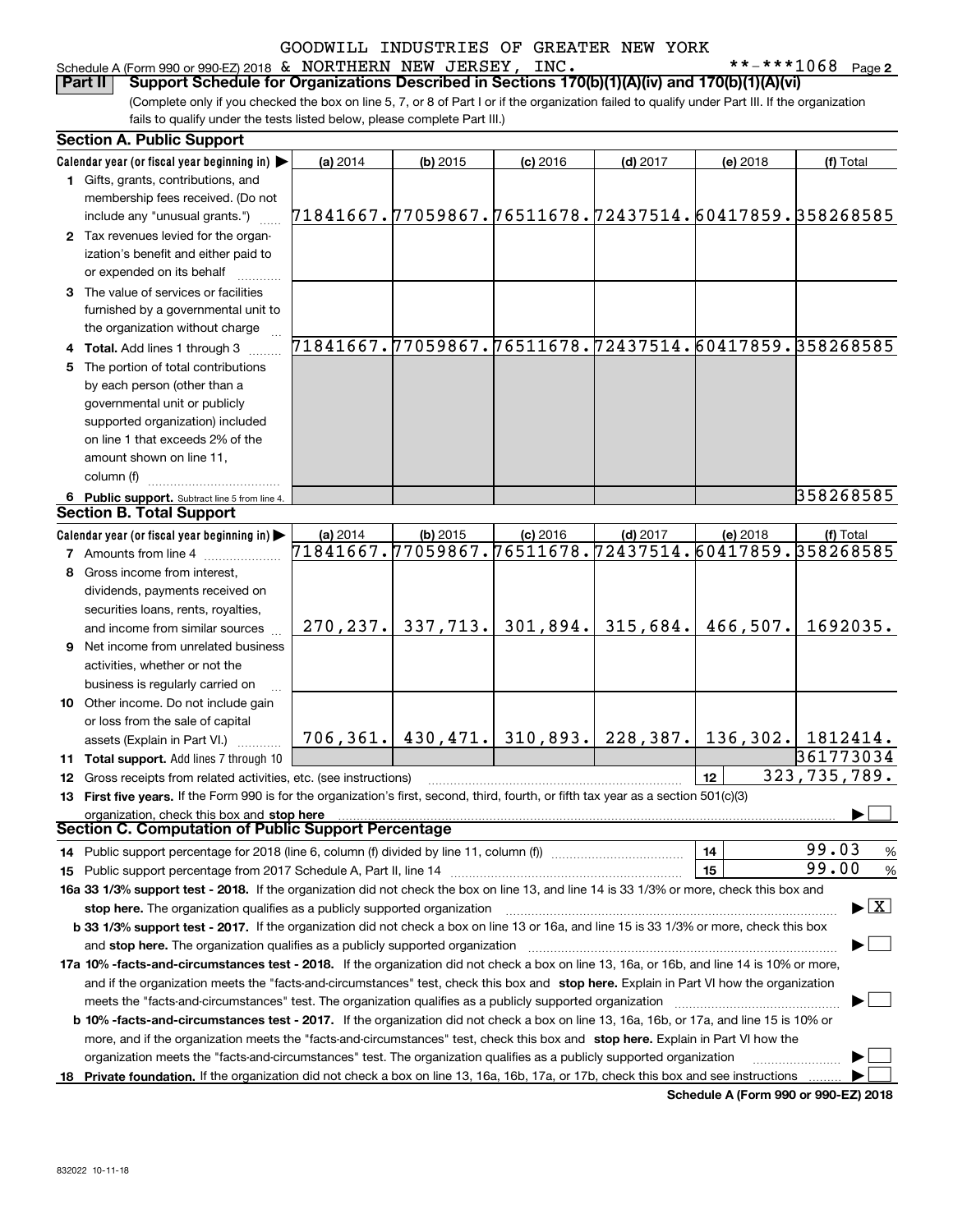GOODWILL INDUSTRIES OF GREATER NEW YORK
Schedule A (Form 990 or 990-EZ) 2018 & NORTHERN NEW JERSEY, INC. **-***1068 Page 2

**Part II Support Schedule for Organizations Described in Sections 170(b)(1)(A)(iv) and 170(b)(1)(A)(vi)**

(Complete only if you checked the box on line 5, 7, or 8 of Part I or if the organization failed to qualify under Part III. If the organization fails to qualify under the tests listed below, please complete Part III.)

**Section A. Public Support**

| Calendar year (or fiscal year beginning in) ▶ | (a) 2014 | (b) 2015 | (c) 2016 | (d) 2017 | (e) 2018 | (f) Total |
|---|---|---|---|---|---|---|
| 1 Gifts, grants, contributions, and membership fees received. (Do not include any "unusual grants.") | 71841667. | 77059867. | 76511678. | 72437514. | 60417859. | 358268585 |
| 2 Tax revenues levied for the organization's benefit and either paid to or expended on its behalf | | | | | | |
| 3 The value of services or facilities furnished by a governmental unit to the organization without charge | | | | | | |
| 4 **Total.** Add lines 1 through 3 | 71841667. | 77059867. | 76511678. | 72437514. | 60417859. | 358268585 |
| 5 The portion of total contributions by each person (other than a governmental unit or publicly supported organization) included on line 1 that exceeds 2% of the amount shown on line 11, column (f) | | | | | | |
| 6 **Public support.** Subtract line 5 from line 4. | | | | | | 358268585 |

**Section B. Total Support**

| Calendar year (or fiscal year beginning in) ▶ | (a) 2014 | (b) 2015 | (c) 2016 | (d) 2017 | (e) 2018 | (f) Total |
|---|---|---|---|---|---|---|
| 7 Amounts from line 4 | 71841667. | 77059867. | 76511678. | 72437514. | 60417859. | 358268585 |
| 8 Gross income from interest, dividends, payments received on securities loans, rents, royalties, and income from similar sources | 270,237. | 337,713. | 301,894. | 315,684. | 466,507. | 1692035. |
| 9 Net income from unrelated business activities, whether or not the business is regularly carried on | | | | | | |
| 10 Other income. Do not include gain or loss from the sale of capital assets (Explain in Part VI.) | 706,361. | 430,471. | 310,893. | 228,387. | 136,302. | 1812414. |
| 11 **Total support.** Add lines 7 through 10 | | | | | | 361773034 |
| 12 Gross receipts from related activities, etc. (see instructions) | | | | | 12 | 323,735,789. |

13 **First five years.** If the Form 990 is for the organization's first, second, third, fourth, or fifth tax year as a section 501(c)(3) organization, check this box and **stop here** ▶ ☐

**Section C. Computation of Public Support Percentage**

14 Public support percentage for 2018 (line 6, column (f) divided by line 11, column (f)) — 14 — 99.03 %

15 Public support percentage from 2017 Schedule A, Part II, line 14 — 15 — 99.00 %

**16a 33 1/3% support test - 2018.** If the organization did not check the box on line 13, and line 14 is 33 1/3% or more, check this box and **stop here.** The organization qualifies as a publicly supported organization ▶ ☒

**b 33 1/3% support test - 2017.** If the organization did not check a box on line 13 or 16a, and line 15 is 33 1/3% or more, check this box and **stop here.** The organization qualifies as a publicly supported organization ▶ ☐

**17a 10% -facts-and-circumstances test - 2018.** If the organization did not check a box on line 13, 16a, or 16b, and line 14 is 10% or more, and if the organization meets the "facts-and-circumstances" test, check this box and **stop here.** Explain in Part VI how the organization meets the "facts-and-circumstances" test. The organization qualifies as a publicly supported organization ▶ ☐

**b 10% -facts-and-circumstances test - 2017.** If the organization did not check a box on line 13, 16a, 16b, or 17a, and line 15 is 10% or more, and if the organization meets the "facts-and-circumstances" test, check this box and **stop here.** Explain in Part VI how the organization meets the "facts-and-circumstances" test. The organization qualifies as a publicly supported organization ▶ ☐

18 **Private foundation.** If the organization did not check a box on line 13, 16a, 16b, 17a, or 17b, check this box and see instructions ▶ ☐

**Schedule A (Form 990 or 990-EZ) 2018**

832022 10-11-18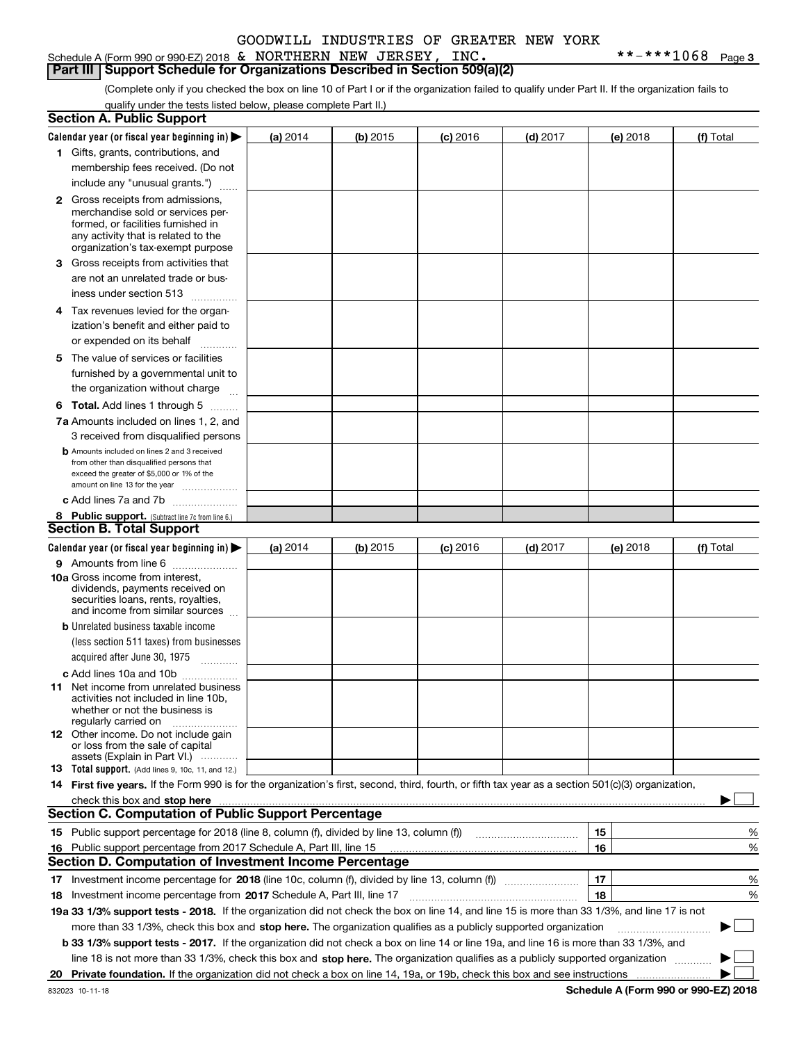GOODWILL INDUSTRIES OF GREATER NEW YORK

Schedule A (Form 990 or 990-EZ) 2018 & NORTHERN NEW JERSEY, INC. **-***1068 Page 3

## Part III Support Schedule for Organizations Described in Section 509(a)(2)

(Complete only if you checked the box on line 10 of Part I or if the organization failed to qualify under Part II. If the organization fails to qualify under the tests listed below, please complete Part II.)

### Section A. Public Support

| Calendar year (or fiscal year beginning in) ▶ | (a) 2014 | (b) 2015 | (c) 2016 | (d) 2017 | (e) 2018 | (f) Total |
|---|---|---|---|---|---|---|
| 1 Gifts, grants, contributions, and membership fees received. (Do not include any "unusual grants.") | | | | | | |
| 2 Gross receipts from admissions, merchandise sold or services performed, or facilities furnished in any activity that is related to the organization's tax-exempt purpose | | | | | | |
| 3 Gross receipts from activities that are not an unrelated trade or business under section 513 | | | | | | |
| 4 Tax revenues levied for the organization's benefit and either paid to or expended on its behalf | | | | | | |
| 5 The value of services or facilities furnished by a governmental unit to the organization without charge | | | | | | |
| 6 **Total.** Add lines 1 through 5 | | | | | | |
| 7a Amounts included on lines 1, 2, and 3 received from disqualified persons | | | | | | |
| b Amounts included on lines 2 and 3 received from other than disqualified persons that exceed the greater of $5,000 or 1% of the amount on line 13 for the year | | | | | | |
| c Add lines 7a and 7b | | | | | | |
| 8 **Public support.** (Subtract line 7c from line 6.) | | | | | | |

### Section B. Total Support

| Calendar year (or fiscal year beginning in) ▶ | (a) 2014 | (b) 2015 | (c) 2016 | (d) 2017 | (e) 2018 | (f) Total |
|---|---|---|---|---|---|---|
| 9 Amounts from line 6 | | | | | | |
| 10a Gross income from interest, dividends, payments received on securities loans, rents, royalties, and income from similar sources | | | | | | |
| b Unrelated business taxable income (less section 511 taxes) from businesses acquired after June 30, 1975 | | | | | | |
| c Add lines 10a and 10b | | | | | | |
| 11 Net income from unrelated business activities not included in line 10b, whether or not the business is regularly carried on | | | | | | |
| 12 Other income. Do not include gain or loss from the sale of capital assets (Explain in Part VI.) | | | | | | |
| 13 **Total support.** (Add lines 9, 10c, 11, and 12.) | | | | | | |

14 **First five years.** If the Form 990 is for the organization's first, second, third, fourth, or fifth tax year as a section 501(c)(3) organization, check this box and **stop here** ▶ ☐

### Section C. Computation of Public Support Percentage

| | | | |
|---|---|---|---|
| 15 | Public support percentage for 2018 (line 8, column (f), divided by line 13, column (f)) | 15 | % |
| 16 | Public support percentage from 2017 Schedule A, Part III, line 15 | 16 | % |

### Section D. Computation of Investment Income Percentage

| | | | |
|---|---|---|---|
| 17 | Investment income percentage for **2018** (line 10c, column (f), divided by line 13, column (f)) | 17 | % |
| 18 | Investment income percentage from **2017** Schedule A, Part III, line 17 | 18 | % |

**19a 33 1/3% support tests - 2018.** If the organization did not check the box on line 14, and line 15 is more than 33 1/3%, and line 17 is not more than 33 1/3%, check this box and **stop here.** The organization qualifies as a publicly supported organization ▶ ☐

**b 33 1/3% support tests - 2017.** If the organization did not check a box on line 14 or line 19a, and line 16 is more than 33 1/3%, and line 18 is not more than 33 1/3%, check this box and **stop here.** The organization qualifies as a publicly supported organization ▶ ☐

**20 Private foundation.** If the organization did not check a box on line 14, 19a, or 19b, check this box and see instructions ▶ ☐

832023 10-11-18 **Schedule A (Form 990 or 990-EZ) 2018**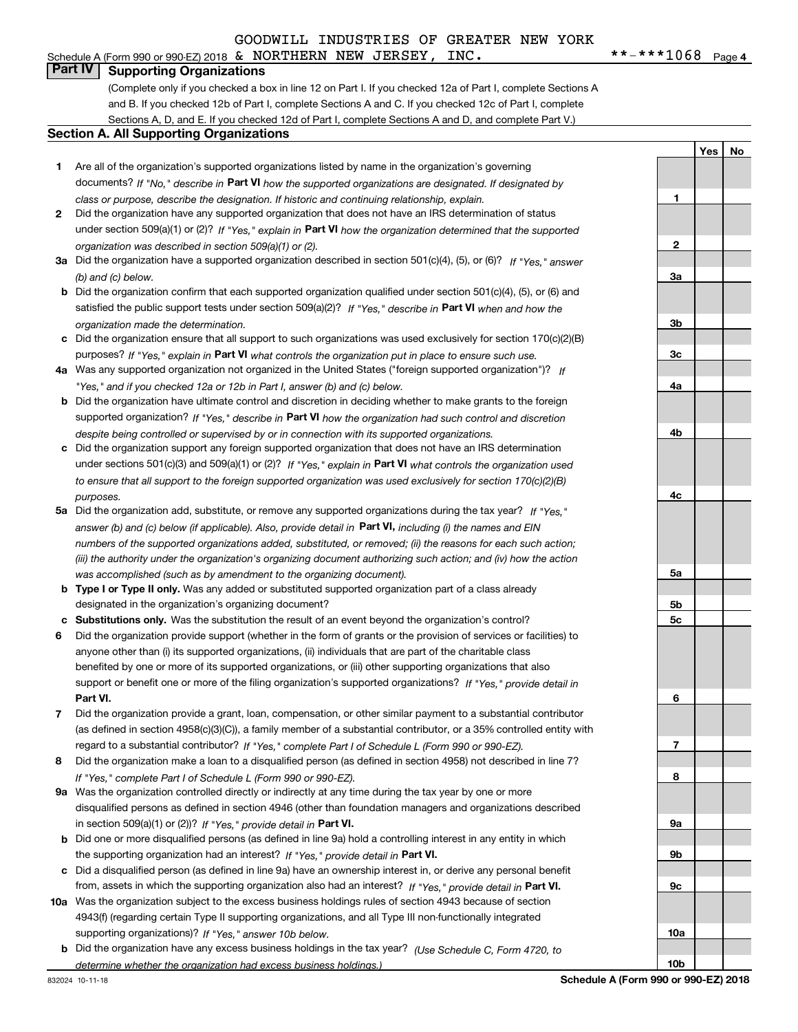GOODWILL INDUSTRIES OF GREATER NEW YORK

Schedule A (Form 990 or 990-EZ) 2018 & NORTHERN NEW JERSEY, INC. **-***1068 Page 4

## Part IV Supporting Organizations

(Complete only if you checked a box in line 12 on Part I. If you checked 12a of Part I, complete Sections A and B. If you checked 12b of Part I, complete Sections A and C. If you checked 12c of Part I, complete Sections A, D, and E. If you checked 12d of Part I, complete Sections A and D, and complete Part V.)

### Section A. All Supporting Organizations

| | | | Yes | No |
|---|---|---|---|---|
| 1 | Are all of the organization's supported organizations listed by name in the organization's governing documents? *If "No," describe in* **Part VI** *how the supported organizations are designated. If designated by class or purpose, describe the designation. If historic and continuing relationship, explain.* | 1 | | |
| 2 | Did the organization have any supported organization that does not have an IRS determination of status under section 509(a)(1) or (2)? *If "Yes," explain in* **Part VI** *how the organization determined that the supported organization was described in section 509(a)(1) or (2).* | 2 | | |
| 3a | Did the organization have a supported organization described in section 501(c)(4), (5), or (6)? *If "Yes," answer (b) and (c) below.* | 3a | | |
| b | Did the organization confirm that each supported organization qualified under section 501(c)(4), (5), or (6) and satisfied the public support tests under section 509(a)(2)? *If "Yes," describe in* **Part VI** *when and how the organization made the determination.* | 3b | | |
| c | Did the organization ensure that all support to such organizations was used exclusively for section 170(c)(2)(B) purposes? *If "Yes," explain in* **Part VI** *what controls the organization put in place to ensure such use.* | 3c | | |
| 4a | Was any supported organization not organized in the United States ("foreign supported organization")? *If "Yes," and if you checked 12a or 12b in Part I, answer (b) and (c) below.* | 4a | | |
| b | Did the organization have ultimate control and discretion in deciding whether to make grants to the foreign supported organization? *If "Yes," describe in* **Part VI** *how the organization had such control and discretion despite being controlled or supervised by or in connection with its supported organizations.* | 4b | | |
| c | Did the organization support any foreign supported organization that does not have an IRS determination under sections 501(c)(3) and 509(a)(1) or (2)? *If "Yes," explain in* **Part VI** *what controls the organization used to ensure that all support to the foreign supported organization was used exclusively for section 170(c)(2)(B) purposes.* | 4c | | |
| 5a | Did the organization add, substitute, or remove any supported organizations during the tax year? *If "Yes," answer (b) and (c) below (if applicable). Also, provide detail in* **Part VI,** *including (i) the names and EIN numbers of the supported organizations added, substituted, or removed; (ii) the reasons for each such action; (iii) the authority under the organization's organizing document authorizing such action; and (iv) how the action was accomplished (such as by amendment to the organizing document).* | 5a | | |
| b | **Type I or Type II only.** Was any added or substituted supported organization part of a class already designated in the organization's organizing document? | 5b | | |
| c | **Substitutions only.** Was the substitution the result of an event beyond the organization's control? | 5c | | |
| 6 | Did the organization provide support (whether in the form of grants or the provision of services or facilities) to anyone other than (i) its supported organizations, (ii) individuals that are part of the charitable class benefited by one or more of its supported organizations, or (iii) other supporting organizations that also support or benefit one or more of the filing organization's supported organizations? *If "Yes," provide detail in* **Part VI.** | 6 | | |
| 7 | Did the organization provide a grant, loan, compensation, or other similar payment to a substantial contributor (as defined in section 4958(c)(3)(C)), a family member of a substantial contributor, or a 35% controlled entity with regard to a substantial contributor? *If "Yes," complete Part I of Schedule L (Form 990 or 990-EZ).* | 7 | | |
| 8 | Did the organization make a loan to a disqualified person (as defined in section 4958) not described in line 7? *If "Yes," complete Part I of Schedule L (Form 990 or 990-EZ).* | 8 | | |
| 9a | Was the organization controlled directly or indirectly at any time during the tax year by one or more disqualified persons as defined in section 4946 (other than foundation managers and organizations described in section 509(a)(1) or (2))? *If "Yes," provide detail in* **Part VI.** | 9a | | |
| b | Did one or more disqualified persons (as defined in line 9a) hold a controlling interest in any entity in which the supporting organization had an interest? *If "Yes," provide detail in* **Part VI.** | 9b | | |
| c | Did a disqualified person (as defined in line 9a) have an ownership interest in, or derive any personal benefit from, assets in which the supporting organization also had an interest? *If "Yes," provide detail in* **Part VI.** | 9c | | |
| 10a | Was the organization subject to the excess business holdings rules of section 4943 because of section 4943(f) (regarding certain Type II supporting organizations, and all Type III non-functionally integrated supporting organizations)? *If "Yes," answer 10b below.* | 10a | | |
| b | Did the organization have any excess business holdings in the tax year? *(Use Schedule C, Form 4720, to determine whether the organization had excess business holdings.)* | 10b | | |

832024 10-11-18 **Schedule A (Form 990 or 990-EZ) 2018**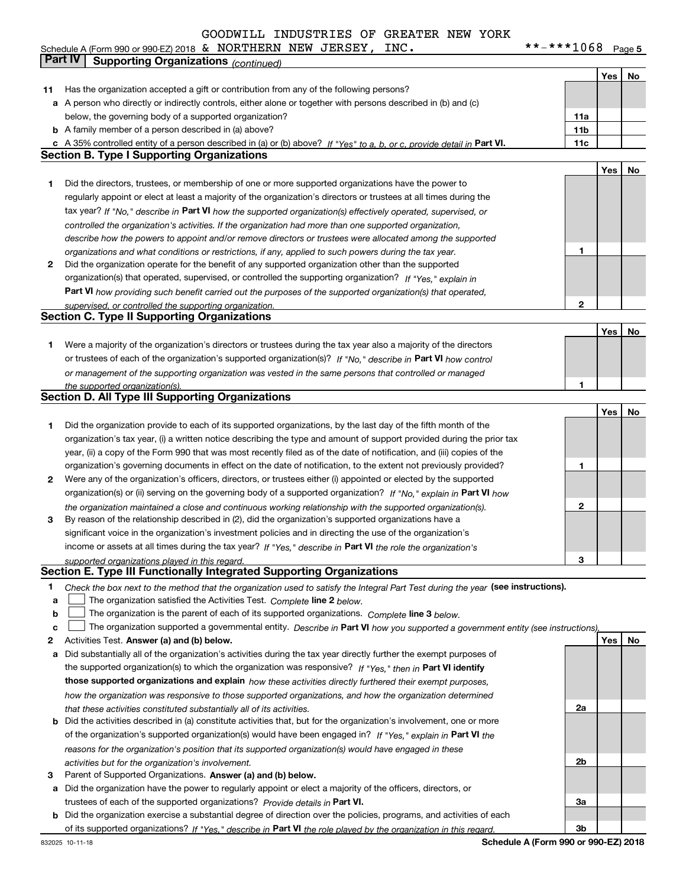GOODWILL INDUSTRIES OF GREATER NEW YORK

Schedule A (Form 990 or 990-EZ) 2018 & NORTHERN NEW JERSEY, INC. **-***1068 Page 5

## Part IV Supporting Organizations *(continued)*

| | | | Yes | No |
|---|---|---|---|---|
| **11** | Has the organization accepted a gift or contribution from any of the following persons? | | | |
| **a** | A person who directly or indirectly controls, either alone or together with persons described in (b) and (c) below, the governing body of a supported organization? | **11a** | | |
| **b** | A family member of a person described in (a) above? | **11b** | | |
| **c** | A 35% controlled entity of a person described in (a) or (b) above? *If "Yes" to a, b, or c, provide detail in* **Part VI.** | **11c** | | |

### Section B. Type I Supporting Organizations

| | | | Yes | No |
|---|---|---|---|---|
| **1** | Did the directors, trustees, or membership of one or more supported organizations have the power to regularly appoint or elect at least a majority of the organization's directors or trustees at all times during the tax year? *If "No," describe in* **Part VI** *how the supported organization(s) effectively operated, supervised, or controlled the organization's activities. If the organization had more than one supported organization, describe how the powers to appoint and/or remove directors or trustees were allocated among the supported organizations and what conditions or restrictions, if any, applied to such powers during the tax year.* | **1** | | |
| **2** | Did the organization operate for the benefit of any supported organization other than the supported organization(s) that operated, supervised, or controlled the supporting organization? *If "Yes," explain in* **Part VI** *how providing such benefit carried out the purposes of the supported organization(s) that operated, supervised, or controlled the supporting organization.* | **2** | | |

### Section C. Type II Supporting Organizations

| | | | Yes | No |
|---|---|---|---|---|
| **1** | Were a majority of the organization's directors or trustees during the tax year also a majority of the directors or trustees of each of the organization's supported organization(s)? *If "No," describe in* **Part VI** *how control or management of the supporting organization was vested in the same persons that controlled or managed the supported organization(s).* | **1** | | |

### Section D. All Type III Supporting Organizations

| | | | Yes | No |
|---|---|---|---|---|
| **1** | Did the organization provide to each of its supported organizations, by the last day of the fifth month of the organization's tax year, (i) a written notice describing the type and amount of support provided during the prior tax year, (ii) a copy of the Form 990 that was most recently filed as of the date of notification, and (iii) copies of the organization's governing documents in effect on the date of notification, to the extent not previously provided? | **1** | | |
| **2** | Were any of the organization's officers, directors, or trustees either (i) appointed or elected by the supported organization(s) or (ii) serving on the governing body of a supported organization? *If "No," explain in* **Part VI** *how the organization maintained a close and continuous working relationship with the supported organization(s).* | **2** | | |
| **3** | By reason of the relationship described in (2), did the organization's supported organizations have a significant voice in the organization's investment policies and in directing the use of the organization's income or assets at all times during the tax year? *If "Yes," describe in* **Part VI** *the role the organization's supported organizations played in this regard.* | **3** | | |

### Section E. Type III Functionally Integrated Supporting Organizations

**1** *Check the box next to the method that the organization used to satisfy the Integral Part Test during the year* **(see instructions).**

- **a** ☐ The organization satisfied the Activities Test. *Complete* **line 2** *below.*
- **b** ☐ The organization is the parent of each of its supported organizations. *Complete* **line 3** *below.*
- **c** ☐ The organization supported a governmental entity. *Describe in* **Part VI** *how you supported a government entity (see instructions).*

| | | | Yes | No |
|---|---|---|---|---|
| **2** | Activities Test. **Answer (a) and (b) below.** | | | |
| **a** | Did substantially all of the organization's activities during the tax year directly further the exempt purposes of the supported organization(s) to which the organization was responsive? *If "Yes," then in* **Part VI identify those supported organizations and explain** *how these activities directly furthered their exempt purposes, how the organization was responsive to those supported organizations, and how the organization determined that these activities constituted substantially all of its activities.* | **2a** | | |
| **b** | Did the activities described in (a) constitute activities that, but for the organization's involvement, one or more of the organization's supported organization(s) would have been engaged in? *If "Yes," explain in* **Part VI** *the reasons for the organization's position that its supported organization(s) would have engaged in these activities but for the organization's involvement.* | **2b** | | |
| **3** | Parent of Supported Organizations. **Answer (a) and (b) below.** | | | |
| **a** | Did the organization have the power to regularly appoint or elect a majority of the officers, directors, or trustees of each of the supported organizations? *Provide details in* **Part VI.** | **3a** | | |
| **b** | Did the organization exercise a substantial degree of direction over the policies, programs, and activities of each of its supported organizations? *If "Yes," describe in* **Part VI** *the role played by the organization in this regard.* | **3b** | | |

832025 10-11-18 **Schedule A (Form 990 or 990-EZ) 2018**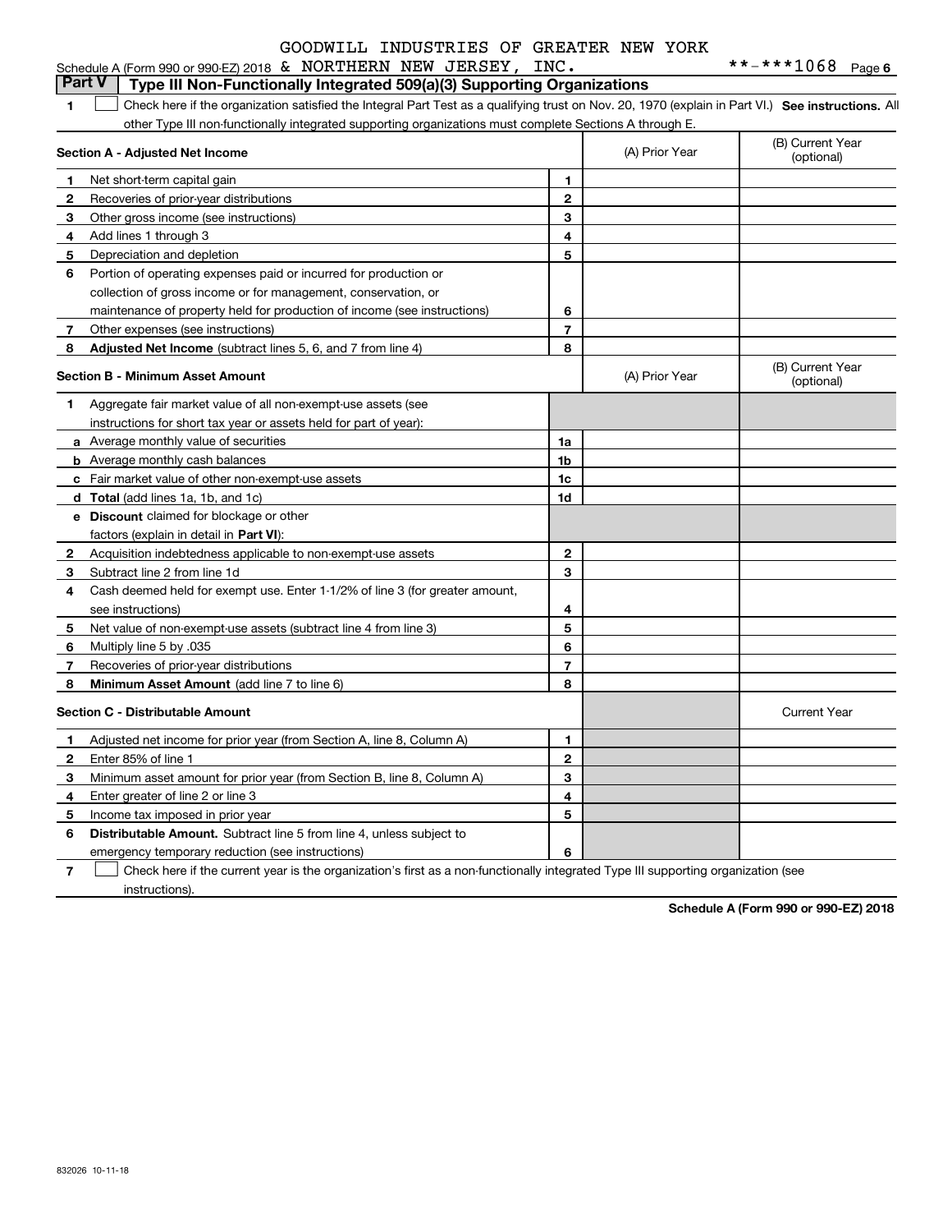GOODWILL INDUSTRIES OF GREATER NEW YORK

Schedule A (Form 990 or 990-EZ) 2018 & NORTHERN NEW JERSEY, INC. **-***1068 Page 6

## Part V Type III Non-Functionally Integrated 509(a)(3) Supporting Organizations

1 ☐ Check here if the organization satisfied the Integral Part Test as a qualifying trust on Nov. 20, 1970 (explain in Part VI.) **See instructions.** All other Type III non-functionally integrated supporting organizations must complete Sections A through E.

| **Section A - Adjusted Net Income** | | (A) Prior Year | (B) Current Year (optional) |
|---|---|---|---|
| 1 Net short-term capital gain | 1 | | |
| 2 Recoveries of prior-year distributions | 2 | | |
| 3 Other gross income (see instructions) | 3 | | |
| 4 Add lines 1 through 3 | 4 | | |
| 5 Depreciation and depletion | 5 | | |
| 6 Portion of operating expenses paid or incurred for production or collection of gross income or for management, conservation, or maintenance of property held for production of income (see instructions) | 6 | | |
| 7 Other expenses (see instructions) | 7 | | |
| 8 **Adjusted Net Income** (subtract lines 5, 6, and 7 from line 4) | 8 | | |

| **Section B - Minimum Asset Amount** | | (A) Prior Year | (B) Current Year (optional) |
|---|---|---|---|
| 1 Aggregate fair market value of all non-exempt-use assets (see instructions for short tax year or assets held for part of year): | | | |
| a Average monthly value of securities | 1a | | |
| b Average monthly cash balances | 1b | | |
| c Fair market value of other non-exempt-use assets | 1c | | |
| d **Total** (add lines 1a, 1b, and 1c) | 1d | | |
| e **Discount** claimed for blockage or other factors (explain in detail in **Part VI**): | | | |
| 2 Acquisition indebtedness applicable to non-exempt-use assets | 2 | | |
| 3 Subtract line 2 from line 1d | 3 | | |
| 4 Cash deemed held for exempt use. Enter 1-1/2% of line 3 (for greater amount, see instructions) | 4 | | |
| 5 Net value of non-exempt-use assets (subtract line 4 from line 3) | 5 | | |
| 6 Multiply line 5 by .035 | 6 | | |
| 7 Recoveries of prior-year distributions | 7 | | |
| 8 **Minimum Asset Amount** (add line 7 to line 6) | 8 | | |

| **Section C - Distributable Amount** | | | Current Year |
|---|---|---|---|
| 1 Adjusted net income for prior year (from Section A, line 8, Column A) | 1 | | |
| 2 Enter 85% of line 1 | 2 | | |
| 3 Minimum asset amount for prior year (from Section B, line 8, Column A) | 3 | | |
| 4 Enter greater of line 2 or line 3 | 4 | | |
| 5 Income tax imposed in prior year | 5 | | |
| 6 **Distributable Amount.** Subtract line 5 from line 4, unless subject to emergency temporary reduction (see instructions) | 6 | | |

7 ☐ Check here if the current year is the organization's first as a non-functionally integrated Type III supporting organization (see instructions).

**Schedule A (Form 990 or 990-EZ) 2018**

832026 10-11-18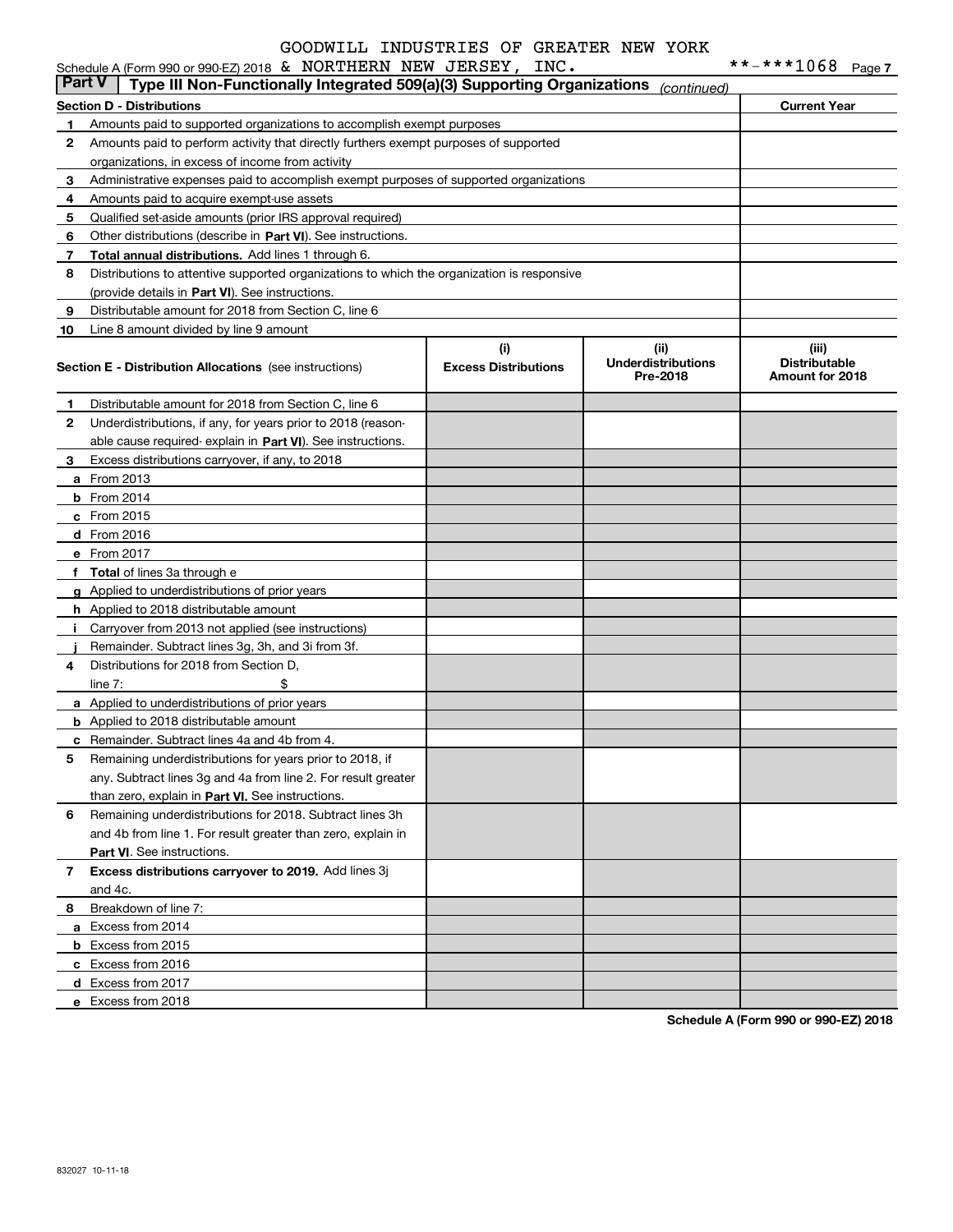GOODWILL INDUSTRIES OF GREATER NEW YORK

Schedule A (Form 990 or 990-EZ) 2018 & NORTHERN NEW JERSEY, INC. **-***1068 Page 7

## Part V Type III Non-Functionally Integrated 509(a)(3) Supporting Organizations *(continued)*

| Section D - Distributions | | Current Year |
|---|---|---|
| 1 | Amounts paid to supported organizations to accomplish exempt purposes | |
| 2 | Amounts paid to perform activity that directly furthers exempt purposes of supported organizations, in excess of income from activity | |
| 3 | Administrative expenses paid to accomplish exempt purposes of supported organizations | |
| 4 | Amounts paid to acquire exempt-use assets | |
| 5 | Qualified set-aside amounts (prior IRS approval required) | |
| 6 | Other distributions (describe in **Part VI**). See instructions. | |
| 7 | **Total annual distributions.** Add lines 1 through 6. | |
| 8 | Distributions to attentive supported organizations to which the organization is responsive (provide details in **Part VI**). See instructions. | |
| 9 | Distributable amount for 2018 from Section C, line 6 | |
| 10 | Line 8 amount divided by line 9 amount | |

| Section E - Distribution Allocations (see instructions) | (i) Excess Distributions | (ii) Underdistributions Pre-2018 | (iii) Distributable Amount for 2018 |
|---|---|---|---|
| **1** Distributable amount for 2018 from Section C, line 6 | | | |
| **2** Underdistributions, if any, for years prior to 2018 (reasonable cause required- explain in **Part VI**). See instructions. | | | |
| **3** Excess distributions carryover, if any, to 2018 | | | |
| **a** From 2013 | | | |
| **b** From 2014 | | | |
| **c** From 2015 | | | |
| **d** From 2016 | | | |
| **e** From 2017 | | | |
| **f** **Total** of lines 3a through e | | | |
| **g** Applied to underdistributions of prior years | | | |
| **h** Applied to 2018 distributable amount | | | |
| **i** Carryover from 2013 not applied (see instructions) | | | |
| **j** Remainder. Subtract lines 3g, 3h, and 3i from 3f. | | | |
| **4** Distributions for 2018 from Section D, line 7: $ | | | |
| **a** Applied to underdistributions of prior years | | | |
| **b** Applied to 2018 distributable amount | | | |
| **c** Remainder. Subtract lines 4a and 4b from 4. | | | |
| **5** Remaining underdistributions for years prior to 2018, if any. Subtract lines 3g and 4a from line 2. For result greater than zero, explain in **Part VI.** See instructions. | | | |
| **6** Remaining underdistributions for 2018. Subtract lines 3h and 4b from line 1. For result greater than zero, explain in **Part VI**. See instructions. | | | |
| **7** **Excess distributions carryover to 2019.** Add lines 3j and 4c. | | | |
| **8** Breakdown of line 7: | | | |
| **a** Excess from 2014 | | | |
| **b** Excess from 2015 | | | |
| **c** Excess from 2016 | | | |
| **d** Excess from 2017 | | | |
| **e** Excess from 2018 | | | |

**Schedule A (Form 990 or 990-EZ) 2018**

832027 10-11-18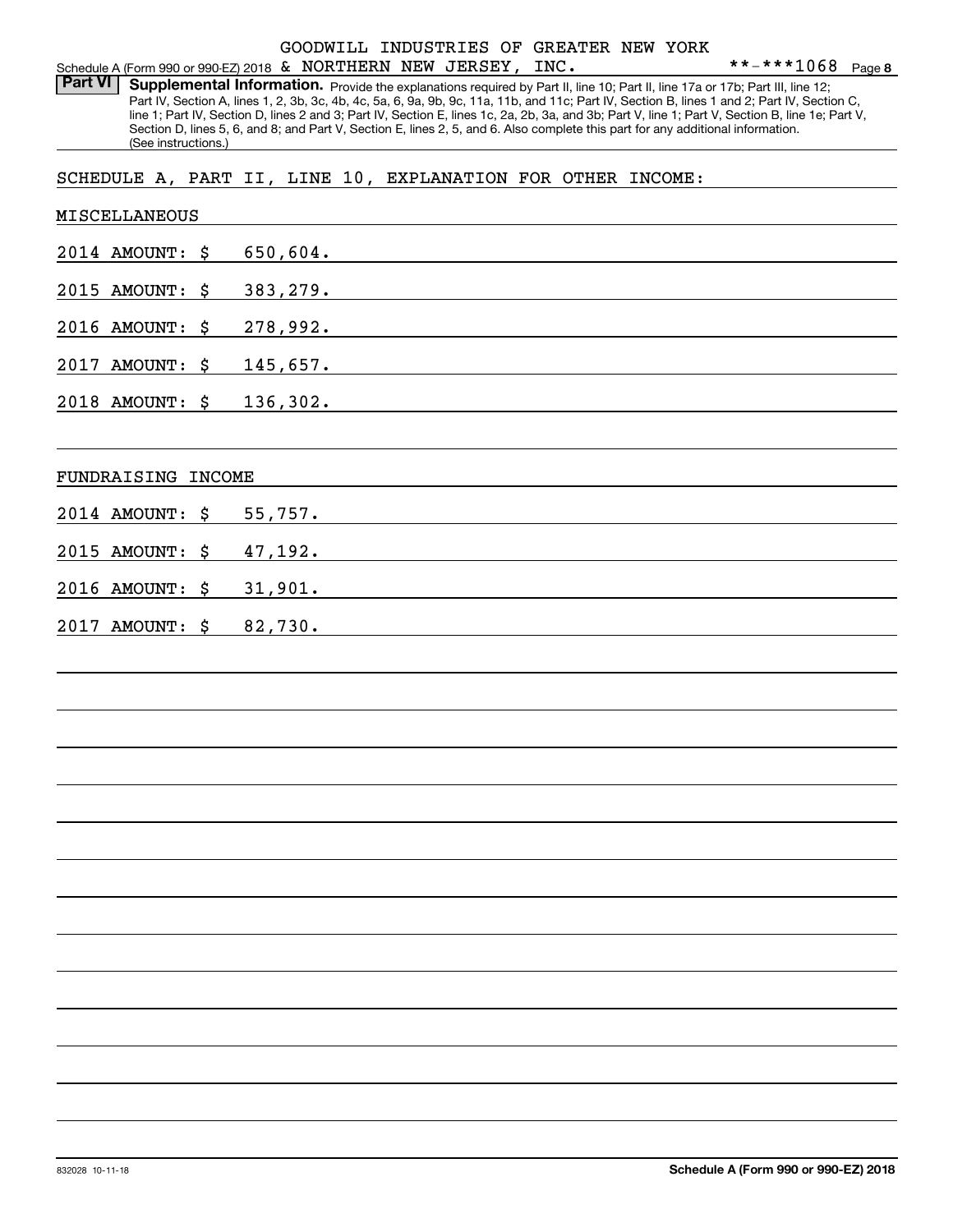GOODWILL INDUSTRIES OF GREATER NEW YORK
Schedule A (Form 990 or 990-EZ) 2018 & NORTHERN NEW JERSEY, INC. **-***1068 Page 8

**Part VI** **Supplemental Information.** Provide the explanations required by Part II, line 10; Part II, line 17a or 17b; Part III, line 12; Part IV, Section A, lines 1, 2, 3b, 3c, 4b, 4c, 5a, 6, 9a, 9b, 9c, 11a, 11b, and 11c; Part IV, Section B, lines 1 and 2; Part IV, Section C, line 1; Part IV, Section D, lines 2 and 3; Part IV, Section E, lines 1c, 2a, 2b, 3a, and 3b; Part V, line 1; Part V, Section B, line 1e; Part V, Section D, lines 5, 6, and 8; and Part V, Section E, lines 2, 5, and 6. Also complete this part for any additional information. (See instructions.)

SCHEDULE A, PART II, LINE 10, EXPLANATION FOR OTHER INCOME:

MISCELLANEOUS

2014 AMOUNT: $ 650,604.

2015 AMOUNT: $ 383,279.

2016 AMOUNT: $ 278,992.

2017 AMOUNT: $ 145,657.

2018 AMOUNT: $ 136,302.

FUNDRAISING INCOME

2014 AMOUNT: $ 55,757.

2015 AMOUNT: $ 47,192.

2016 AMOUNT: $ 31,901.

2017 AMOUNT: $ 82,730.

832028 10-11-18 **Schedule A (Form 990 or 990-EZ) 2018**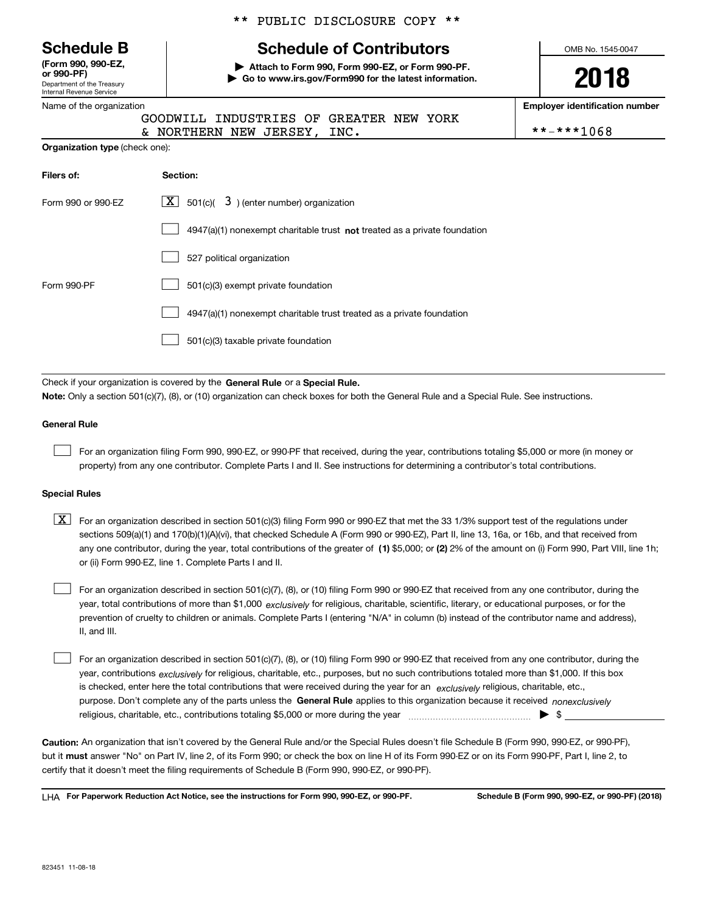** PUBLIC DISCLOSURE COPY **

**Schedule B**
**(Form 990, 990-EZ, or 990-PF)**
Department of the Treasury
Internal Revenue Service

# Schedule of Contributors

▶ **Attach to Form 990, Form 990-EZ, or Form 990-PF.**
▶ **Go to www.irs.gov/Form990 for the latest information.**

OMB No. 1545-0047

**2018**

Name of the organization: GOODWILL INDUSTRIES OF GREATER NEW YORK & NORTHERN NEW JERSEY, INC.

**Employer identification number:** **-***1068

**Organization type** (check one):

| Filers of: | Section: |
|---|---|
| Form 990 or 990-EZ | [X] 501(c)( 3 ) (enter number) organization |
| | [ ] 4947(a)(1) nonexempt charitable trust **not** treated as a private foundation |
| | [ ] 527 political organization |
| Form 990-PF | [ ] 501(c)(3) exempt private foundation |
| | [ ] 4947(a)(1) nonexempt charitable trust treated as a private foundation |
| | [ ] 501(c)(3) taxable private foundation |

Check if your organization is covered by the **General Rule** or a **Special Rule.**

**Note:** Only a section 501(c)(7), (8), or (10) organization can check boxes for both the General Rule and a Special Rule. See instructions.

**General Rule**

[ ] For an organization filing Form 990, 990-EZ, or 990-PF that received, during the year, contributions totaling $5,000 or more (in money or property) from any one contributor. Complete Parts I and II. See instructions for determining a contributor's total contributions.

**Special Rules**

[X] For an organization described in section 501(c)(3) filing Form 990 or 990-EZ that met the 33 1/3% support test of the regulations under sections 509(a)(1) and 170(b)(1)(A)(vi), that checked Schedule A (Form 990 or 990-EZ), Part II, line 13, 16a, or 16b, and that received from any one contributor, during the year, total contributions of the greater of **(1)** $5,000; or **(2)** 2% of the amount on (i) Form 990, Part VIII, line 1h; or (ii) Form 990-EZ, line 1. Complete Parts I and II.

[ ] For an organization described in section 501(c)(7), (8), or (10) filing Form 990 or 990-EZ that received from any one contributor, during the year, total contributions of more than $1,000 *exclusively* for religious, charitable, scientific, literary, or educational purposes, or for the prevention of cruelty to children or animals. Complete Parts I (entering "N/A" in column (b) instead of the contributor name and address), II, and III.

[ ] For an organization described in section 501(c)(7), (8), or (10) filing Form 990 or 990-EZ that received from any one contributor, during the year, contributions *exclusively* for religious, charitable, etc., purposes, but no such contributions totaled more than $1,000. If this box is checked, enter here the total contributions that were received during the year for an *exclusively* religious, charitable, etc., purpose. Don't complete any of the parts unless the **General Rule** applies to this organization because it received *nonexclusively* religious, charitable, etc., contributions totaling $5,000 or more during the year ▶ $ ____________

**Caution:** An organization that isn't covered by the General Rule and/or the Special Rules doesn't file Schedule B (Form 990, 990-EZ, or 990-PF), but it **must** answer "No" on Part IV, line 2, of its Form 990; or check the box on line H of its Form 990-EZ or on its Form 990-PF, Part I, line 2, to certify that it doesn't meet the filing requirements of Schedule B (Form 990, 990-EZ, or 990-PF).

LHA **For Paperwork Reduction Act Notice, see the instructions for Form 990, 990-EZ, or 990-PF.** **Schedule B (Form 990, 990-EZ, or 990-PF) (2018)**

823451 11-08-18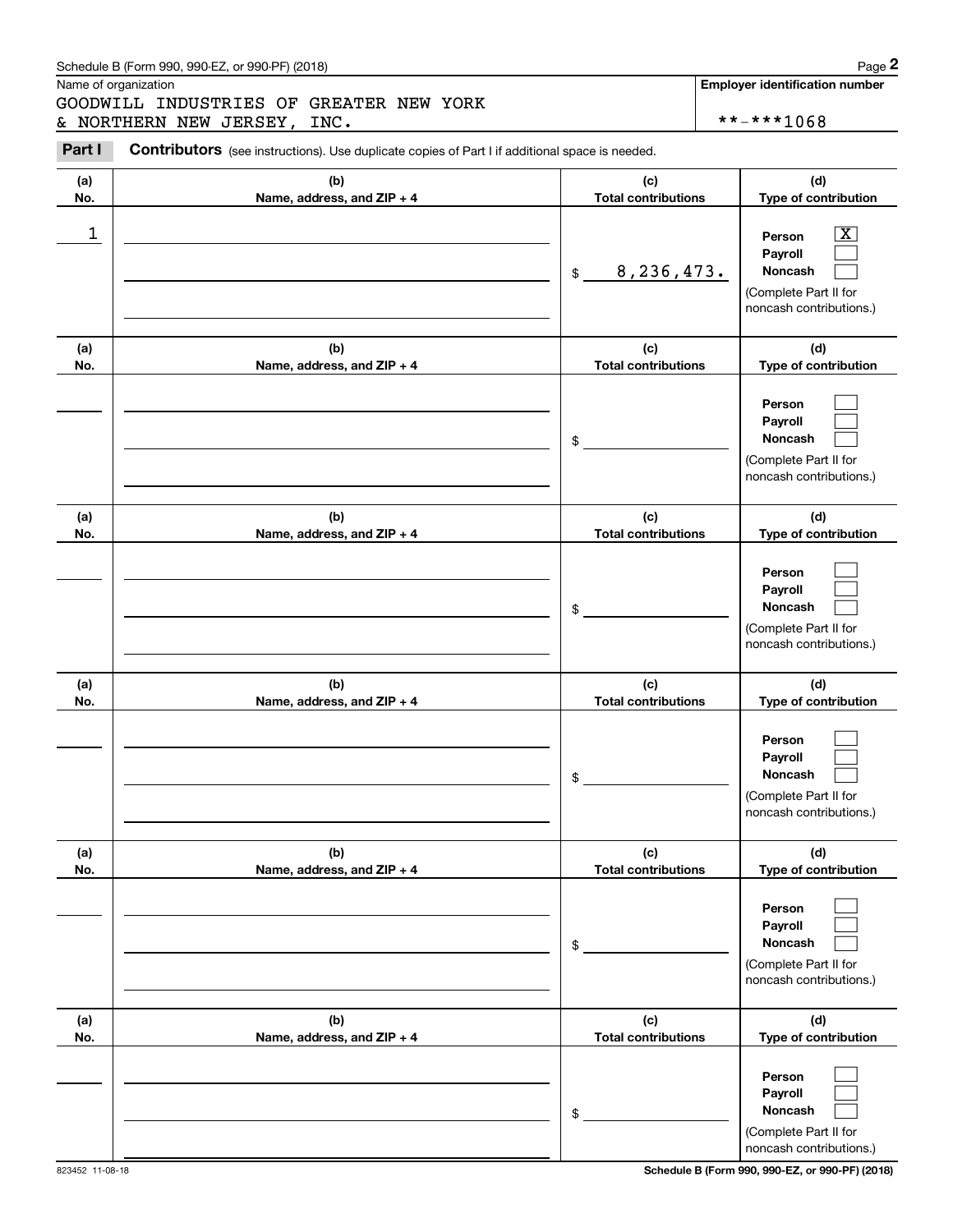Name of organization

GOODWILL INDUSTRIES OF GREATER NEW YORK & NORTHERN NEW JERSEY, INC.

**Employer identification number**

**-***1068

**Part I** **Contributors** (see instructions). Use duplicate copies of Part I if additional space is needed.

| (a) No. | (b) Name, address, and ZIP + 4 | (c) Total contributions | (d) Type of contribution |
|---|---|---|---|
| 1 | | $ 8,236,473. | Person [X] Payroll [ ] Noncash [ ] (Complete Part II for noncash contributions.) |
| | | $ | Person [ ] Payroll [ ] Noncash [ ] (Complete Part II for noncash contributions.) |
| | | $ | Person [ ] Payroll [ ] Noncash [ ] (Complete Part II for noncash contributions.) |
| | | $ | Person [ ] Payroll [ ] Noncash [ ] (Complete Part II for noncash contributions.) |
| | | $ | Person [ ] Payroll [ ] Noncash [ ] (Complete Part II for noncash contributions.) |
| | | $ | Person [ ] Payroll [ ] Noncash [ ] (Complete Part II for noncash contributions.) |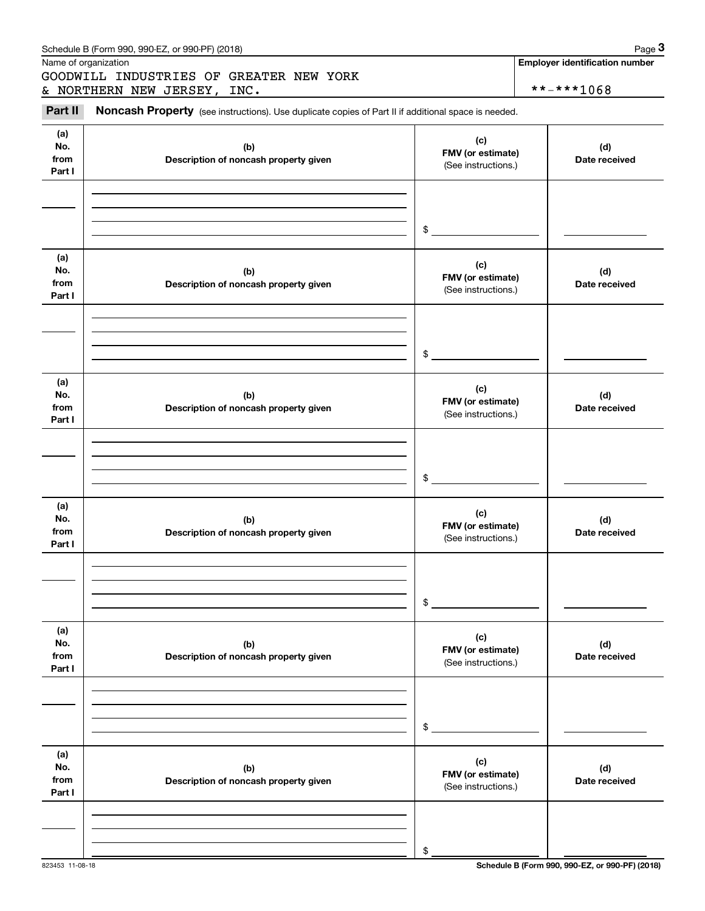Name of organization

GOODWILL INDUSTRIES OF GREATER NEW YORK
& NORTHERN NEW JERSEY, INC.

**Employer identification number**

**-***1068

**Part II** **Noncash Property** (see instructions). Use duplicate copies of Part II if additional space is needed.

| (a) No. from Part I | (b) Description of noncash property given | (c) FMV (or estimate) (See instructions.) | (d) Date received |
|---|---|---|---|
| | | $ | |

| (a) No. from Part I | (b) Description of noncash property given | (c) FMV (or estimate) (See instructions.) | (d) Date received |
|---|---|---|---|
| | | $ | |

| (a) No. from Part I | (b) Description of noncash property given | (c) FMV (or estimate) (See instructions.) | (d) Date received |
|---|---|---|---|
| | | $ | |

| (a) No. from Part I | (b) Description of noncash property given | (c) FMV (or estimate) (See instructions.) | (d) Date received |
|---|---|---|---|
| | | $ | |

| (a) No. from Part I | (b) Description of noncash property given | (c) FMV (or estimate) (See instructions.) | (d) Date received |
|---|---|---|---|
| | | $ | |

| (a) No. from Part I | (b) Description of noncash property given | (c) FMV (or estimate) (See instructions.) | (d) Date received |
|---|---|---|---|
| | | $ | |

823453 11-08-18

**Schedule B (Form 990, 990-EZ, or 990-PF) (2018)**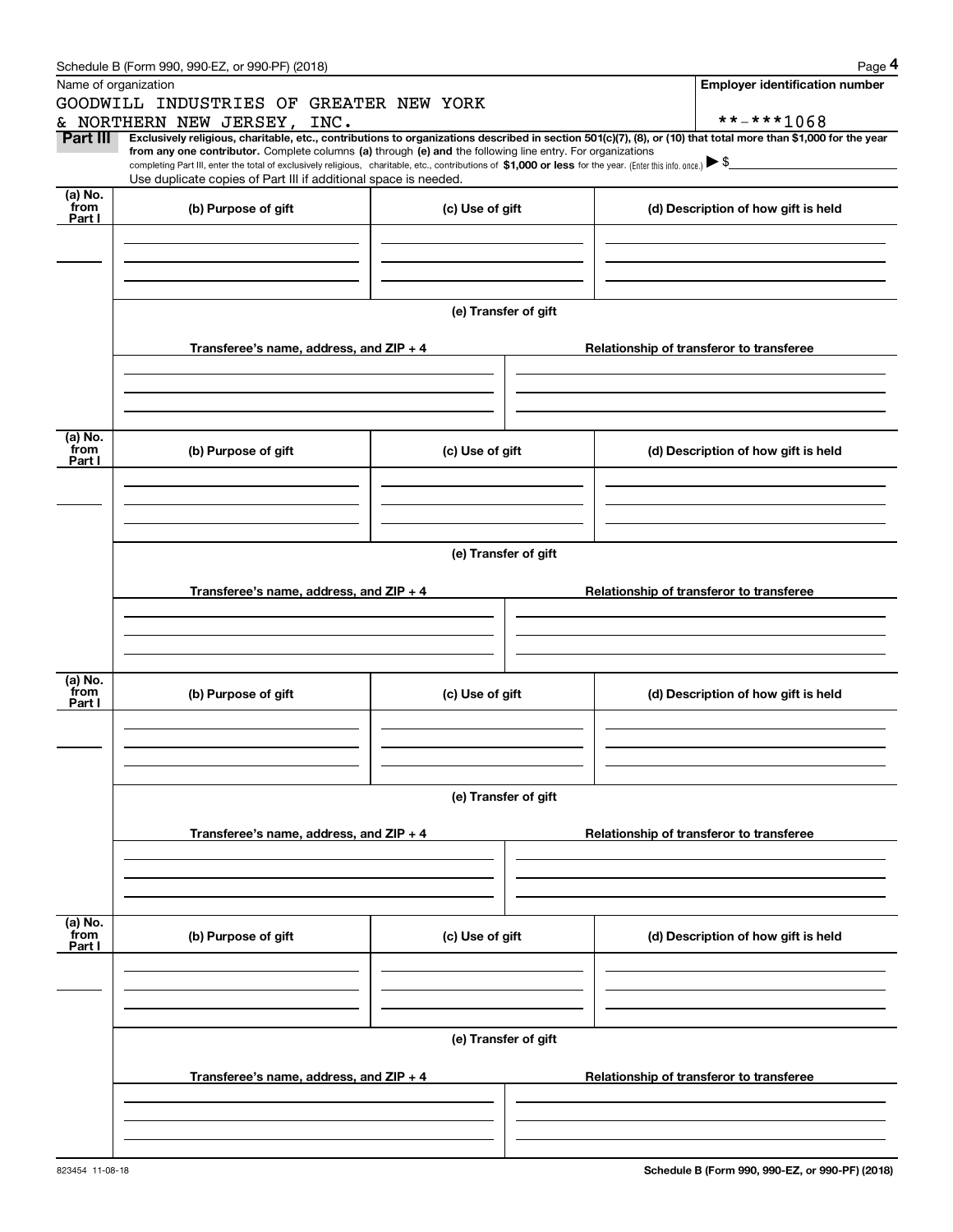Schedule B (Form 990, 990-EZ, or 990-PF) (2018)

Name of organization

GOODWILL INDUSTRIES OF GREATER NEW YORK & NORTHERN NEW JERSEY, INC.

**Employer identification number**

**-***1068

**Part III** **Exclusively religious, charitable, etc., contributions to organizations described in section 501(c)(7), (8), or (10) that total more than $1,000 for the year from any one contributor.** Complete columns **(a)** through **(e) and** the following line entry. For organizations completing Part III, enter the total of exclusively religious, charitable, etc., contributions of **$1,000 or less** for the year. (Enter this info. once.) ▶ $

Use duplicate copies of Part III if additional space is needed.

| (a) No. from Part I | (b) Purpose of gift | (c) Use of gift | (d) Description of how gift is held |
|---|---|---|---|
| | | | |

**(e) Transfer of gift**

| Transferee's name, address, and ZIP + 4 | Relationship of transferor to transferee |
|---|---|
| | |

| (a) No. from Part I | (b) Purpose of gift | (c) Use of gift | (d) Description of how gift is held |
|---|---|---|---|
| | | | |

**(e) Transfer of gift**

| Transferee's name, address, and ZIP + 4 | Relationship of transferor to transferee |
|---|---|
| | |

| (a) No. from Part I | (b) Purpose of gift | (c) Use of gift | (d) Description of how gift is held |
|---|---|---|---|
| | | | |

**(e) Transfer of gift**

| Transferee's name, address, and ZIP + 4 | Relationship of transferor to transferee |
|---|---|
| | |

| (a) No. from Part I | (b) Purpose of gift | (c) Use of gift | (d) Description of how gift is held |
|---|---|---|---|
| | | | |

**(e) Transfer of gift**

| Transferee's name, address, and ZIP + 4 | Relationship of transferor to transferee |
|---|---|
| | |

823454 11-08-18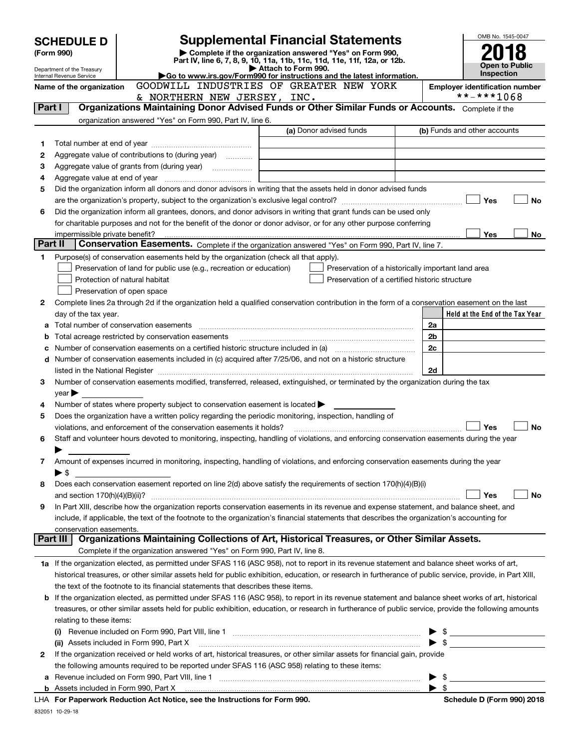# SCHEDULE D (Form 990)

Department of the Treasury
Internal Revenue Service

## Supplemental Financial Statements

▶ Complete if the organization answered "Yes" on Form 990, Part IV, line 6, 7, 8, 9, 10, 11a, 11b, 11c, 11d, 11e, 11f, 12a, or 12b.
▶ Attach to Form 990.
▶Go to www.irs.gov/Form990 for instructions and the latest information.

OMB No. 1545-0047

**2018**

**Open to Public Inspection**

Name of the organization: GOODWILL INDUSTRIES OF GREATER NEW YORK & NORTHERN NEW JERSEY, INC.

Employer identification number: **-***1068

**Part I — Organizations Maintaining Donor Advised Funds or Other Similar Funds or Accounts.** Complete if the organization answered "Yes" on Form 990, Part IV, line 6.

| | | (a) Donor advised funds | (b) Funds and other accounts |
|---|---|---|---|
| 1 | Total number at end of year | | |
| 2 | Aggregate value of contributions to (during year) | | |
| 3 | Aggregate value of grants from (during year) | | |
| 4 | Aggregate value at end of year | | |

5 Did the organization inform all donors and donor advisors in writing that the assets held in donor advised funds are the organization's property, subject to the organization's exclusive legal control? ☐ Yes ☐ No

6 Did the organization inform all grantees, donors, and donor advisors in writing that grant funds can be used only for charitable purposes and not for the benefit of the donor or donor advisor, or for any other purpose conferring impermissible private benefit? ☐ Yes ☐ No

**Part II — Conservation Easements.** Complete if the organization answered "Yes" on Form 990, Part IV, line 7.

1 Purpose(s) of conservation easements held by the organization (check all that apply).
- ☐ Preservation of land for public use (e.g., recreation or education)
- ☐ Protection of natural habitat
- ☐ Preservation of open space
- ☐ Preservation of a historically important land area
- ☐ Preservation of a certified historic structure

2 Complete lines 2a through 2d if the organization held a qualified conservation contribution in the form of a conservation easement on the last day of the tax year.

| | | | Held at the End of the Tax Year |
|---|---|---|---|
| a | Total number of conservation easements | 2a | |
| b | Total acreage restricted by conservation easements | 2b | |
| c | Number of conservation easements on a certified historic structure included in (a) | 2c | |
| d | Number of conservation easements included in (c) acquired after 7/25/06, and not on a historic structure listed in the National Register | 2d | |

3 Number of conservation easements modified, transferred, released, extinguished, or terminated by the organization during the tax year ▶

4 Number of states where property subject to conservation easement is located ▶

5 Does the organization have a written policy regarding the periodic monitoring, inspection, handling of violations, and enforcement of the conservation easements it holds? ☐ Yes ☐ No

6 Staff and volunteer hours devoted to monitoring, inspecting, handling of violations, and enforcing conservation easements during the year ▶

7 Amount of expenses incurred in monitoring, inspecting, handling of violations, and enforcing conservation easements during the year ▶ $

8 Does each conservation easement reported on line 2(d) above satisfy the requirements of section 170(h)(4)(B)(i) and section 170(h)(4)(B)(ii)? ☐ Yes ☐ No

9 In Part XIII, describe how the organization reports conservation easements in its revenue and expense statement, and balance sheet, and include, if applicable, the text of the footnote to the organization's financial statements that describes the organization's accounting for conservation easements.

**Part III — Organizations Maintaining Collections of Art, Historical Treasures, or Other Similar Assets.** Complete if the organization answered "Yes" on Form 990, Part IV, line 8.

1a If the organization elected, as permitted under SFAS 116 (ASC 958), not to report in its revenue statement and balance sheet works of art, historical treasures, or other similar assets held for public exhibition, education, or research in furtherance of public service, provide, in Part XIII, the text of the footnote to its financial statements that describes these items.

b If the organization elected, as permitted under SFAS 116 (ASC 958), to report in its revenue statement and balance sheet works of art, historical treasures, or other similar assets held for public exhibition, education, or research in furtherance of public service, provide the following amounts relating to these items:

(i) Revenue included on Form 990, Part VIII, line 1 ▶ $

(ii) Assets included in Form 990, Part X ▶ $

2 If the organization received or held works of art, historical treasures, or other similar assets for financial gain, provide the following amounts required to be reported under SFAS 116 (ASC 958) relating to these items:

a Revenue included on Form 990, Part VIII, line 1 ▶ $

b Assets included in Form 990, Part X ▶ $

LHA For Paperwork Reduction Act Notice, see the Instructions for Form 990. Schedule D (Form 990) 2018

832051 10-29-18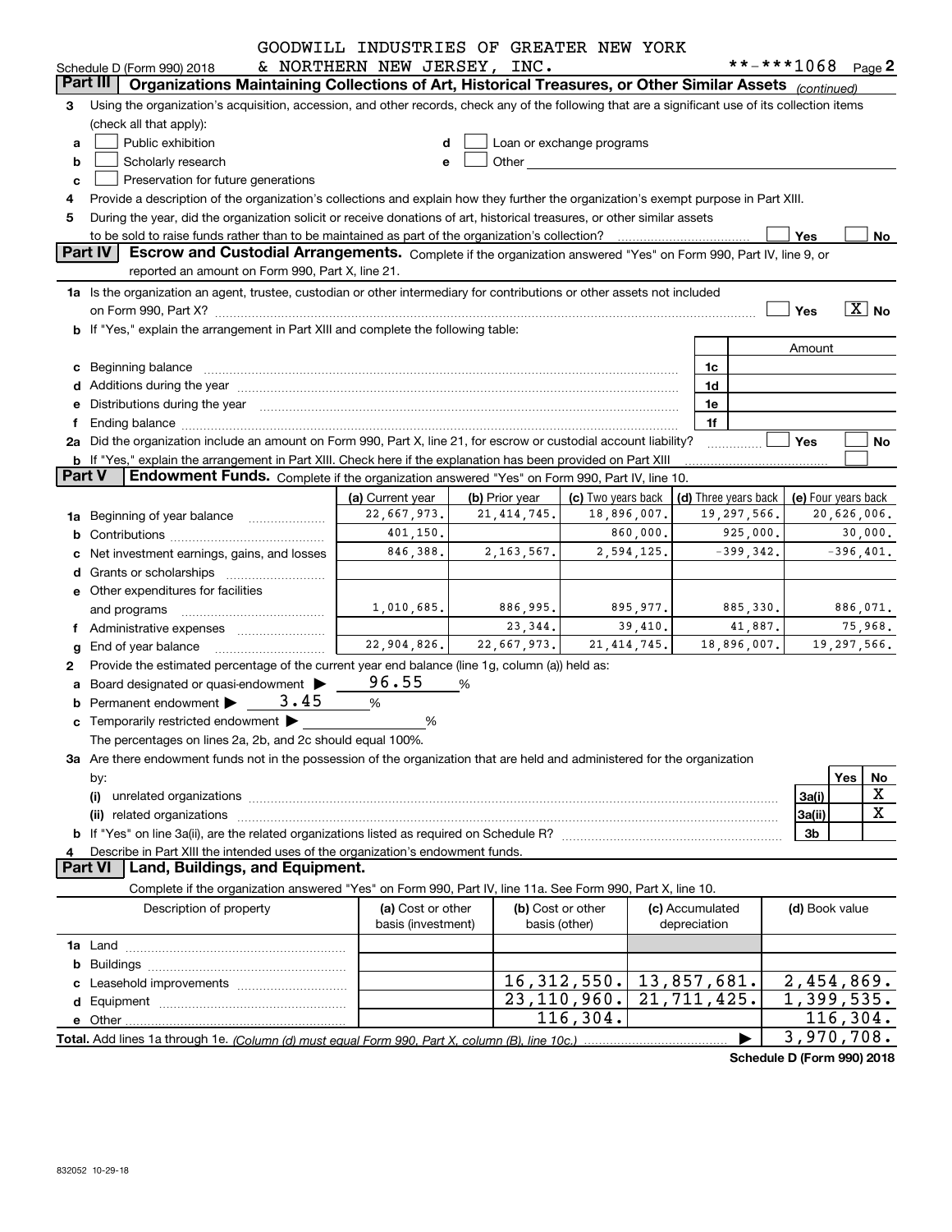GOODWILL INDUSTRIES OF GREATER NEW YORK & NORTHERN NEW JERSEY, INC.

Schedule D (Form 990) 2018 **-***1068 Page 2

## Part III | Organizations Maintaining Collections of Art, Historical Treasures, or Other Similar Assets *(continued)*

3 Using the organization's acquisition, accession, and other records, check any of the following that are a significant use of its collection items (check all that apply):

- a ☐ Public exhibition
- b ☐ Scholarly research
- c ☐ Preservation for future generations
- d ☐ Loan or exchange programs
- e ☐ Other

4 Provide a description of the organization's collections and explain how they further the organization's exempt purpose in Part XIII.

5 During the year, did the organization solicit or receive donations of art, historical treasures, or other similar assets to be sold to raise funds rather than to be maintained as part of the organization's collection? ☐ Yes ☐ No

## Part IV | Escrow and Custodial Arrangements.

Complete if the organization answered "Yes" on Form 990, Part IV, line 9, or reported an amount on Form 990, Part X, line 21.

1a Is the organization an agent, trustee, custodian or other intermediary for contributions or other assets not included on Form 990, Part X? ☐ Yes ☒ No

b If "Yes," explain the arrangement in Part XIII and complete the following table:

| | | Amount |
|---|---|---|
| c Beginning balance | 1c | |
| d Additions during the year | 1d | |
| e Distributions during the year | 1e | |
| f Ending balance | 1f | |

2a Did the organization include an amount on Form 990, Part X, line 21, for escrow or custodial account liability? ☐ Yes ☐ No

b If "Yes," explain the arrangement in Part XIII. Check here if the explanation has been provided on Part XIII ☐

## Part V | Endowment Funds.

Complete if the organization answered "Yes" on Form 990, Part IV, line 10.

| | (a) Current year | (b) Prior year | (c) Two years back | (d) Three years back | (e) Four years back |
|---|---|---|---|---|---|
| 1a Beginning of year balance | 22,667,973. | 21,414,745. | 18,896,007. | 19,297,566. | 20,626,006. |
| b Contributions | 401,150. | | 860,000. | 925,000. | 30,000. |
| c Net investment earnings, gains, and losses | 846,388. | 2,163,567. | 2,594,125. | -399,342. | -396,401. |
| d Grants or scholarships | | | | | |
| e Other expenditures for facilities and programs | 1,010,685. | 886,995. | 895,977. | 885,330. | 886,071. |
| f Administrative expenses | | 23,344. | 39,410. | 41,887. | 75,968. |
| g End of year balance | 22,904,826. | 22,667,973. | 21,414,745. | 18,896,007. | 19,297,566. |

2 Provide the estimated percentage of the current year end balance (line 1g, column (a)) held as:

- a Board designated or quasi-endowment ▶ 96.55 %
- b Permanent endowment ▶ 3.45 %
- c Temporarily restricted endowment ▶ %

The percentages on lines 2a, 2b, and 2c should equal 100%.

3a Are there endowment funds not in the possession of the organization that are held and administered for the organization by:

| | | Yes | No |
|---|---|---|---|
| (i) unrelated organizations | 3a(i) | | X |
| (ii) related organizations | 3a(ii) | | X |
| b If "Yes" on line 3a(ii), are the related organizations listed as required on Schedule R? | 3b | | |

4 Describe in Part XIII the intended uses of the organization's endowment funds.

## Part VI | Land, Buildings, and Equipment.

Complete if the organization answered "Yes" on Form 990, Part IV, line 11a. See Form 990, Part X, line 10.

| Description of property | (a) Cost or other basis (investment) | (b) Cost or other basis (other) | (c) Accumulated depreciation | (d) Book value |
|---|---|---|---|---|
| 1a Land | | | | |
| b Buildings | | | | |
| c Leasehold improvements | | 16,312,550. | 13,857,681. | 2,454,869. |
| d Equipment | | 23,110,960. | 21,711,425. | 1,399,535. |
| e Other | | 116,304. | | 116,304. |
| **Total.** Add lines 1a through 1e. *(Column (d) must equal Form 990, Part X, column (B), line 10c.)* | | | ▶ | 3,970,708. |

**Schedule D (Form 990) 2018**

832052 10-29-18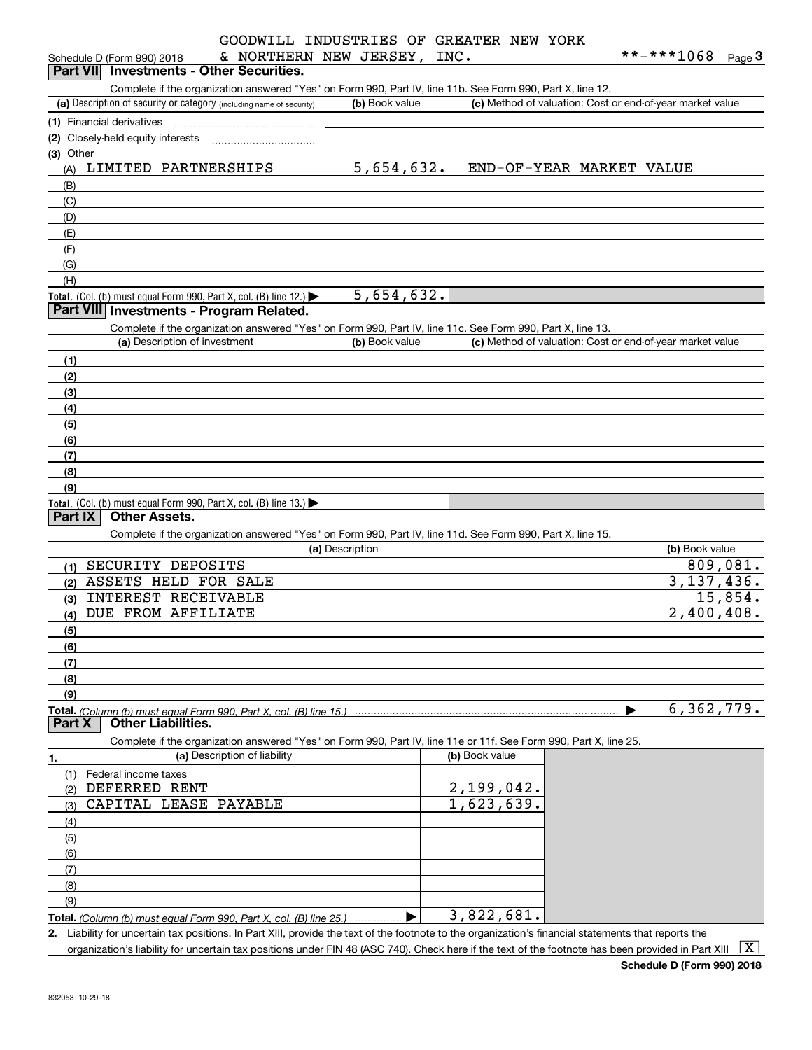GOODWILL INDUSTRIES OF GREATER NEW YORK & NORTHERN NEW JERSEY, INC. **-***1068

Schedule D (Form 990) 2018

## Part VII Investments - Other Securities.

Complete if the organization answered "Yes" on Form 990, Part IV, line 11b. See Form 990, Part X, line 12.

| (a) Description of security or category (including name of security) | (b) Book value | (c) Method of valuation: Cost or end-of-year market value |
|---|---|---|
| (1) Financial derivatives | | |
| (2) Closely-held equity interests | | |
| (3) Other | | |
| (A) LIMITED PARTNERSHIPS | 5,654,632. | END-OF-YEAR MARKET VALUE |
| (B) | | |
| (C) | | |
| (D) | | |
| (E) | | |
| (F) | | |
| (G) | | |
| (H) | | |
| **Total.** (Col. (b) must equal Form 990, Part X, col. (B) line 12.) | 5,654,632. | |

## Part VIII Investments - Program Related.

Complete if the organization answered "Yes" on Form 990, Part IV, line 11c. See Form 990, Part X, line 13.

| (a) Description of investment | (b) Book value | (c) Method of valuation: Cost or end-of-year market value |
|---|---|---|
| (1) | | |
| (2) | | |
| (3) | | |
| (4) | | |
| (5) | | |
| (6) | | |
| (7) | | |
| (8) | | |
| (9) | | |
| **Total.** (Col. (b) must equal Form 990, Part X, col. (B) line 13.) | | |

## Part IX Other Assets.

Complete if the organization answered "Yes" on Form 990, Part IV, line 11d. See Form 990, Part X, line 15.

| (a) Description | (b) Book value |
|---|---|
| (1) SECURITY DEPOSITS | 809,081. |
| (2) ASSETS HELD FOR SALE | 3,137,436. |
| (3) INTEREST RECEIVABLE | 15,854. |
| (4) DUE FROM AFFILIATE | 2,400,408. |
| (5) | |
| (6) | |
| (7) | |
| (8) | |
| (9) | |
| **Total.** *(Column (b) must equal Form 990, Part X, col. (B) line 15.)* | 6,362,779. |

## Part X Other Liabilities.

Complete if the organization answered "Yes" on Form 990, Part IV, line 11e or 11f. See Form 990, Part X, line 25.

| 1. (a) Description of liability | (b) Book value |
|---|---|
| (1) Federal income taxes | |
| (2) DEFERRED RENT | 2,199,042. |
| (3) CAPITAL LEASE PAYABLE | 1,623,639. |
| (4) | |
| (5) | |
| (6) | |
| (7) | |
| (8) | |
| (9) | |
| **Total.** *(Column (b) must equal Form 990, Part X, col. (B) line 25.)* | 3,822,681. |

2. Liability for uncertain tax positions. In Part XIII, provide the text of the footnote to the organization's financial statements that reports the organization's liability for uncertain tax positions under FIN 48 (ASC 740). Check here if the text of the footnote has been provided in Part XIII [X]

**Schedule D (Form 990) 2018**

832053 10-29-18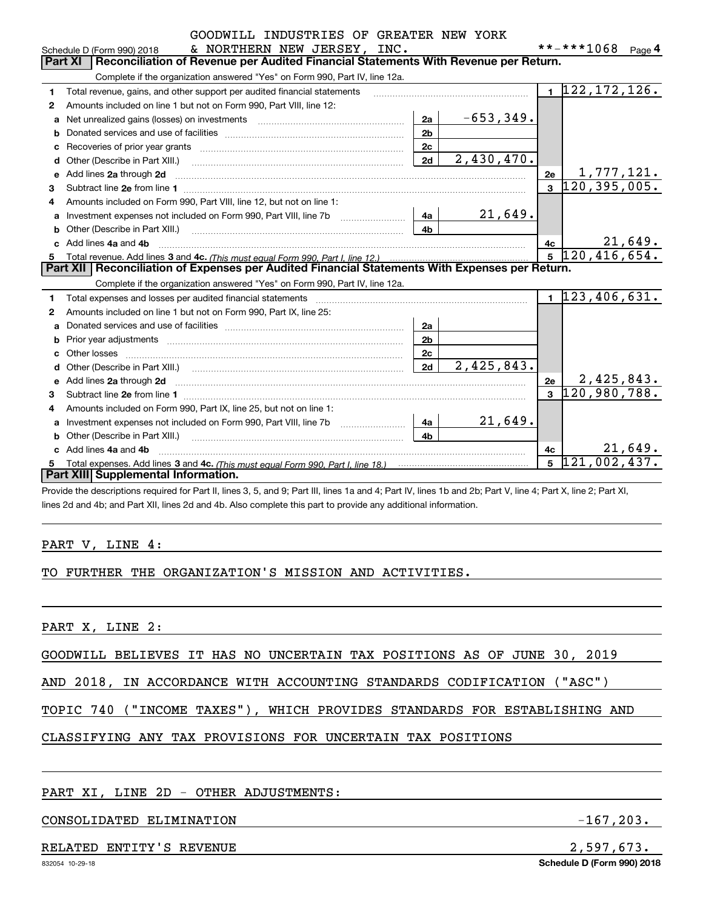GOODWILL INDUSTRIES OF GREATER NEW YORK & NORTHERN NEW JERSEY, INC.

Schedule D (Form 990) 2018 **-***1068 Page 4

## Part XI Reconciliation of Revenue per Audited Financial Statements With Revenue per Return.

Complete if the organization answered "Yes" on Form 990, Part IV, line 12a.

| | | | | | |
|---|---|---|---|---|---|
| 1 | Total revenue, gains, and other support per audited financial statements | | | 1 | 122,172,126. |
| 2 | Amounts included on line 1 but not on Form 990, Part VIII, line 12: | | | | |
| a | Net unrealized gains (losses) on investments | 2a | -653,349. | | |
| b | Donated services and use of facilities | 2b | | | |
| c | Recoveries of prior year grants | 2c | | | |
| d | Other (Describe in Part XIII.) | 2d | 2,430,470. | | |
| e | Add lines 2a through 2d | | | 2e | 1,777,121. |
| 3 | Subtract line 2e from line 1 | | | 3 | 120,395,005. |
| 4 | Amounts included on Form 990, Part VIII, line 12, but not on line 1: | | | | |
| a | Investment expenses not included on Form 990, Part VIII, line 7b | 4a | 21,649. | | |
| b | Other (Describe in Part XIII.) | 4b | | | |
| c | Add lines 4a and 4b | | | 4c | 21,649. |
| 5 | Total revenue. Add lines 3 and 4c. *(This must equal Form 990, Part I, line 12.)* | | | 5 | 120,416,654. |

## Part XII Reconciliation of Expenses per Audited Financial Statements With Expenses per Return.

Complete if the organization answered "Yes" on Form 990, Part IV, line 12a.

| | | | | | |
|---|---|---|---|---|---|
| 1 | Total expenses and losses per audited financial statements | | | 1 | 123,406,631. |
| 2 | Amounts included on line 1 but not on Form 990, Part IX, line 25: | | | | |
| a | Donated services and use of facilities | 2a | | | |
| b | Prior year adjustments | 2b | | | |
| c | Other losses | 2c | | | |
| d | Other (Describe in Part XIII.) | 2d | 2,425,843. | | |
| e | Add lines 2a through 2d | | | 2e | 2,425,843. |
| 3 | Subtract line 2e from line 1 | | | 3 | 120,980,788. |
| 4 | Amounts included on Form 990, Part IX, line 25, but not on line 1: | | | | |
| a | Investment expenses not included on Form 990, Part VIII, line 7b | 4a | 21,649. | | |
| b | Other (Describe in Part XIII.) | 4b | | | |
| c | Add lines 4a and 4b | | | 4c | 21,649. |
| 5 | Total expenses. Add lines 3 and 4c. *(This must equal Form 990, Part I, line 18.)* | | | 5 | 121,002,437. |

## Part XIII Supplemental Information.

Provide the descriptions required for Part II, lines 3, 5, and 9; Part III, lines 1a and 4; Part IV, lines 1b and 2b; Part V, line 4; Part X, line 2; Part XI, lines 2d and 4b; and Part XII, lines 2d and 4b. Also complete this part to provide any additional information.

PART V, LINE 4:

TO FURTHER THE ORGANIZATION'S MISSION AND ACTIVITIES.

PART X, LINE 2:

GOODWILL BELIEVES IT HAS NO UNCERTAIN TAX POSITIONS AS OF JUNE 30, 2019 AND 2018, IN ACCORDANCE WITH ACCOUNTING STANDARDS CODIFICATION ("ASC") TOPIC 740 ("INCOME TAXES"), WHICH PROVIDES STANDARDS FOR ESTABLISHING AND CLASSIFYING ANY TAX PROVISIONS FOR UNCERTAIN TAX POSITIONS

PART XI, LINE 2D - OTHER ADJUSTMENTS:

| | |
|---|---|
| CONSOLIDATED ELIMINATION | -167,203. |
| RELATED ENTITY'S REVENUE | 2,597,673. |

832054 10-29-18 Schedule D (Form 990) 2018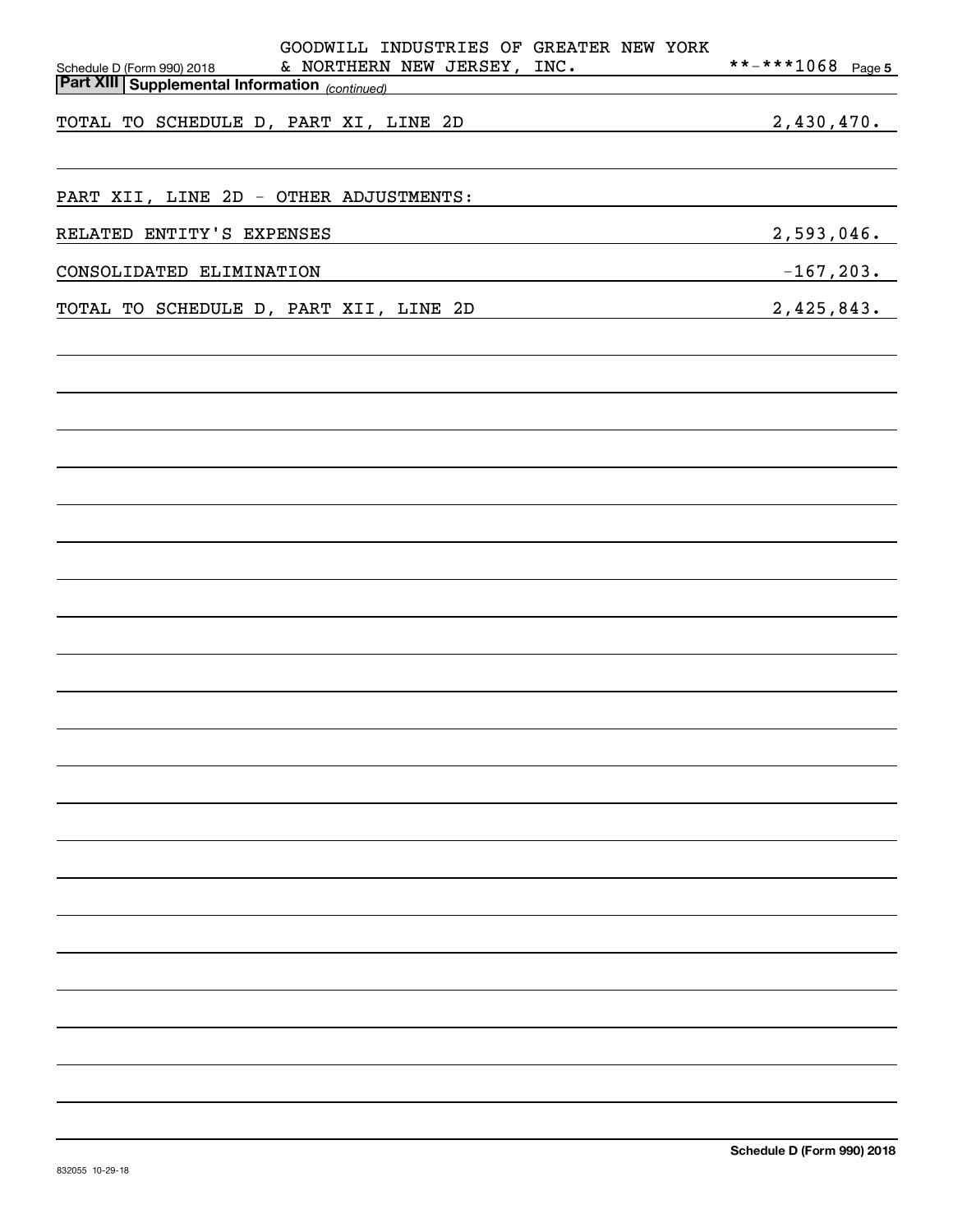GOODWILL INDUSTRIES OF GREATER NEW YORK & NORTHERN NEW JERSEY, INC. **-***1068

**Part XIII Supplemental Information** *(continued)*

| | |
|---|---|
| TOTAL TO SCHEDULE D, PART XI, LINE 2D | 2,430,470. |
| | |
| PART XII, LINE 2D - OTHER ADJUSTMENTS: | |
| RELATED ENTITY'S EXPENSES | 2,593,046. |
| CONSOLIDATED ELIMINATION | -167,203. |
| TOTAL TO SCHEDULE D, PART XII, LINE 2D | 2,425,843. |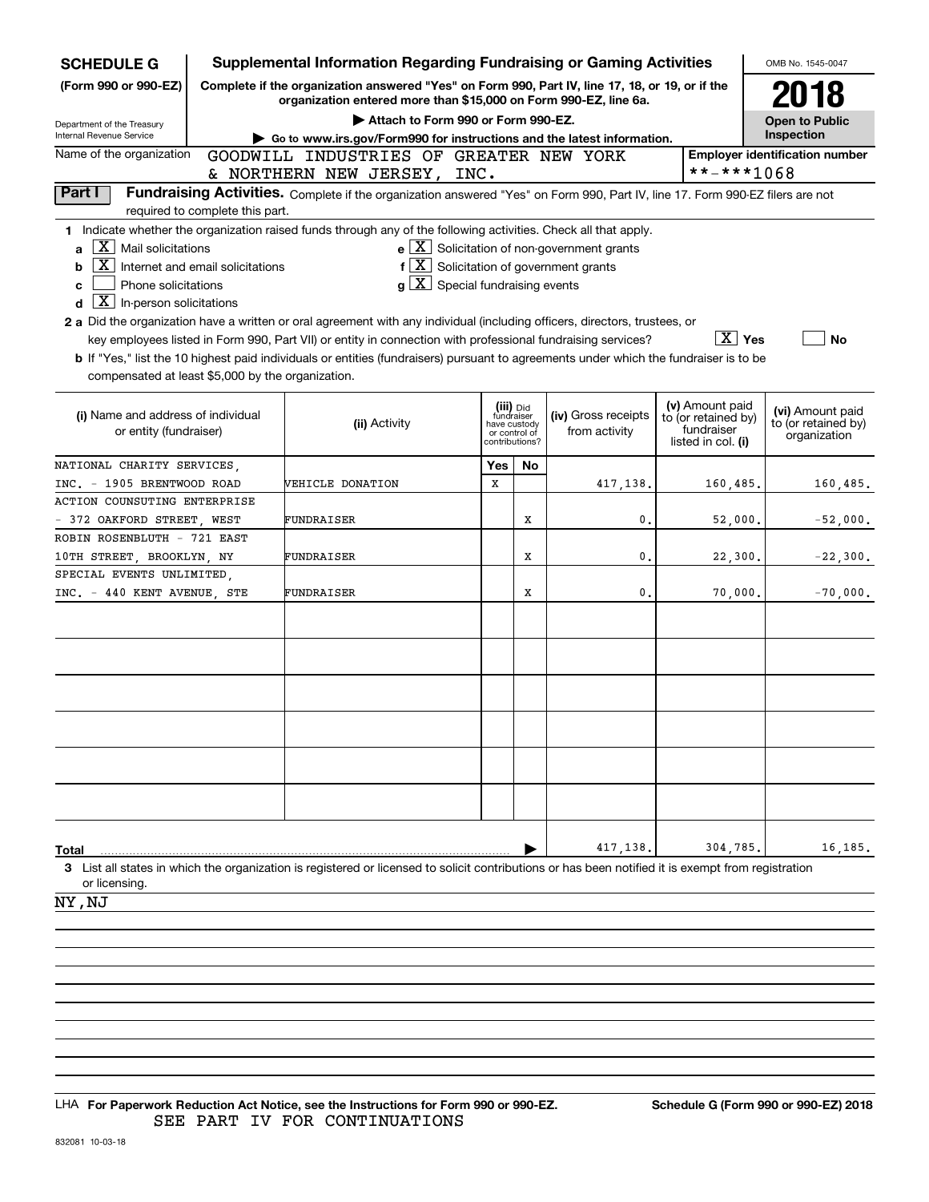# SCHEDULE G (Form 990 or 990-EZ)

Department of the Treasury
Internal Revenue Service

## Supplemental Information Regarding Fundraising or Gaming Activities

**Complete if the organization answered "Yes" on Form 990, Part IV, line 17, 18, or 19, or if the organization entered more than $15,000 on Form 990-EZ, line 6a.**

**▶ Attach to Form 990 or Form 990-EZ.**

**▶ Go to www.irs.gov/Form990 for instructions and the latest information.**

OMB No. 1545-0047

**2018**

**Open to Public Inspection**

Name of the organization: GOODWILL INDUSTRIES OF GREATER NEW YORK & NORTHERN NEW JERSEY, INC.

Employer identification number: **-***1068

**Part I** **Fundraising Activities.** Complete if the organization answered "Yes" on Form 990, Part IV, line 17. Form 990-EZ filers are not required to complete this part.

**1** Indicate whether the organization raised funds through any of the following activities. Check all that apply.

- **a** [X] Mail solicitations
- **b** [X] Internet and email solicitations
- **c** [ ] Phone solicitations
- **d** [X] In-person solicitations
- **e** [X] Solicitation of non-government grants
- **f** [X] Solicitation of government grants
- **g** [X] Special fundraising events

**2 a** Did the organization have a written or oral agreement with any individual (including officers, directors, trustees, or key employees listed in Form 990, Part VII) or entity in connection with professional fundraising services? [X] Yes [ ] No

**b** If "Yes," list the 10 highest paid individuals or entities (fundraisers) pursuant to agreements under which the fundraiser is to be compensated at least $5,000 by the organization.

| (i) Name and address of individual or entity (fundraiser) | (ii) Activity | (iii) Did fundraiser have custody or control of contributions? Yes | No | (iv) Gross receipts from activity | (v) Amount paid to (or retained by) fundraiser listed in col. (i) | (vi) Amount paid to (or retained by) organization |
|---|---|---|---|---|---|---|
| NATIONAL CHARITY SERVICES, INC. - 1905 BRENTWOOD ROAD | VEHICLE DONATION | X | | 417,138. | 160,485. | 160,485. |
| ACTION COUNSUTING ENTERPRISE - 372 OAKFORD STREET, WEST | FUNDRAISER | | X | 0. | 52,000. | -52,000. |
| ROBIN ROSENBLUTH - 721 EAST 10TH STREET, BROOKLYN, NY | FUNDRAISER | | X | 0. | 22,300. | -22,300. |
| SPECIAL EVENTS UNLIMITED, INC. - 440 KENT AVENUE, STE | FUNDRAISER | | X | 0. | 70,000. | -70,000. |
| | | | | | | |
| | | | | | | |
| | | | | | | |
| | | | | | | |
| | | | | | | |
| | | | | | | |
| **Total** | | | | 417,138. | 304,785. | 16,185. |

**3** List all states in which the organization is registered or licensed to solicit contributions or has been notified it is exempt from registration or licensing.

NY,NJ

LHA **For Paperwork Reduction Act Notice, see the Instructions for Form 990 or 990-EZ.** **Schedule G (Form 990 or 990-EZ) 2018**

SEE PART IV FOR CONTINUATIONS

832081 10-03-18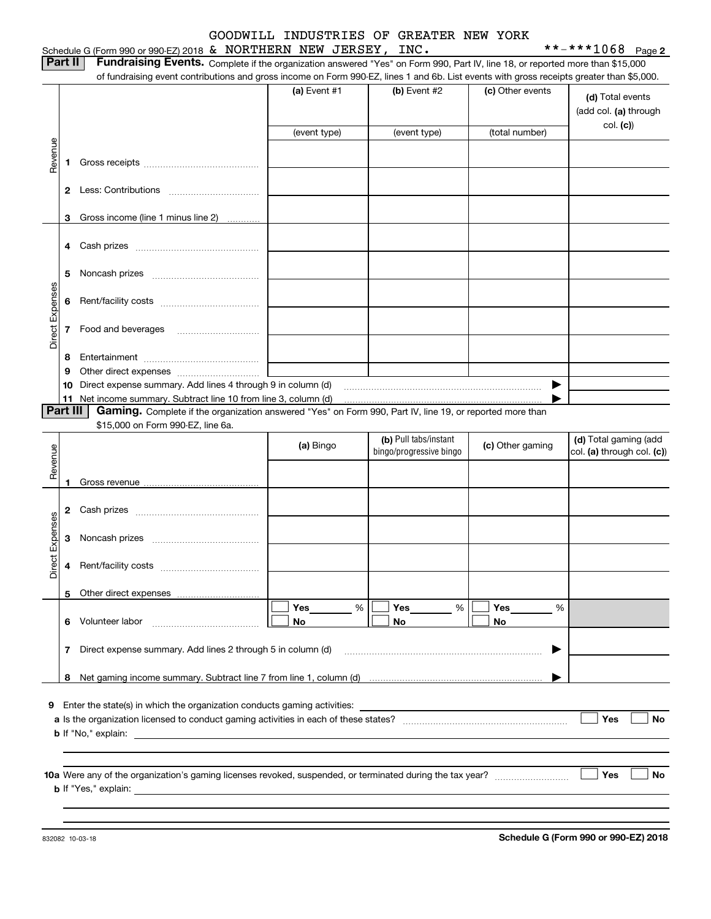GOODWILL INDUSTRIES OF GREATER NEW YORK

Schedule G (Form 990 or 990-EZ) 2018 & NORTHERN NEW JERSEY, INC. **-***1068 Page 2

**Part II** **Fundraising Events.** Complete if the organization answered "Yes" on Form 990, Part IV, line 18, or reported more than $15,000 of fundraising event contributions and gross income on Form 990-EZ, lines 1 and 6b. List events with gross receipts greater than $5,000.

| | | (a) Event #1 | (b) Event #2 | (c) Other events | (d) Total events (add col. (a) through col. (c)) |
|---|---|---|---|---|---|
| | | (event type) | (event type) | (total number) | |
| Revenue | 1 Gross receipts | | | | |
| | 2 Less: Contributions | | | | |
| | 3 Gross income (line 1 minus line 2) | | | | |
| Direct Expenses | 4 Cash prizes | | | | |
| | 5 Noncash prizes | | | | |
| | 6 Rent/facility costs | | | | |
| | 7 Food and beverages | | | | |
| | 8 Entertainment | | | | |
| | 9 Other direct expenses | | | | |
| | 10 Direct expense summary. Add lines 4 through 9 in column (d) | | | ▶ | |
| | 11 Net income summary. Subtract line 10 from line 3, column (d) | | | ▶ | |

**Part III** **Gaming.** Complete if the organization answered "Yes" on Form 990, Part IV, line 19, or reported more than $15,000 on Form 990-EZ, line 6a.

| | | (a) Bingo | (b) Pull tabs/instant bingo/progressive bingo | (c) Other gaming | (d) Total gaming (add col. (a) through col. (c)) |
|---|---|---|---|---|---|
| Revenue | 1 Gross revenue | | | | |
| Direct Expenses | 2 Cash prizes | | | | |
| | 3 Noncash prizes | | | | |
| | 4 Rent/facility costs | | | | |
| | 5 Other direct expenses | | | | |
| | 6 Volunteer labor | ☐ Yes ___ % ☐ No | ☐ Yes ___ % ☐ No | ☐ Yes ___ % ☐ No | |
| | 7 Direct expense summary. Add lines 2 through 5 in column (d) | | | ▶ | |
| | 8 Net gaming income summary. Subtract line 7 from line 1, column (d) | | | ▶ | |

**9** Enter the state(s) in which the organization conducts gaming activities: ______

**a** Is the organization licensed to conduct gaming activities in each of these states? ☐ Yes ☐ No

**b** If "No," explain: ______

**10a** Were any of the organization's gaming licenses revoked, suspended, or terminated during the tax year? ☐ Yes ☐ No

**b** If "Yes," explain: ______

832082 10-03-18 **Schedule G (Form 990 or 990-EZ) 2018**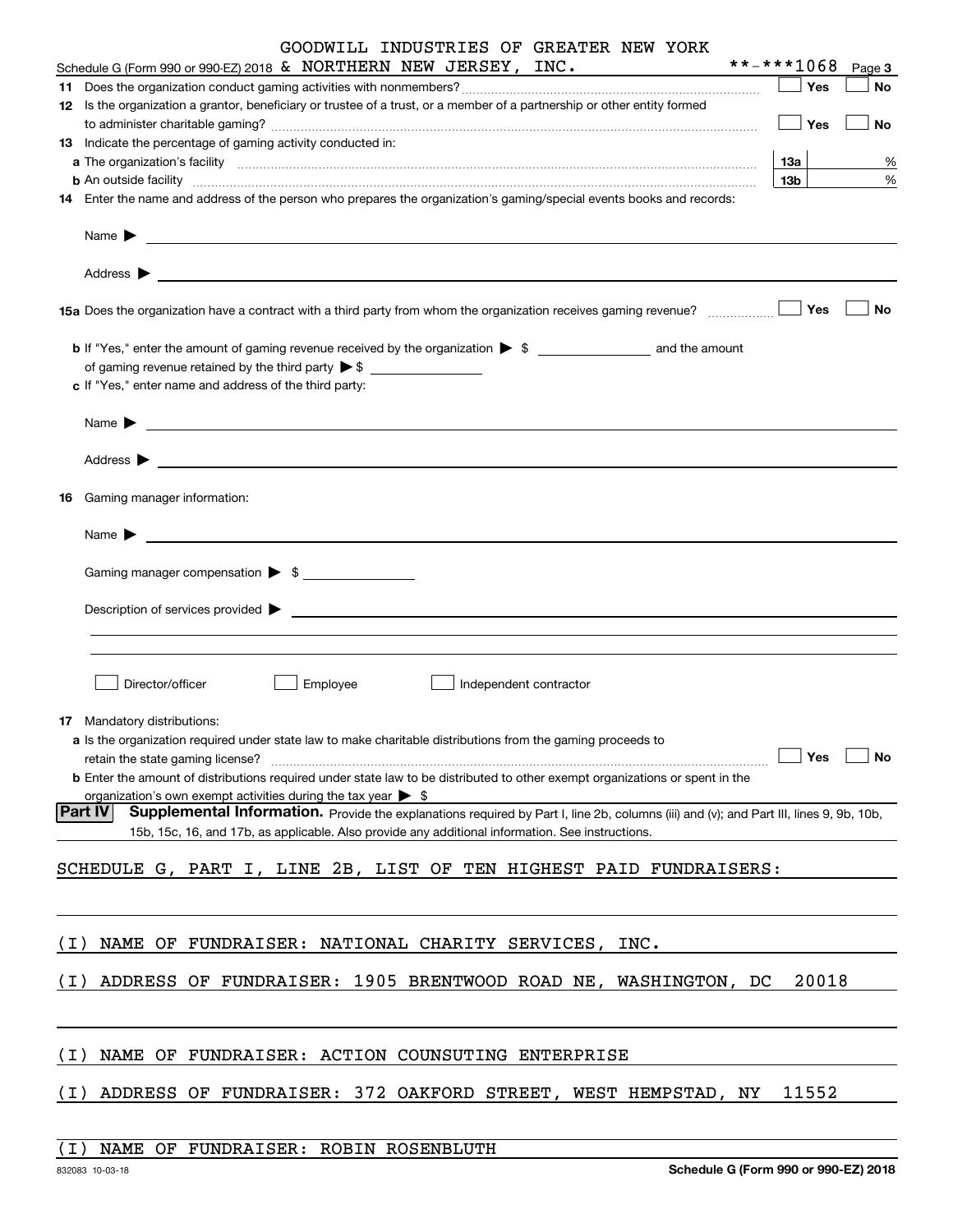GOODWILL INDUSTRIES OF GREATER NEW YORK

Schedule G (Form 990 or 990-EZ) 2018 & NORTHERN NEW JERSEY, INC. **-***1068 Page 3

11 Does the organization conduct gaming activities with nonmembers? Yes No

12 Is the organization a grantor, beneficiary or trustee of a trust, or a member of a partnership or other entity formed to administer charitable gaming? Yes No

13 Indicate the percentage of gaming activity conducted in:

a The organization's facility 13a %

b An outside facility 13b %

14 Enter the name and address of the person who prepares the organization's gaming/special events books and records:

Name ▶

Address ▶

15a Does the organization have a contract with a third party from whom the organization receives gaming revenue? Yes No

b If "Yes," enter the amount of gaming revenue received by the organization ▶ $ and the amount of gaming revenue retained by the third party ▶ $

c If "Yes," enter name and address of the third party:

Name ▶

Address ▶

16 Gaming manager information:

Name ▶

Gaming manager compensation ▶ $

Description of services provided ▶

Director/officer Employee Independent contractor

17 Mandatory distributions:

a Is the organization required under state law to make charitable distributions from the gaming proceeds to retain the state gaming license? Yes No

b Enter the amount of distributions required under state law to be distributed to other exempt organizations or spent in the organization's own exempt activities during the tax year ▶ $

**Part IV Supplemental Information.** Provide the explanations required by Part I, line 2b, columns (iii) and (v); and Part III, lines 9, 9b, 10b, 15b, 15c, 16, and 17b, as applicable. Also provide any additional information. See instructions.

SCHEDULE G, PART I, LINE 2B, LIST OF TEN HIGHEST PAID FUNDRAISERS:

(I) NAME OF FUNDRAISER: NATIONAL CHARITY SERVICES, INC.

(I) ADDRESS OF FUNDRAISER: 1905 BRENTWOOD ROAD NE, WASHINGTON, DC 20018

(I) NAME OF FUNDRAISER: ACTION COUNSUTING ENTERPRISE

(I) ADDRESS OF FUNDRAISER: 372 OAKFORD STREET, WEST HEMPSTAD, NY 11552

(I) NAME OF FUNDRAISER: ROBIN ROSENBLUTH

832083 10-03-18 Schedule G (Form 990 or 990-EZ) 2018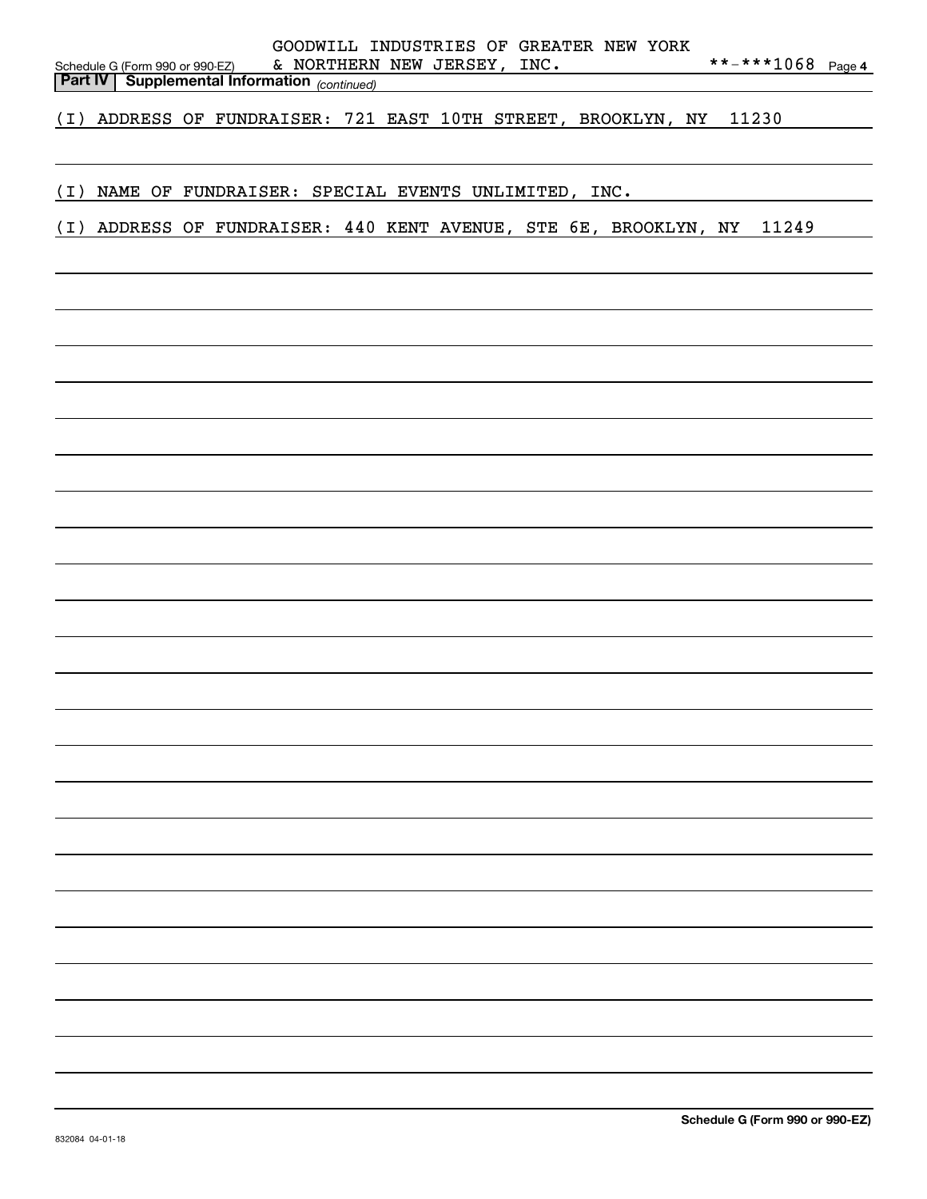GOODWILL INDUSTRIES OF GREATER NEW YORK & NORTHERN NEW JERSEY, INC. **-***1068

Schedule G (Form 990 or 990-EZ)

**Part IV | Supplemental Information** *(continued)*

(I) ADDRESS OF FUNDRAISER: 721 EAST 10TH STREET, BROOKLYN, NY 11230

(I) NAME OF FUNDRAISER: SPECIAL EVENTS UNLIMITED, INC.

(I) ADDRESS OF FUNDRAISER: 440 KENT AVENUE, STE 6E, BROOKLYN, NY 11249

**Schedule G (Form 990 or 990-EZ)**

832084 04-01-18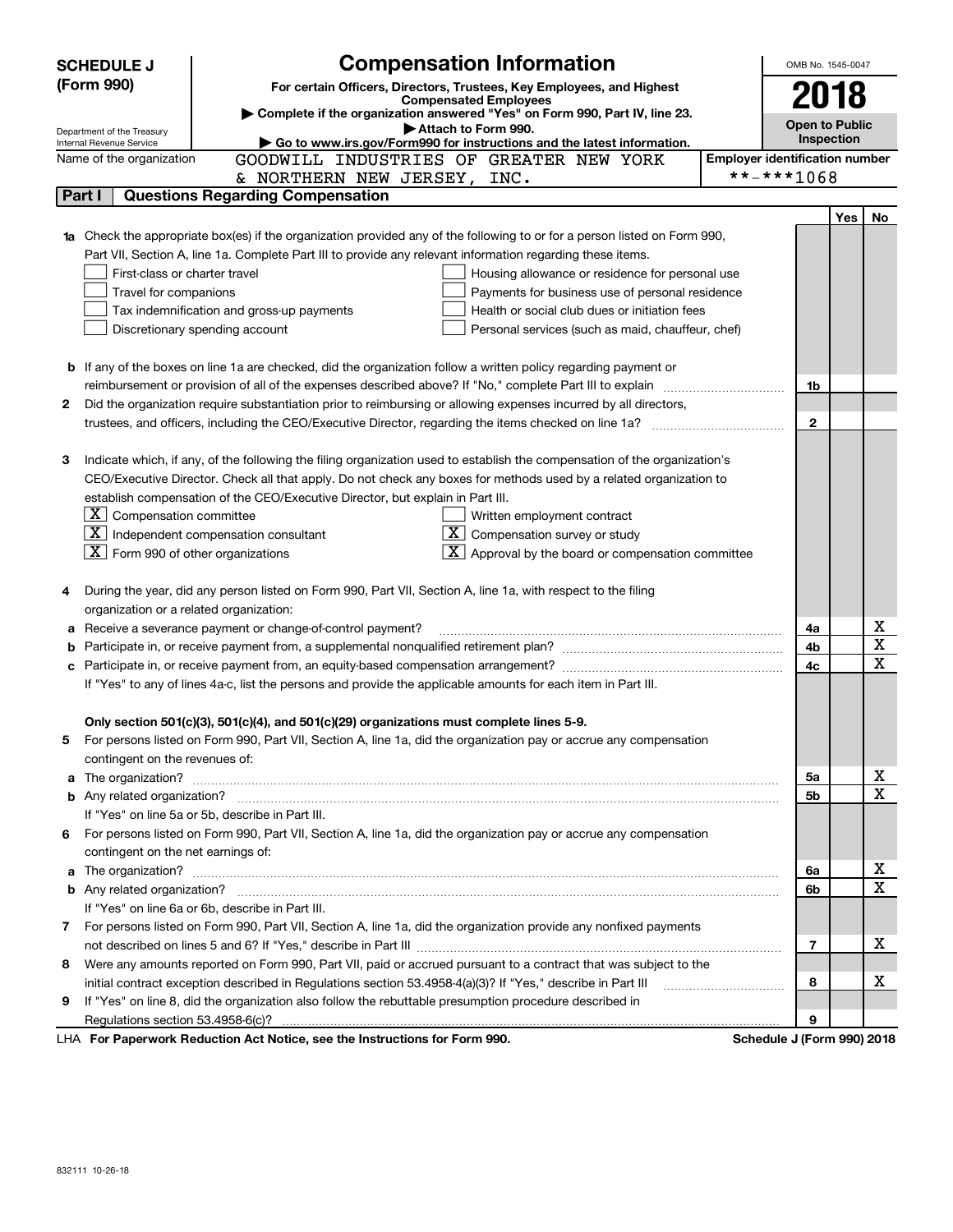**SCHEDULE J (Form 990)**

Department of the Treasury
Internal Revenue Service

# Compensation Information

**For certain Officers, Directors, Trustees, Key Employees, and Highest Compensated Employees**

▶ **Complete if the organization answered "Yes" on Form 990, Part IV, line 23.**

▶ **Attach to Form 990.**

▶ **Go to www.irs.gov/Form990 for instructions and the latest information.**

OMB No. 1545-0047

**2018**

**Open to Public Inspection**

Name of the organization: GOODWILL INDUSTRIES OF GREATER NEW YORK & NORTHERN NEW JERSEY, INC.

Employer identification number: **-***1068

## Part I Questions Regarding Compensation

| | | Line | Yes | No |
|---|---|---|---|---|
| **1a** | Check the appropriate box(es) if the organization provided any of the following to or for a person listed on Form 990, Part VII, Section A, line 1a. Complete Part III to provide any relevant information regarding these items.<br>☐ First-class or charter travel ☐ Housing allowance or residence for personal use<br>☐ Travel for companions ☐ Payments for business use of personal residence<br>☐ Tax indemnification and gross-up payments ☐ Health or social club dues or initiation fees<br>☐ Discretionary spending account ☐ Personal services (such as maid, chauffeur, chef) | | | |
| **b** | If any of the boxes on line 1a are checked, did the organization follow a written policy regarding payment or reimbursement or provision of all of the expenses described above? If "No," complete Part III to explain | 1b | | |
| **2** | Did the organization require substantiation prior to reimbursing or allowing expenses incurred by all directors, trustees, and officers, including the CEO/Executive Director, regarding the items checked on line 1a? | 2 | | |
| **3** | Indicate which, if any, of the following the filing organization used to establish the compensation of the organization's CEO/Executive Director. Check all that apply. Do not check any boxes for methods used by a related organization to establish compensation of the CEO/Executive Director, but explain in Part III.<br>☒ Compensation committee ☐ Written employment contract<br>☒ Independent compensation consultant ☒ Compensation survey or study<br>☒ Form 990 of other organizations ☒ Approval by the board or compensation committee | | | |
| **4** | During the year, did any person listed on Form 990, Part VII, Section A, line 1a, with respect to the filing organization or a related organization: | | | |
| **a** | Receive a severance payment or change-of-control payment? | 4a | | X |
| **b** | Participate in, or receive payment from, a supplemental nonqualified retirement plan? | 4b | | X |
| **c** | Participate in, or receive payment from, an equity-based compensation arrangement? | 4c | | X |
| | If "Yes" to any of lines 4a-c, list the persons and provide the applicable amounts for each item in Part III. | | | |
| | **Only section 501(c)(3), 501(c)(4), and 501(c)(29) organizations must complete lines 5-9.** | | | |
| **5** | For persons listed on Form 990, Part VII, Section A, line 1a, did the organization pay or accrue any compensation contingent on the revenues of: | | | |
| **a** | The organization? | 5a | | X |
| **b** | Any related organization? | 5b | | X |
| | If "Yes" on line 5a or 5b, describe in Part III. | | | |
| **6** | For persons listed on Form 990, Part VII, Section A, line 1a, did the organization pay or accrue any compensation contingent on the net earnings of: | | | |
| **a** | The organization? | 6a | | X |
| **b** | Any related organization? | 6b | | X |
| | If "Yes" on line 6a or 6b, describe in Part III. | | | |
| **7** | For persons listed on Form 990, Part VII, Section A, line 1a, did the organization provide any nonfixed payments not described on lines 5 and 6? If "Yes," describe in Part III | 7 | | X |
| **8** | Were any amounts reported on Form 990, Part VII, paid or accrued pursuant to a contract that was subject to the initial contract exception described in Regulations section 53.4958-4(a)(3)? If "Yes," describe in Part III | 8 | | X |
| **9** | If "Yes" on line 8, did the organization also follow the rebuttable presumption procedure described in Regulations section 53.4958-6(c)? | 9 | | |

LHA **For Paperwork Reduction Act Notice, see the Instructions for Form 990.** **Schedule J (Form 990) 2018**

832111 10-26-18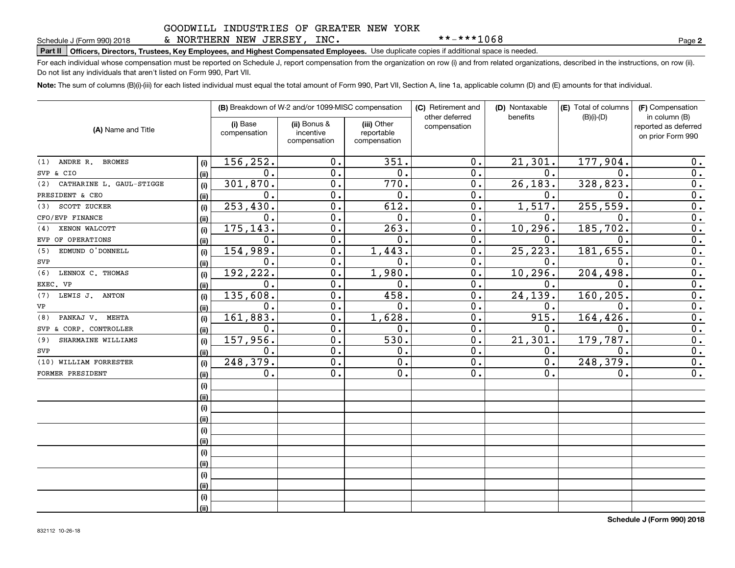GOODWILL INDUSTRIES OF GREATER NEW YORK & NORTHERN NEW JERSEY, INC. **-***1068

Schedule J (Form 990) 2018

**Part II** **Officers, Directors, Trustees, Key Employees, and Highest Compensated Employees.** Use duplicate copies if additional space is needed.

For each individual whose compensation must be reported on Schedule J, report compensation from the organization on row (i) and from related organizations, described in the instructions, on row (ii). Do not list any individuals that aren't listed on Form 990, Part VII.

**Note:** The sum of columns (B)(i)-(iii) for each listed individual must equal the total amount of Form 990, Part VII, Section A, line 1a, applicable column (D) and (E) amounts for that individual.

| (A) Name and Title | | (B) Breakdown of W-2 and/or 1099-MISC compensation | | | (C) Retirement and other deferred compensation | (D) Nontaxable benefits | (E) Total of columns (B)(i)-(D) | (F) Compensation in column (B) reported as deferred on prior Form 990 |
|---|---|---|---|---|---|---|---|---|
| | | (i) Base compensation | (ii) Bonus & incentive compensation | (iii) Other reportable compensation | | | | |
| (1) ANDRE R. BROMES | (i) | 156,252. | 0. | 351. | 0. | 21,301. | 177,904. | 0. |
| SVP & CIO | (ii) | 0. | 0. | 0. | 0. | 0. | 0. | 0. |
| (2) CATHARINE L. GAUL-STIGGE | (i) | 301,870. | 0. | 770. | 0. | 26,183. | 328,823. | 0. |
| PRESIDENT & CEO | (ii) | 0. | 0. | 0. | 0. | 0. | 0. | 0. |
| (3) SCOTT ZUCKER | (i) | 253,430. | 0. | 612. | 0. | 1,517. | 255,559. | 0. |
| CFO/EVP FINANCE | (ii) | 0. | 0. | 0. | 0. | 0. | 0. | 0. |
| (4) XENON WALCOTT | (i) | 175,143. | 0. | 263. | 0. | 10,296. | 185,702. | 0. |
| EVP OF OPERATIONS | (ii) | 0. | 0. | 0. | 0. | 0. | 0. | 0. |
| (5) EDMUND O'DONNELL | (i) | 154,989. | 0. | 1,443. | 0. | 25,223. | 181,655. | 0. |
| SVP | (ii) | 0. | 0. | 0. | 0. | 0. | 0. | 0. |
| (6) LENNOX C. THOMAS | (i) | 192,222. | 0. | 1,980. | 0. | 10,296. | 204,498. | 0. |
| EXEC. VP | (ii) | 0. | 0. | 0. | 0. | 0. | 0. | 0. |
| (7) LEWIS J. ANTON | (i) | 135,608. | 0. | 458. | 0. | 24,139. | 160,205. | 0. |
| VP | (ii) | 0. | 0. | 0. | 0. | 0. | 0. | 0. |
| (8) PANKAJ V. MEHTA | (i) | 161,883. | 0. | 1,628. | 0. | 915. | 164,426. | 0. |
| SVP & CORP. CONTROLLER | (ii) | 0. | 0. | 0. | 0. | 0. | 0. | 0. |
| (9) SHARMAINE WILLIAMS | (i) | 157,956. | 0. | 530. | 0. | 21,301. | 179,787. | 0. |
| SVP | (ii) | 0. | 0. | 0. | 0. | 0. | 0. | 0. |
| (10) WILLIAM FORRESTER | (i) | 248,379. | 0. | 0. | 0. | 0. | 248,379. | 0. |
| FORMER PRESIDENT | (ii) | 0. | 0. | 0. | 0. | 0. | 0. | 0. |
| | (i) | | | | | | | |
| | (ii) | | | | | | | |
| | (i) | | | | | | | |
| | (ii) | | | | | | | |
| | (i) | | | | | | | |
| | (ii) | | | | | | | |
| | (i) | | | | | | | |
| | (ii) | | | | | | | |
| | (i) | | | | | | | |
| | (ii) | | | | | | | |
| | (i) | | | | | | | |
| | (ii) | | | | | | | |

832112 10-26-18

**Schedule J (Form 990) 2018**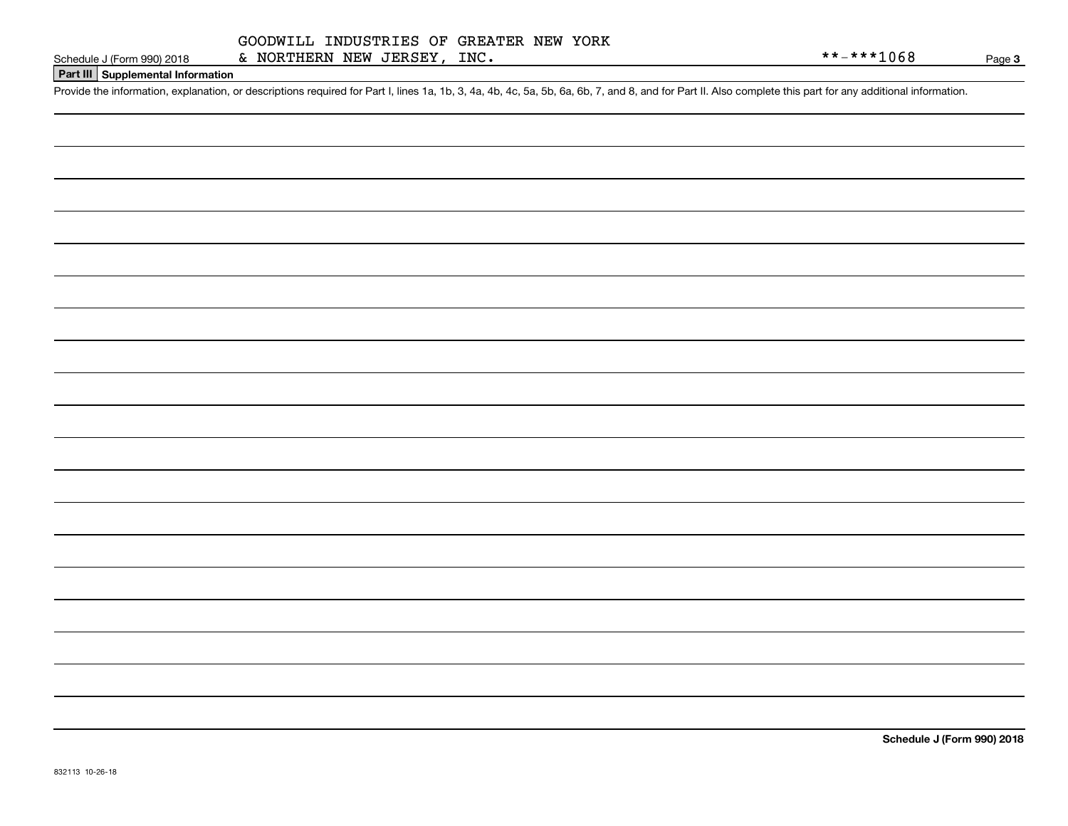GOODWILL INDUSTRIES OF GREATER NEW YORK
& NORTHERN NEW JERSEY, INC.

Schedule J (Form 990) 2018 **-***1068 Page 3

## Part III Supplemental Information

Provide the information, explanation, or descriptions required for Part I, lines 1a, 1b, 3, 4a, 4b, 4c, 5a, 5b, 6a, 6b, 7, and 8, and for Part II. Also complete this part for any additional information.

Schedule J (Form 990) 2018

832113 10-26-18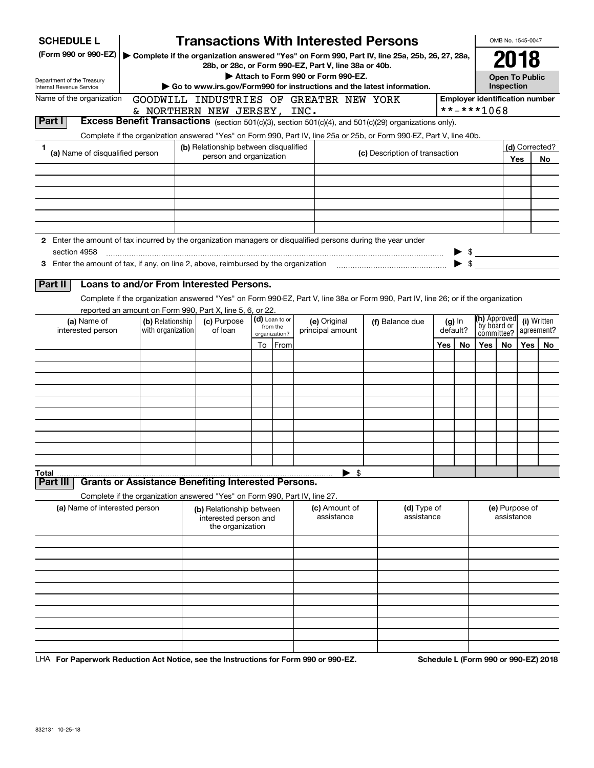**SCHEDULE L**
**(Form 990 or 990-EZ)**

Department of the Treasury
Internal Revenue Service

# Transactions With Interested Persons

▶ Complete if the organization answered "Yes" on Form 990, Part IV, line 25a, 25b, 26, 27, 28a, 28b, or 28c, or Form 990-EZ, Part V, line 38a or 40b.
▶ Attach to Form 990 or Form 990-EZ.
▶ Go to www.irs.gov/Form990 for instructions and the latest information.

OMB No. 1545-0047

**2018**

**Open To Public Inspection**

Name of the organization: GOODWILL INDUSTRIES OF GREATER NEW YORK & NORTHERN NEW JERSEY, INC.

Employer identification number: **-***1068

**Part I** **Excess Benefit Transactions** (section 501(c)(3), section 501(c)(4), and 501(c)(29) organizations only).

Complete if the organization answered "Yes" on Form 990, Part IV, line 25a or 25b, or Form 990-EZ, Part V, line 40b.

| 1 (a) Name of disqualified person | (b) Relationship between disqualified person and organization | (c) Description of transaction | (d) Corrected? Yes | No |
|---|---|---|---|---|
| | | | | |
| | | | | |
| | | | | |
| | | | | |
| | | | | |
| | | | | |

2 Enter the amount of tax incurred by the organization managers or disqualified persons during the year under section 4958 ▶ $

3 Enter the amount of tax, if any, on line 2, above, reimbursed by the organization ▶ $

**Part II** **Loans to and/or From Interested Persons.**

Complete if the organization answered "Yes" on Form 990-EZ, Part V, line 38a or Form 990, Part IV, line 26; or if the organization reported an amount on Form 990, Part X, line 5, 6, or 22.

| (a) Name of interested person | (b) Relationship with organization | (c) Purpose of loan | (d) Loan to or from the organization? To | From | (e) Original principal amount | (f) Balance due | (g) In default? Yes | No | (h) Approved by board or committee? Yes | No | (i) Written agreement? Yes | No |
|---|---|---|---|---|---|---|---|---|---|---|---|---|
| | | | | | | | | | | | | |
| | | | | | | | | | | | | |
| | | | | | | | | | | | | |
| | | | | | | | | | | | | |
| | | | | | | | | | | | | |
| | | | | | | | | | | | | |
| | | | | | | | | | | | | |
| | | | | | | | | | | | | |
| | | | | | | | | | | | | |
| | | | | | | | | | | | | |
| **Total** | | | | | ▶ $ | | | | | | | |

**Part III** **Grants or Assistance Benefiting Interested Persons.**

Complete if the organization answered "Yes" on Form 990, Part IV, line 27.

| (a) Name of interested person | (b) Relationship between interested person and the organization | (c) Amount of assistance | (d) Type of assistance | (e) Purpose of assistance |
|---|---|---|---|---|
| | | | | |
| | | | | |
| | | | | |
| | | | | |
| | | | | |
| | | | | |
| | | | | |
| | | | | |
| | | | | |
| | | | | |

LHA **For Paperwork Reduction Act Notice, see the Instructions for Form 990 or 990-EZ.** **Schedule L (Form 990 or 990-EZ) 2018**

832131 10-25-18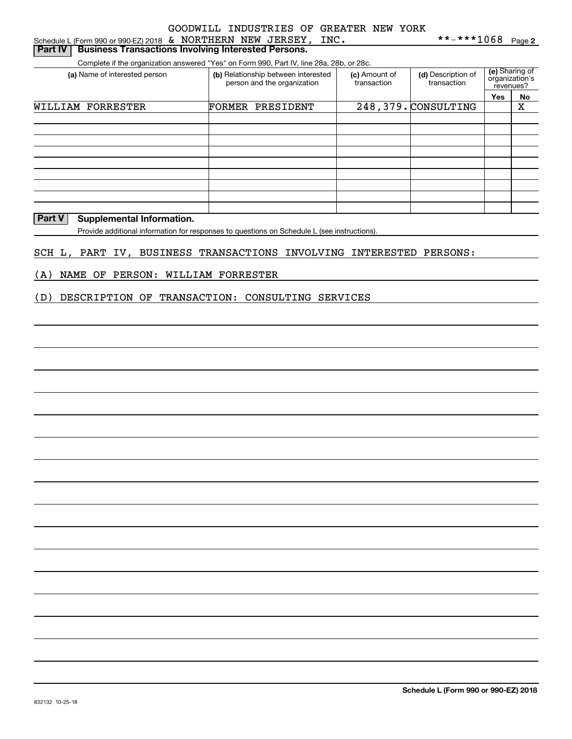GOODWILL INDUSTRIES OF GREATER NEW YORK

Schedule L (Form 990 or 990-EZ) 2018 & NORTHERN NEW JERSEY, INC. **-***1068 Page 2

## Part IV Business Transactions Involving Interested Persons.

Complete if the organization answered "Yes" on Form 990, Part IV, line 28a, 28b, or 28c.

| (a) Name of interested person | (b) Relationship between interested person and the organization | (c) Amount of transaction | (d) Description of transaction | (e) Sharing of organization's revenues? Yes | No |
|---|---|---|---|---|---|
| WILLIAM FORRESTER | FORMER PRESIDENT | 248,379. | CONSULTING | | X |
| | | | | | |
| | | | | | |
| | | | | | |
| | | | | | |
| | | | | | |
| | | | | | |
| | | | | | |
| | | | | | |

## Part V Supplemental Information.

Provide additional information for responses to questions on Schedule L (see instructions).

SCH L, PART IV, BUSINESS TRANSACTIONS INVOLVING INTERESTED PERSONS:

(A) NAME OF PERSON: WILLIAM FORRESTER

(D) DESCRIPTION OF TRANSACTION: CONSULTING SERVICES

Schedule L (Form 990 or 990-EZ) 2018

832132 10-25-18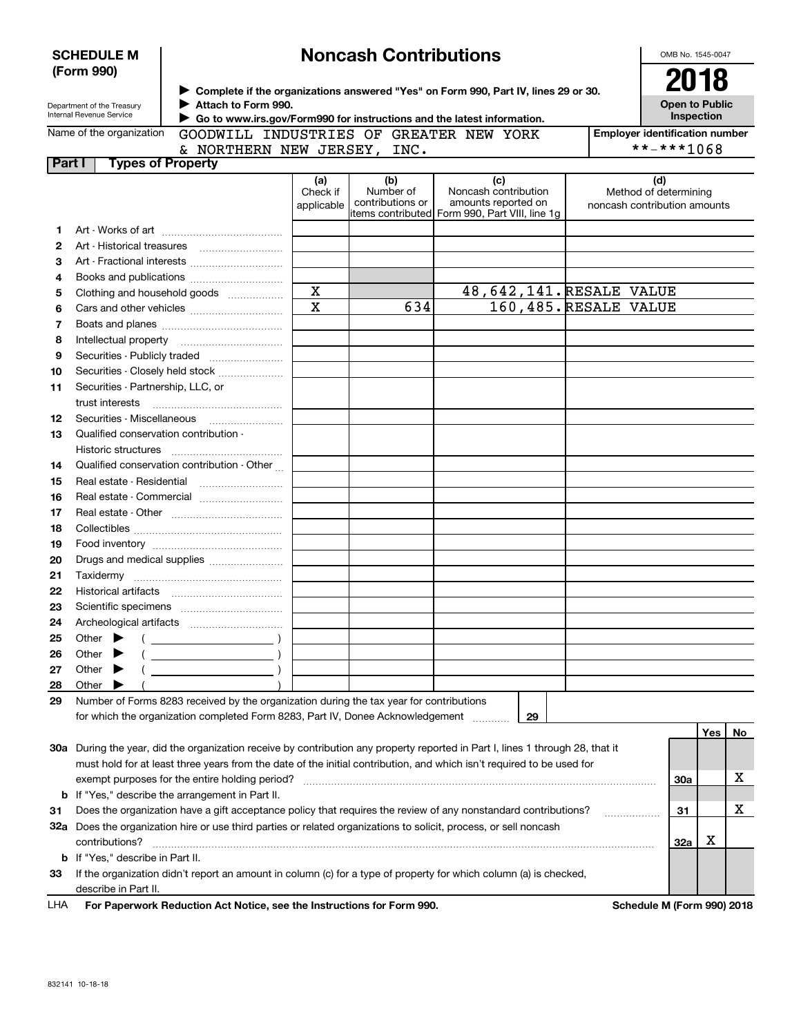# SCHEDULE M (Form 990)

# Noncash Contributions

Department of the Treasury
Internal Revenue Service

▶ Complete if the organizations answered "Yes" on Form 990, Part IV, lines 29 or 30.
▶ Attach to Form 990.
▶ Go to www.irs.gov/Form990 for instructions and the latest information.

OMB No. 1545-0047

**2018**

**Open to Public Inspection**

Name of the organization: GOODWILL INDUSTRIES OF GREATER NEW YORK & NORTHERN NEW JERSEY, INC.

Employer identification number: **-***1068

## Part I Types of Property

| | | (a) Check if applicable | (b) Number of contributions or items contributed | (c) Noncash contribution amounts reported on Form 990, Part VIII, line 1g | (d) Method of determining noncash contribution amounts |
|---|---|---|---|---|---|
| 1 | Art - Works of art | | | | |
| 2 | Art - Historical treasures | | | | |
| 3 | Art - Fractional interests | | | | |
| 4 | Books and publications | | | | |
| 5 | Clothing and household goods | X | | 48,642,141. | RESALE VALUE |
| 6 | Cars and other vehicles | X | 634 | 160,485. | RESALE VALUE |
| 7 | Boats and planes | | | | |
| 8 | Intellectual property | | | | |
| 9 | Securities - Publicly traded | | | | |
| 10 | Securities - Closely held stock | | | | |
| 11 | Securities - Partnership, LLC, or trust interests | | | | |
| 12 | Securities - Miscellaneous | | | | |
| 13 | Qualified conservation contribution - Historic structures | | | | |
| 14 | Qualified conservation contribution - Other | | | | |
| 15 | Real estate - Residential | | | | |
| 16 | Real estate - Commercial | | | | |
| 17 | Real estate - Other | | | | |
| 18 | Collectibles | | | | |
| 19 | Food inventory | | | | |
| 20 | Drugs and medical supplies | | | | |
| 21 | Taxidermy | | | | |
| 22 | Historical artifacts | | | | |
| 23 | Scientific specimens | | | | |
| 24 | Archeological artifacts | | | | |
| 25 | Other ▶ ( ) | | | | |
| 26 | Other ▶ ( ) | | | | |
| 27 | Other ▶ ( ) | | | | |
| 28 | Other ▶ ( ) | | | | |

29 Number of Forms 8283 received by the organization during the tax year for contributions for which the organization completed Form 8283, Part IV, Donee Acknowledgement ..... 29

| | | | Yes | No |
|---|---|---|---|---|
| 30a | During the year, did the organization receive by contribution any property reported in Part I, lines 1 through 28, that it must hold for at least three years from the date of the initial contribution, and which isn't required to be used for exempt purposes for the entire holding period? | 30a | | X |
| b | If "Yes," describe the arrangement in Part II. | | | |
| 31 | Does the organization have a gift acceptance policy that requires the review of any nonstandard contributions? | 31 | | X |
| 32a | Does the organization hire or use third parties or related organizations to solicit, process, or sell noncash contributions? | 32a | X | |
| b | If "Yes," describe in Part II. | | | |
| 33 | If the organization didn't report an amount in column (c) for a type of property for which column (a) is checked, describe in Part II. | | | |

LHA For Paperwork Reduction Act Notice, see the Instructions for Form 990. Schedule M (Form 990) 2018

832141 10-18-18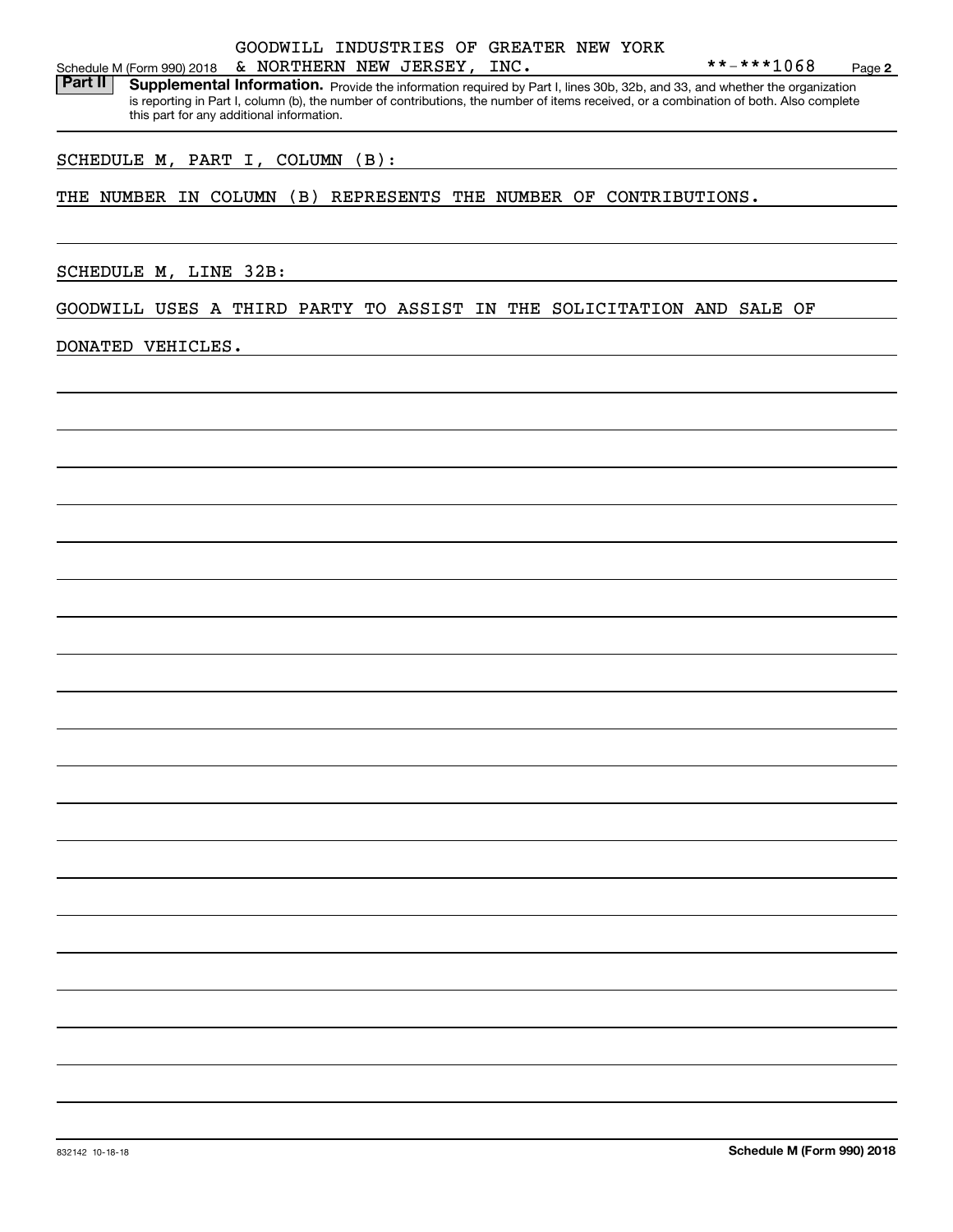Schedule M (Form 990) 2018 GOODWILL INDUSTRIES OF GREATER NEW YORK & NORTHERN NEW JERSEY, INC. **-***1068 Page 2

**Part II** **Supplemental Information.** Provide the information required by Part I, lines 30b, 32b, and 33, and whether the organization is reporting in Part I, column (b), the number of contributions, the number of items received, or a combination of both. Also complete this part for any additional information.

SCHEDULE M, PART I, COLUMN (B):

THE NUMBER IN COLUMN (B) REPRESENTS THE NUMBER OF CONTRIBUTIONS.

SCHEDULE M, LINE 32B:

GOODWILL USES A THIRD PARTY TO ASSIST IN THE SOLICITATION AND SALE OF DONATED VEHICLES.

832142 10-18-18 **Schedule M (Form 990) 2018**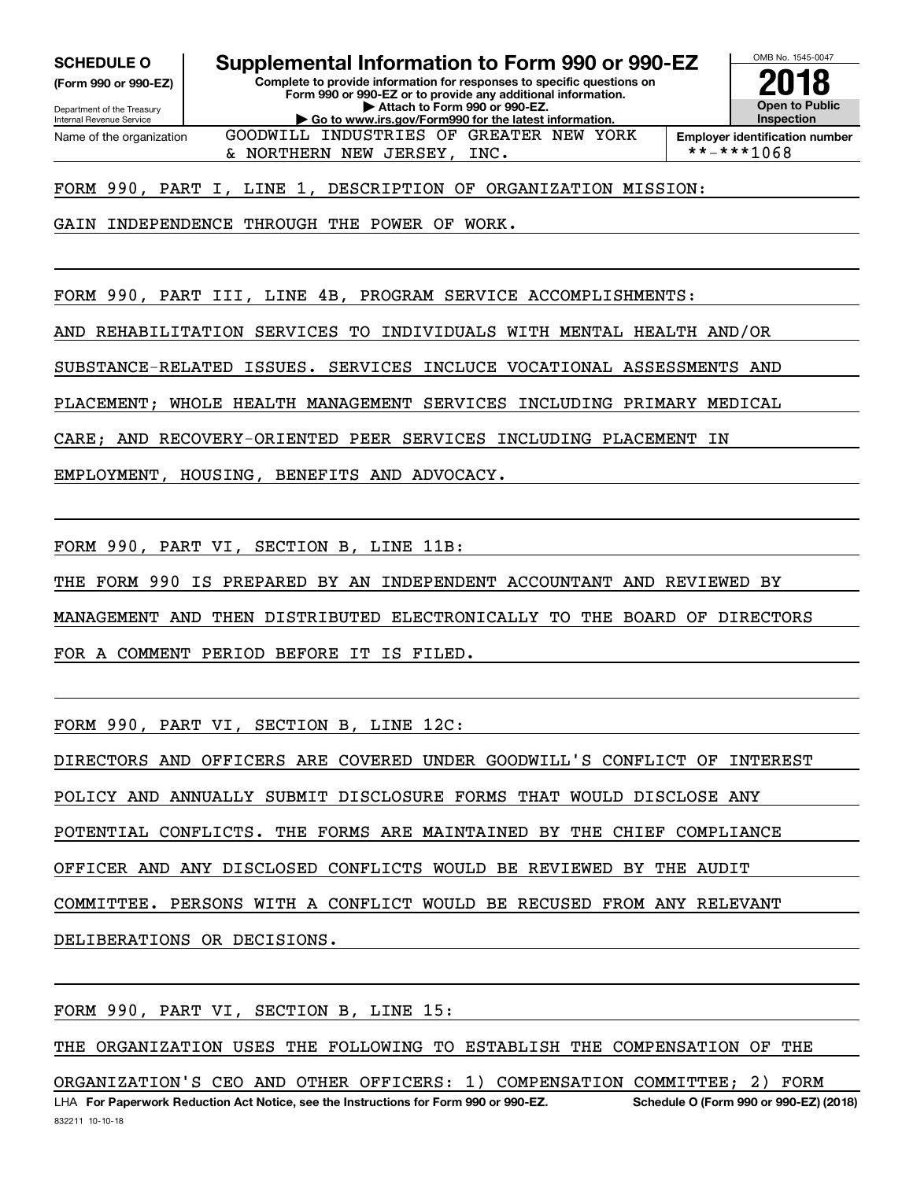**SCHEDULE O**
**(Form 990 or 990-EZ)**

Department of the Treasury
Internal Revenue Service

# Supplemental Information to Form 990 or 990-EZ

**Complete to provide information for responses to specific questions on Form 990 or 990-EZ or to provide any additional information.**
**▶ Attach to Form 990 or 990-EZ.**
**▶ Go to www.irs.gov/Form990 for the latest information.**

OMB No. 1545-0047

**2018**

**Open to Public Inspection**

Name of the organization: GOODWILL INDUSTRIES OF GREATER NEW YORK & NORTHERN NEW JERSEY, INC.

**Employer identification number**: **-***1068

FORM 990, PART I, LINE 1, DESCRIPTION OF ORGANIZATION MISSION:

GAIN INDEPENDENCE THROUGH THE POWER OF WORK.

FORM 990, PART III, LINE 4B, PROGRAM SERVICE ACCOMPLISHMENTS:

AND REHABILITATION SERVICES TO INDIVIDUALS WITH MENTAL HEALTH AND/OR SUBSTANCE-RELATED ISSUES. SERVICES INCLUCE VOCATIONAL ASSESSMENTS AND PLACEMENT; WHOLE HEALTH MANAGEMENT SERVICES INCLUDING PRIMARY MEDICAL CARE; AND RECOVERY-ORIENTED PEER SERVICES INCLUDING PLACEMENT IN EMPLOYMENT, HOUSING, BENEFITS AND ADVOCACY.

FORM 990, PART VI, SECTION B, LINE 11B:

THE FORM 990 IS PREPARED BY AN INDEPENDENT ACCOUNTANT AND REVIEWED BY MANAGEMENT AND THEN DISTRIBUTED ELECTRONICALLY TO THE BOARD OF DIRECTORS FOR A COMMENT PERIOD BEFORE IT IS FILED.

FORM 990, PART VI, SECTION B, LINE 12C:

DIRECTORS AND OFFICERS ARE COVERED UNDER GOODWILL'S CONFLICT OF INTEREST POLICY AND ANNUALLY SUBMIT DISCLOSURE FORMS THAT WOULD DISCLOSE ANY POTENTIAL CONFLICTS. THE FORMS ARE MAINTAINED BY THE CHIEF COMPLIANCE OFFICER AND ANY DISCLOSED CONFLICTS WOULD BE REVIEWED BY THE AUDIT COMMITTEE. PERSONS WITH A CONFLICT WOULD BE RECUSED FROM ANY RELEVANT DELIBERATIONS OR DECISIONS.

FORM 990, PART VI, SECTION B, LINE 15:

THE ORGANIZATION USES THE FOLLOWING TO ESTABLISH THE COMPENSATION OF THE ORGANIZATION'S CEO AND OTHER OFFICERS: 1) COMPENSATION COMMITTEE; 2) FORM

LHA **For Paperwork Reduction Act Notice, see the Instructions for Form 990 or 990-EZ.** **Schedule O (Form 990 or 990-EZ) (2018)**

832211 10-10-18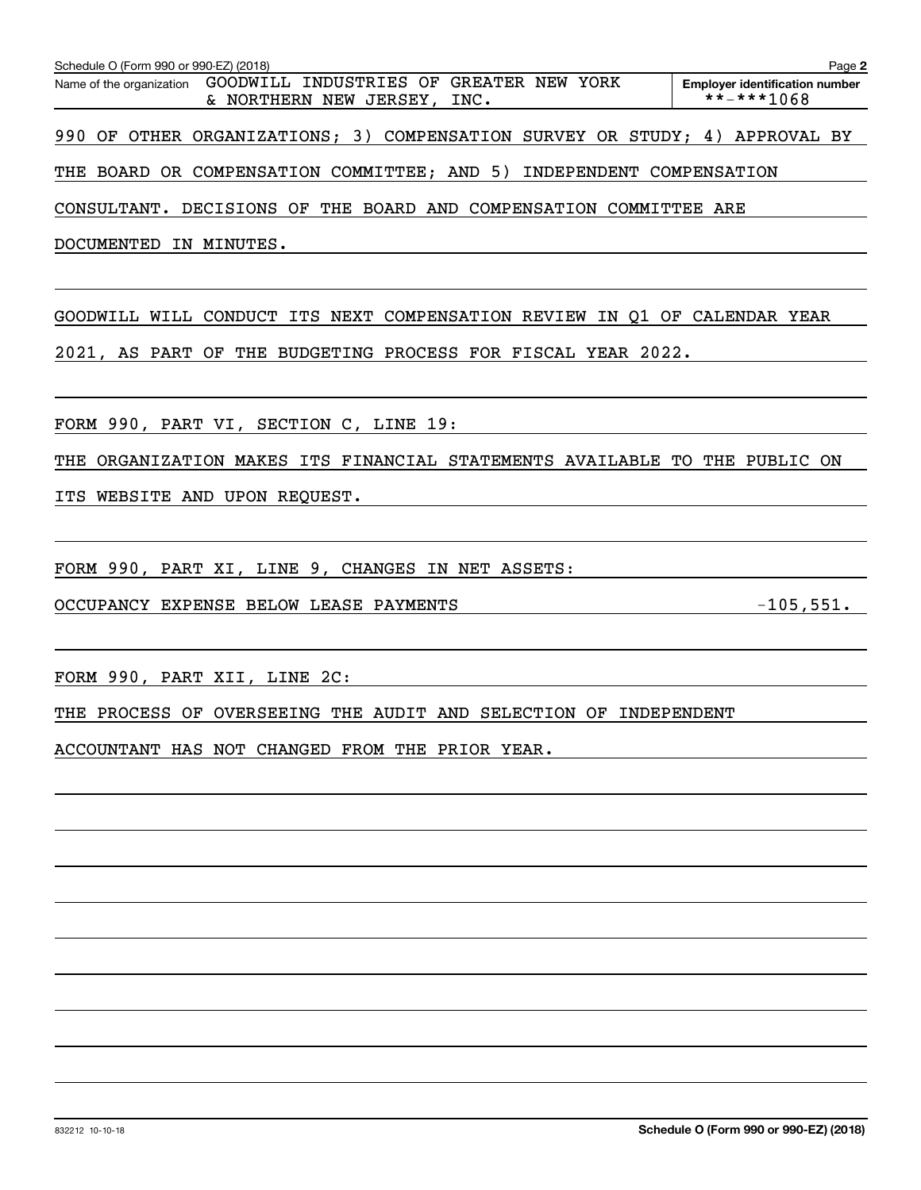Schedule O (Form 990 or 990-EZ) (2018) Page 2

Name of the organization GOODWILL INDUSTRIES OF GREATER NEW YORK & NORTHERN NEW JERSEY, INC.

Employer identification number **-***1068

990 OF OTHER ORGANIZATIONS; 3) COMPENSATION SURVEY OR STUDY; 4) APPROVAL BY THE BOARD OR COMPENSATION COMMITTEE; AND 5) INDEPENDENT COMPENSATION CONSULTANT. DECISIONS OF THE BOARD AND COMPENSATION COMMITTEE ARE DOCUMENTED IN MINUTES.

GOODWILL WILL CONDUCT ITS NEXT COMPENSATION REVIEW IN Q1 OF CALENDAR YEAR 2021, AS PART OF THE BUDGETING PROCESS FOR FISCAL YEAR 2022.

FORM 990, PART VI, SECTION C, LINE 19:

THE ORGANIZATION MAKES ITS FINANCIAL STATEMENTS AVAILABLE TO THE PUBLIC ON ITS WEBSITE AND UPON REQUEST.

FORM 990, PART XI, LINE 9, CHANGES IN NET ASSETS:

OCCUPANCY EXPENSE BELOW LEASE PAYMENTS -105,551.

FORM 990, PART XII, LINE 2C:

THE PROCESS OF OVERSEEING THE AUDIT AND SELECTION OF INDEPENDENT ACCOUNTANT HAS NOT CHANGED FROM THE PRIOR YEAR.

832212 10-10-18

Schedule O (Form 990 or 990-EZ) (2018)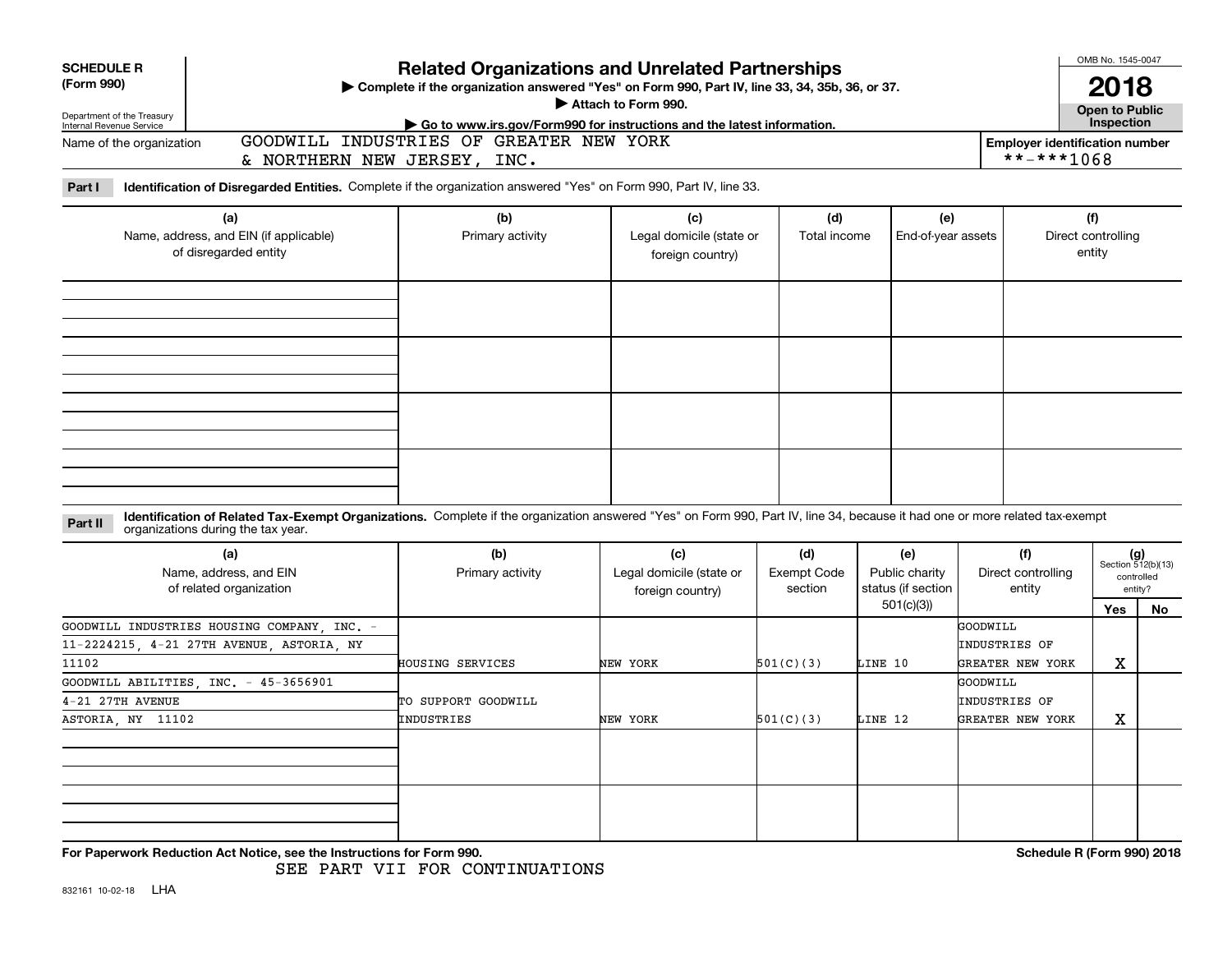**SCHEDULE R (Form 990)**

Department of the Treasury Internal Revenue Service

# Related Organizations and Unrelated Partnerships

▶ Complete if the organization answered "Yes" on Form 990, Part IV, line 33, 34, 35b, 36, or 37.

▶ Attach to Form 990.

▶ Go to www.irs.gov/Form990 for instructions and the latest information.

OMB No. 1545-0047

**2018**

**Open to Public Inspection**

Name of the organization: GOODWILL INDUSTRIES OF GREATER NEW YORK & NORTHERN NEW JERSEY, INC.

Employer identification number: **-***1068

**Part I** **Identification of Disregarded Entities.** Complete if the organization answered "Yes" on Form 990, Part IV, line 33.

| (a) Name, address, and EIN (if applicable) of disregarded entity | (b) Primary activity | (c) Legal domicile (state or foreign country) | (d) Total income | (e) End-of-year assets | (f) Direct controlling entity |
|---|---|---|---|---|---|
| | | | | | |
| | | | | | |
| | | | | | |
| | | | | | |

**Part II** **Identification of Related Tax-Exempt Organizations.** Complete if the organization answered "Yes" on Form 990, Part IV, line 34, because it had one or more related tax-exempt organizations during the tax year.

| (a) Name, address, and EIN of related organization | (b) Primary activity | (c) Legal domicile (state or foreign country) | (d) Exempt Code section | (e) Public charity status (if section 501(c)(3)) | (f) Direct controlling entity | (g) Section 512(b)(13) controlled entity? Yes | No |
|---|---|---|---|---|---|---|---|
| GOODWILL INDUSTRIES HOUSING COMPANY, INC. - 11-2224215, 4-21 27TH AVENUE, ASTORIA, NY 11102 | HOUSING SERVICES | NEW YORK | 501(C)(3) | LINE 10 | GOODWILL INDUSTRIES OF GREATER NEW YORK | X | |
| GOODWILL ABILITIES, INC. - 45-3656901 4-21 27TH AVENUE ASTORIA, NY 11102 | TO SUPPORT GOODWILL INDUSTRIES | NEW YORK | 501(C)(3) | LINE 12 | GOODWILL INDUSTRIES OF GREATER NEW YORK | X | |
| | | | | | | | |
| | | | | | | | |

**For Paperwork Reduction Act Notice, see the Instructions for Form 990.**

SEE PART VII FOR CONTINUATIONS

Schedule R (Form 990) 2018

832161 10-02-18 LHA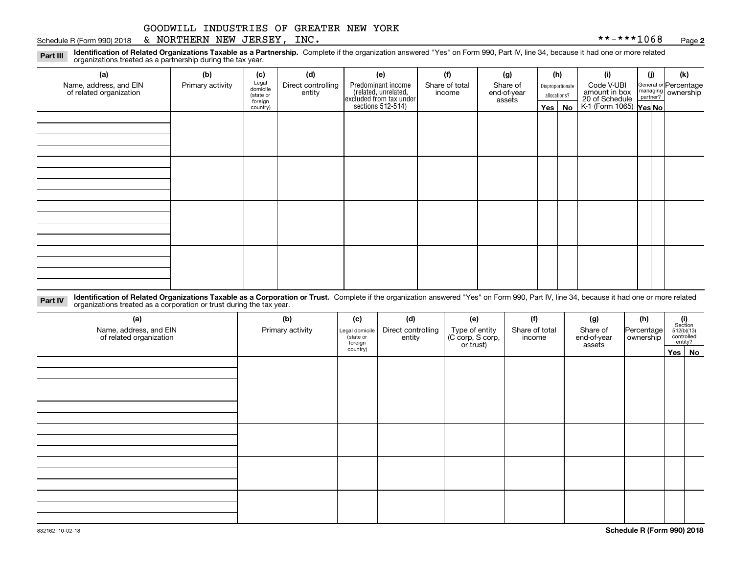GOODWILL INDUSTRIES OF GREATER NEW YORK & NORTHERN NEW JERSEY, INC.

Schedule R (Form 990) 2018 **-***1068 Page **2**

**Part III** **Identification of Related Organizations Taxable as a Partnership.** Complete if the organization answered "Yes" on Form 990, Part IV, line 34, because it had one or more related organizations treated as a partnership during the tax year.

| (a) Name, address, and EIN of related organization | (b) Primary activity | (c) Legal domicile (state or foreign country) | (d) Direct controlling entity | (e) Predominant income (related, unrelated, excluded from tax under sections 512-514) | (f) Share of total income | (g) Share of end-of-year assets | (h) Disproportionate allocations? Yes | (h) No | (i) Code V-UBI amount in box 20 of Schedule K-1 (Form 1065) | (j) General or managing partner? Yes | (j) No | (k) Percentage ownership |
|---|---|---|---|---|---|---|---|---|---|---|---|---|
| | | | | | | | | | | | | |
| | | | | | | | | | | | | |
| | | | | | | | | | | | | |
| | | | | | | | | | | | | |

**Part IV** **Identification of Related Organizations Taxable as a Corporation or Trust.** Complete if the organization answered "Yes" on Form 990, Part IV, line 34, because it had one or more related organizations treated as a corporation or trust during the tax year.

| (a) Name, address, and EIN of related organization | (b) Primary activity | (c) Legal domicile (state or foreign country) | (d) Direct controlling entity | (e) Type of entity (C corp, S corp, or trust) | (f) Share of total income | (g) Share of end-of-year assets | (h) Percentage ownership | (i) Section 512(b)(13) controlled entity? Yes | (i) No |
|---|---|---|---|---|---|---|---|---|---|
| | | | | | | | | | |
| | | | | | | | | | |
| | | | | | | | | | |
| | | | | | | | | | |
| | | | | | | | | | |

832162 10-02-18 **Schedule R (Form 990) 2018**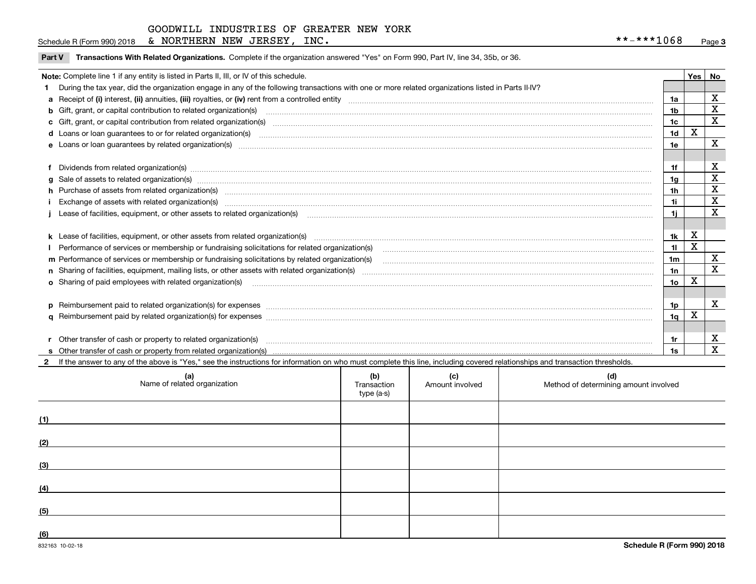GOODWILL INDUSTRIES OF GREATER NEW YORK & NORTHERN NEW JERSEY, INC. **-***1068

Schedule R (Form 990) 2018

## Part V Transactions With Related Organizations. Complete if the organization answered "Yes" on Form 990, Part IV, line 34, 35b, or 36.

| Note: Complete line 1 if any entity is listed in Parts II, III, or IV of this schedule. | | Yes | No |
|---|---|---|---|
| **1** During the tax year, did the organization engage in any of the following transactions with one or more related organizations listed in Parts II-IV? | | | |
| **a** Receipt of **(i)** interest, **(ii)** annuities, **(iii)** royalties, or **(iv)** rent from a controlled entity | 1a | | X |
| **b** Gift, grant, or capital contribution to related organization(s) | 1b | | X |
| **c** Gift, grant, or capital contribution from related organization(s) | 1c | | X |
| **d** Loans or loan guarantees to or for related organization(s) | 1d | X | |
| **e** Loans or loan guarantees by related organization(s) | 1e | | X |
| **f** Dividends from related organization(s) | 1f | | X |
| **g** Sale of assets to related organization(s) | 1g | | X |
| **h** Purchase of assets from related organization(s) | 1h | | X |
| **i** Exchange of assets with related organization(s) | 1i | | X |
| **j** Lease of facilities, equipment, or other assets to related organization(s) | 1j | | X |
| **k** Lease of facilities, equipment, or other assets from related organization(s) | 1k | X | |
| **l** Performance of services or membership or fundraising solicitations for related organization(s) | 1l | X | |
| **m** Performance of services or membership or fundraising solicitations by related organization(s) | 1m | | X |
| **n** Sharing of facilities, equipment, mailing lists, or other assets with related organization(s) | 1n | | X |
| **o** Sharing of paid employees with related organization(s) | 1o | X | |
| **p** Reimbursement paid to related organization(s) for expenses | 1p | | X |
| **q** Reimbursement paid by related organization(s) for expenses | 1q | X | |
| **r** Other transfer of cash or property to related organization(s) | 1r | | X |
| **s** Other transfer of cash or property from related organization(s) | 1s | | X |

**2** If the answer to any of the above is "Yes," see the instructions for information on who must complete this line, including covered relationships and transaction thresholds.

| | (a) Name of related organization | (b) Transaction type (a-s) | (c) Amount involved | (d) Method of determining amount involved |
|---|---|---|---|---|
| (1) | | | | |
| (2) | | | | |
| (3) | | | | |
| (4) | | | | |
| (5) | | | | |
| (6) | | | | |

832163 10-02-18

Schedule R (Form 990) 2018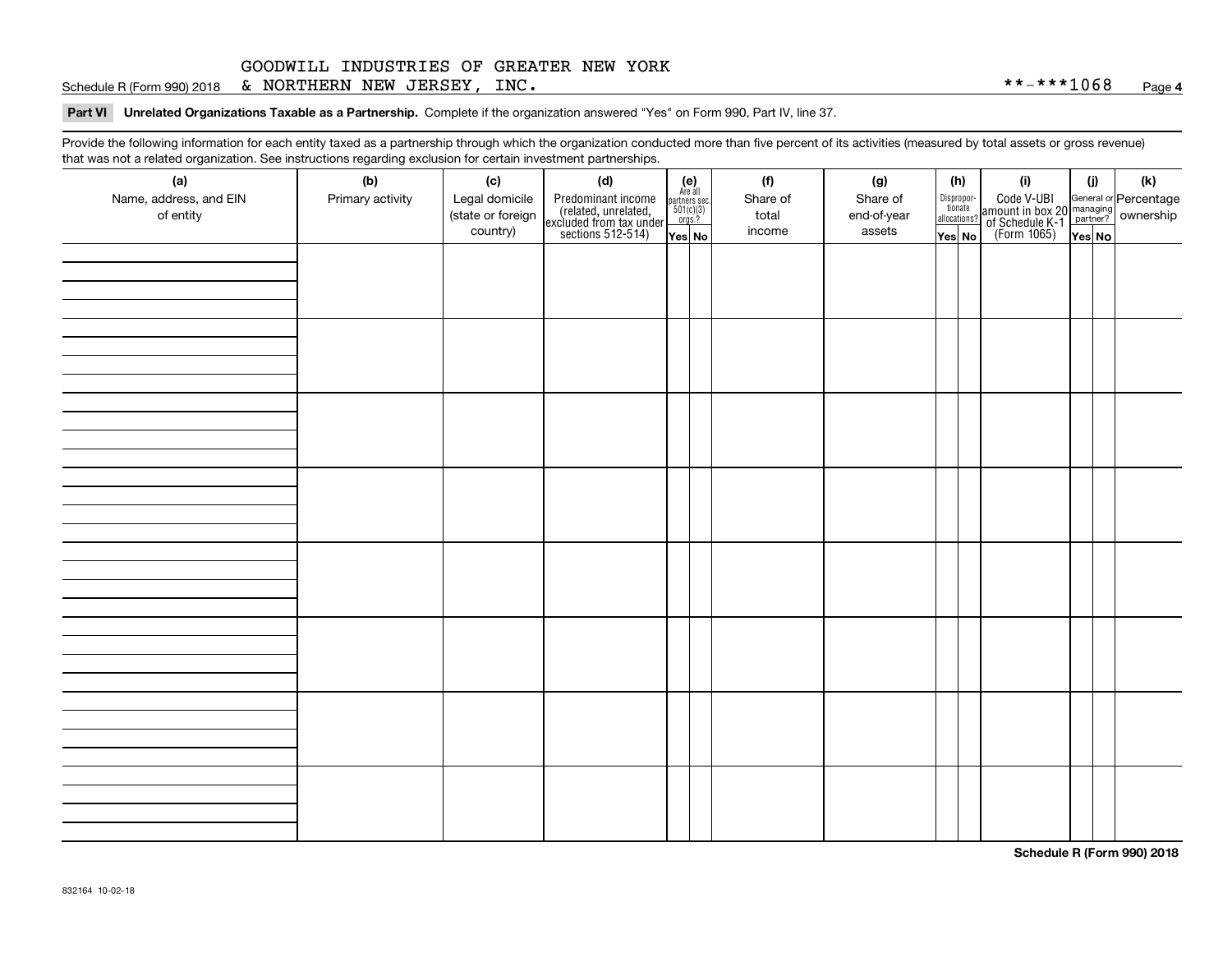GOODWILL INDUSTRIES OF GREATER NEW YORK

Schedule R (Form 990) 2018 & NORTHERN NEW JERSEY, INC. **-***1068 Page **4**

**Part VI Unrelated Organizations Taxable as a Partnership.** Complete if the organization answered "Yes" on Form 990, Part IV, line 37.

Provide the following information for each entity taxed as a partnership through which the organization conducted more than five percent of its activities (measured by total assets or gross revenue) that was not a related organization. See instructions regarding exclusion for certain investment partnerships.

| (a) Name, address, and EIN of entity | (b) Primary activity | (c) Legal domicile (state or foreign country) | (d) Predominant income (related, unrelated, excluded from tax under sections 512-514) | (e) Are all partners sec. 501(c)(3) orgs.? Yes | No | (f) Share of total income | (g) Share of end-of-year assets | (h) Disproportionate allocations? Yes | No | (i) Code V-UBI amount in box 20 of Schedule K-1 (Form 1065) | (j) General or managing partner? Yes | No | (k) Percentage ownership |
|---|---|---|---|---|---|---|---|---|---|---|---|---|---|
| | | | | | | | | | | | | | |
| | | | | | | | | | | | | | |
| | | | | | | | | | | | | | |
| | | | | | | | | | | | | | |
| | | | | | | | | | | | | | |
| | | | | | | | | | | | | | |
| | | | | | | | | | | | | | |
| | | | | | | | | | | | | | |

**Schedule R (Form 990) 2018**

832164 10-02-18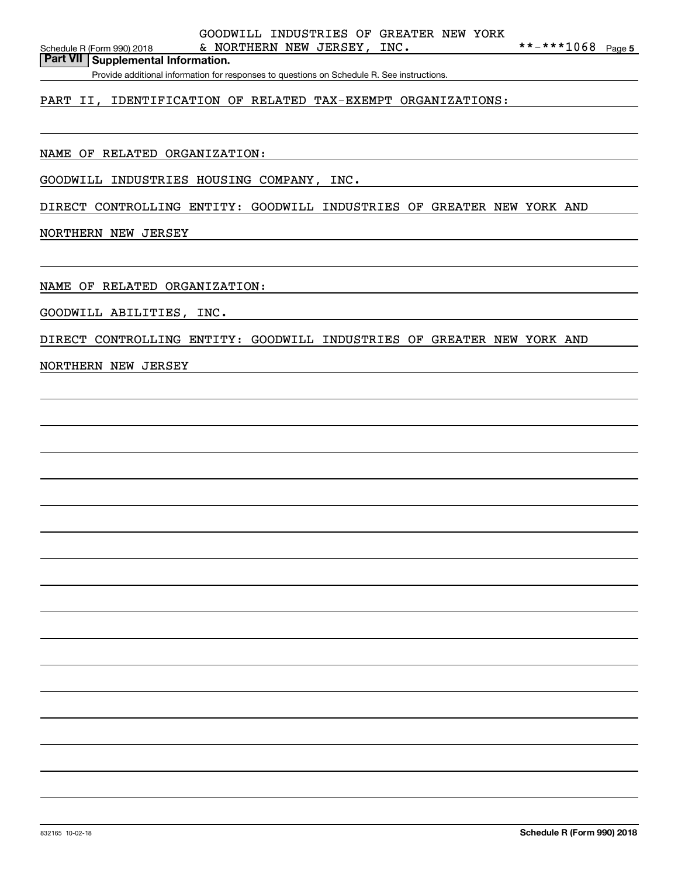GOODWILL INDUSTRIES OF GREATER NEW YORK & NORTHERN NEW JERSEY, INC. **-***1068

## Part VII Supplemental Information.

Provide additional information for responses to questions on Schedule R. See instructions.

PART II, IDENTIFICATION OF RELATED TAX-EXEMPT ORGANIZATIONS:

NAME OF RELATED ORGANIZATION:

GOODWILL INDUSTRIES HOUSING COMPANY, INC.

DIRECT CONTROLLING ENTITY: GOODWILL INDUSTRIES OF GREATER NEW YORK AND NORTHERN NEW JERSEY

NAME OF RELATED ORGANIZATION:

GOODWILL ABILITIES, INC.

DIRECT CONTROLLING ENTITY: GOODWILL INDUSTRIES OF GREATER NEW YORK AND NORTHERN NEW JERSEY

832165 10-02-18

Schedule R (Form 990) 2018